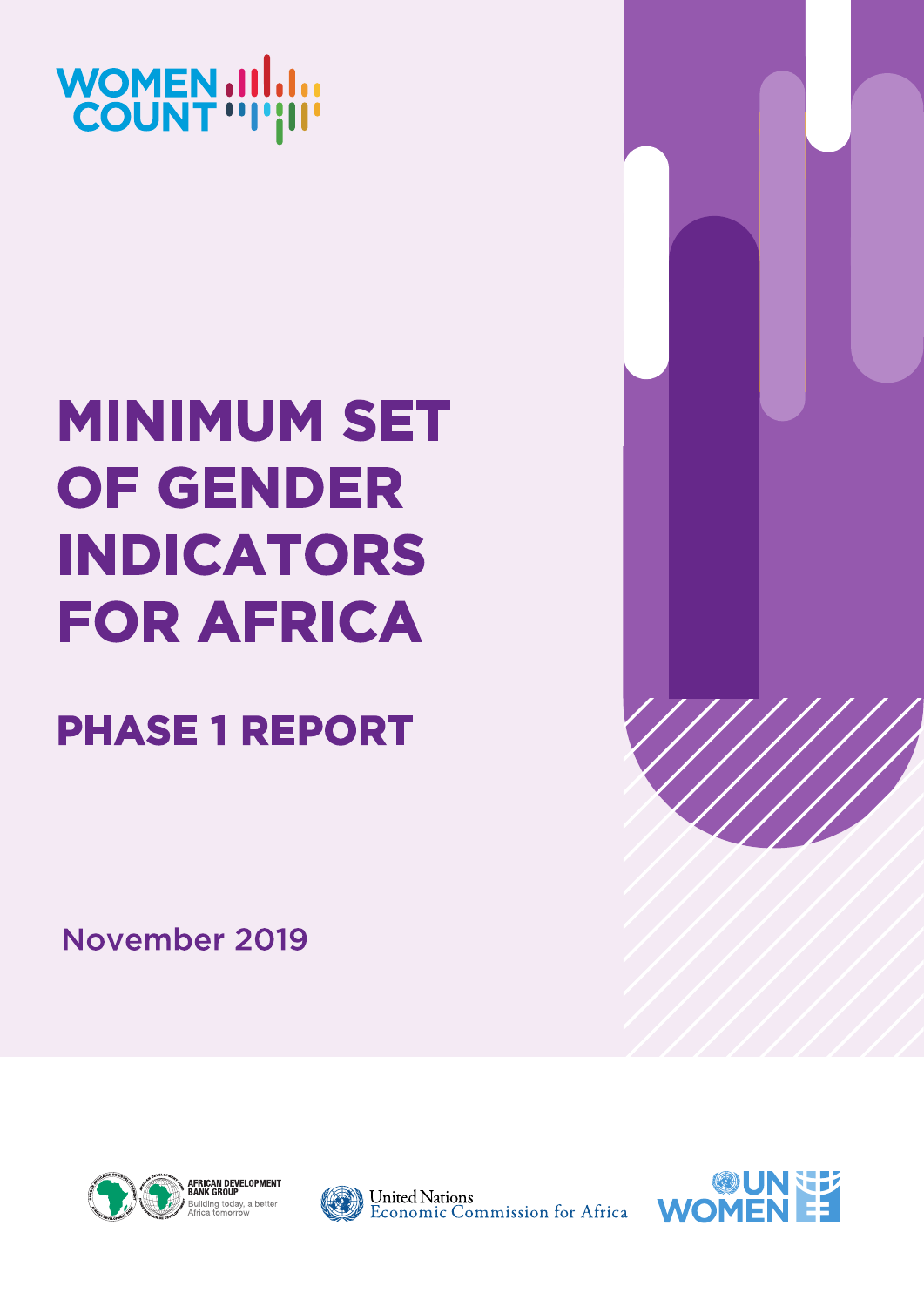WOMEN COUNT

# MINIMUM SET OF GENDER INDICATORS FOR AFRICA

## PHASE 1 REPORT

November 2019

AFRICAN DEVELOPMENT BANK GROUP
Building today, a better Africa tomorrow

United Nations
Economic Commission for Africa

UN WOMEN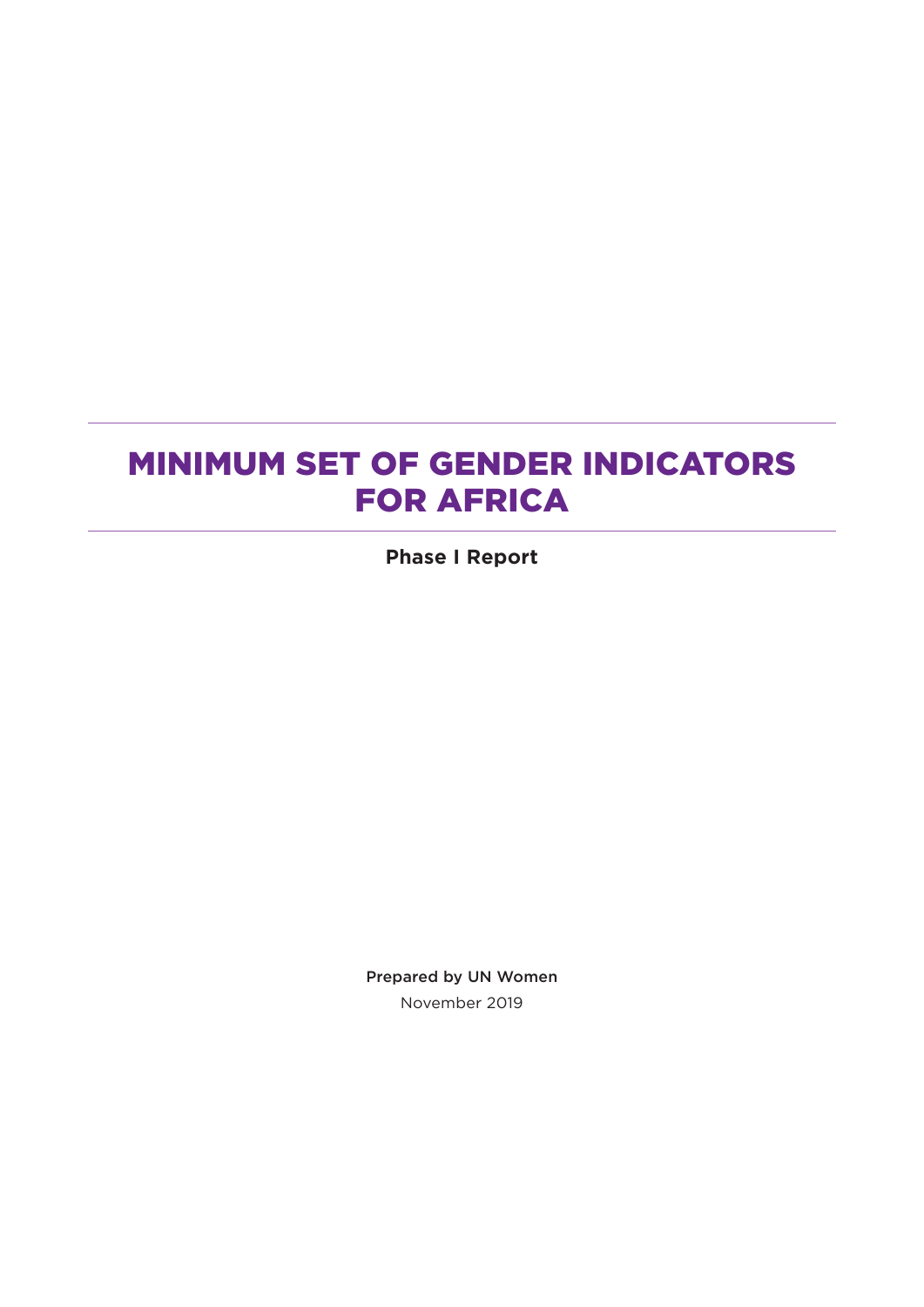# MINIMUM SET OF GENDER INDICATORS FOR AFRICA

**Phase I Report**

Prepared by UN Women

November 2019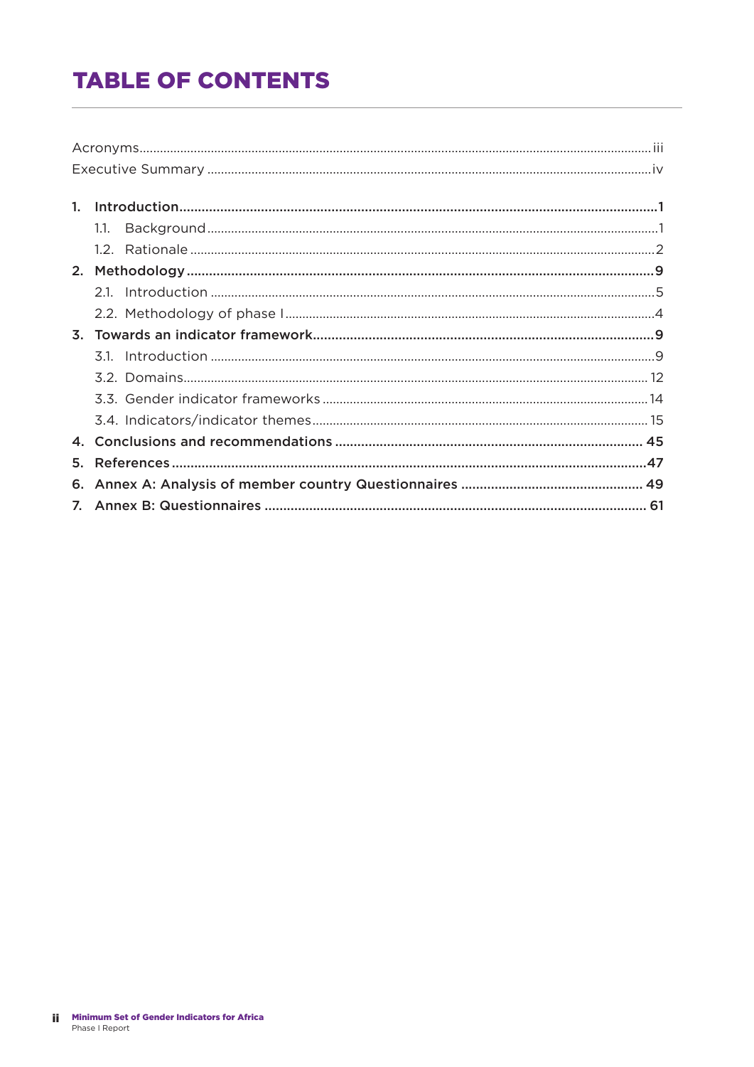# TABLE OF CONTENTS

Acronyms.....iii

Executive Summary.....iv

1. **Introduction.....1**
   - 1.1. Background.....1
   - 1.2. Rationale.....2
2. **Methodology.....9**
   - 2.1. Introduction.....5
   - 2.2. Methodology of phase I.....4
3. **Towards an indicator framework.....9**
   - 3.1. Introduction.....9
   - 3.2. Domains.....12
   - 3.3. Gender indicator frameworks.....14
   - 3.4. Indicators/indicator themes.....15
4. **Conclusions and recommendations.....45**
5. **References.....47**
6. **Annex A: Analysis of member country Questionnaires.....49**
7. **Annex B: Questionnaires.....61**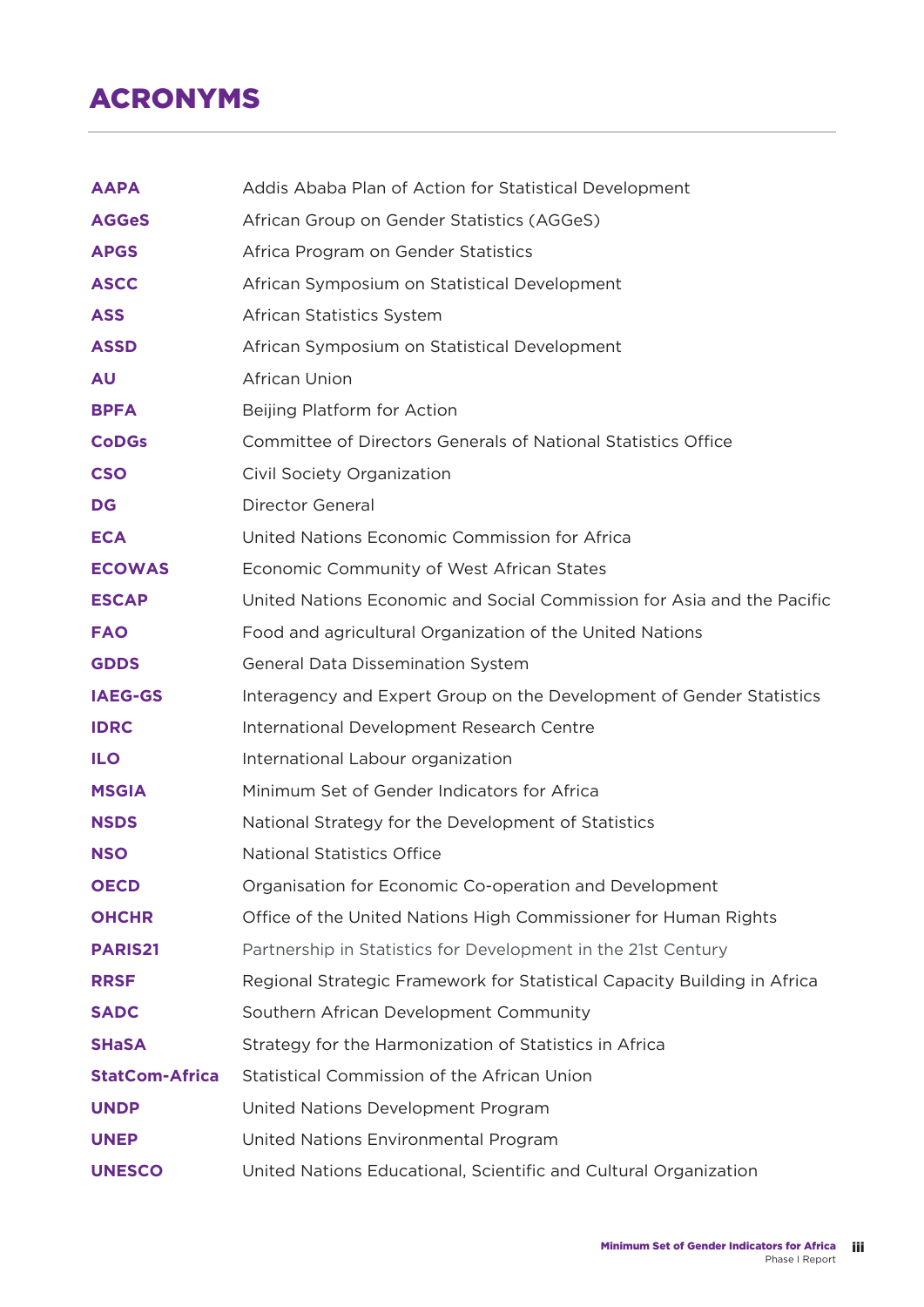# ACRONYMS

| | |
|---|---|
| **AAPA** | Addis Ababa Plan of Action for Statistical Development |
| **AGGeS** | African Group on Gender Statistics (AGGeS) |
| **APGS** | Africa Program on Gender Statistics |
| **ASCC** | African Symposium on Statistical Development |
| **ASS** | African Statistics System |
| **ASSD** | African Symposium on Statistical Development |
| **AU** | African Union |
| **BPFA** | Beijing Platform for Action |
| **CoDGs** | Committee of Directors Generals of National Statistics Office |
| **CSO** | Civil Society Organization |
| **DG** | Director General |
| **ECA** | United Nations Economic Commission for Africa |
| **ECOWAS** | Economic Community of West African States |
| **ESCAP** | United Nations Economic and Social Commission for Asia and the Pacific |
| **FAO** | Food and agricultural Organization of the United Nations |
| **GDDS** | General Data Dissemination System |
| **IAEG-GS** | Interagency and Expert Group on the Development of Gender Statistics |
| **IDRC** | International Development Research Centre |
| **ILO** | International Labour organization |
| **MSGIA** | Minimum Set of Gender Indicators for Africa |
| **NSDS** | National Strategy for the Development of Statistics |
| **NSO** | National Statistics Office |
| **OECD** | Organisation for Economic Co-operation and Development |
| **OHCHR** | Office of the United Nations High Commissioner for Human Rights |
| **PARIS21** | Partnership in Statistics for Development in the 21st Century |
| **RRSF** | Regional Strategic Framework for Statistical Capacity Building in Africa |
| **SADC** | Southern African Development Community |
| **SHaSA** | Strategy for the Harmonization of Statistics in Africa |
| **StatCom-Africa** | Statistical Commission of the African Union |
| **UNDP** | United Nations Development Program |
| **UNEP** | United Nations Environmental Program |
| **UNESCO** | United Nations Educational, Scientific and Cultural Organization |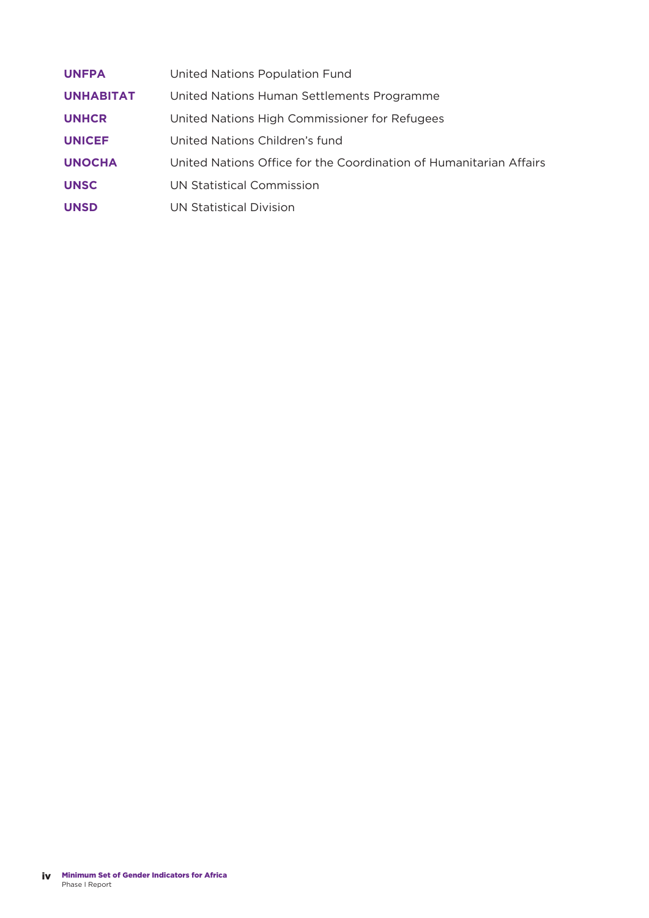| | |
|---|---|
| **UNFPA** | United Nations Population Fund |
| **UNHABITAT** | United Nations Human Settlements Programme |
| **UNHCR** | United Nations High Commissioner for Refugees |
| **UNICEF** | United Nations Children's fund |
| **UNOCHA** | United Nations Office for the Coordination of Humanitarian Affairs |
| **UNSC** | UN Statistical Commission |
| **UNSD** | UN Statistical Division |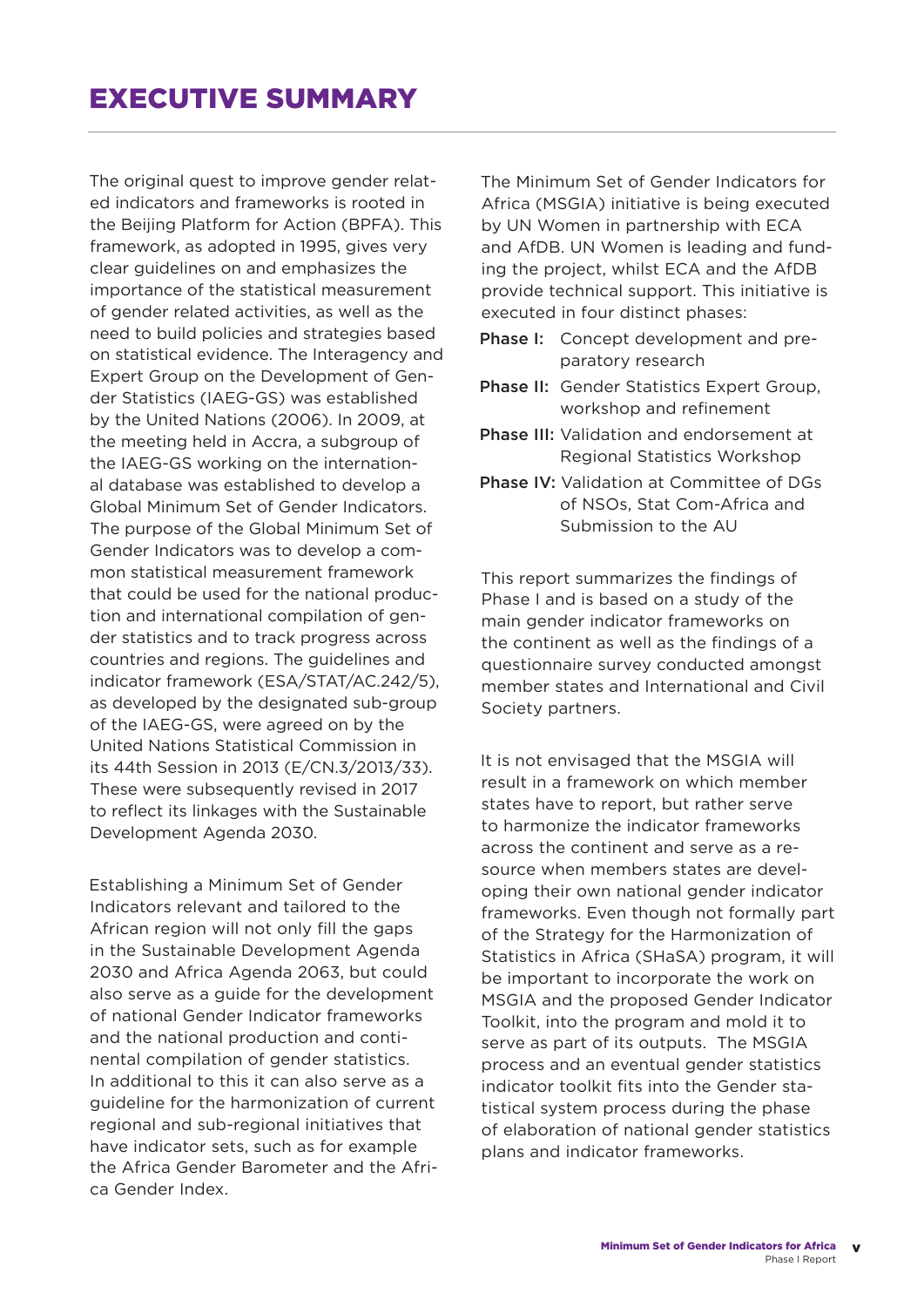# EXECUTIVE SUMMARY

The original quest to improve gender related indicators and frameworks is rooted in the Beijing Platform for Action (BPFA). This framework, as adopted in 1995, gives very clear guidelines on and emphasizes the importance of the statistical measurement of gender related activities, as well as the need to build policies and strategies based on statistical evidence. The Interagency and Expert Group on the Development of Gender Statistics (IAEG-GS) was established by the United Nations (2006). In 2009, at the meeting held in Accra, a subgroup of the IAEG-GS working on the international database was established to develop a Global Minimum Set of Gender Indicators. The purpose of the Global Minimum Set of Gender Indicators was to develop a common statistical measurement framework that could be used for the national production and international compilation of gender statistics and to track progress across countries and regions. The guidelines and indicator framework (ESA/STAT/AC.242/5), as developed by the designated sub-group of the IAEG-GS, were agreed on by the United Nations Statistical Commission in its 44th Session in 2013 (E/CN.3/2013/33). These were subsequently revised in 2017 to reflect its linkages with the Sustainable Development Agenda 2030.

Establishing a Minimum Set of Gender Indicators relevant and tailored to the African region will not only fill the gaps in the Sustainable Development Agenda 2030 and Africa Agenda 2063, but could also serve as a guide for the development of national Gender Indicator frameworks and the national production and continental compilation of gender statistics. In additional to this it can also serve as a guideline for the harmonization of current regional and sub-regional initiatives that have indicator sets, such as for example the Africa Gender Barometer and the Africa Gender Index.

The Minimum Set of Gender Indicators for Africa (MSGIA) initiative is being executed by UN Women in partnership with ECA and AfDB. UN Women is leading and funding the project, whilst ECA and the AfDB provide technical support. This initiative is executed in four distinct phases:

- **Phase I:** Concept development and preparatory research
- **Phase II:** Gender Statistics Expert Group, workshop and refinement
- **Phase III:** Validation and endorsement at Regional Statistics Workshop
- **Phase IV:** Validation at Committee of DGs of NSOs, Stat Com-Africa and Submission to the AU

This report summarizes the findings of Phase I and is based on a study of the main gender indicator frameworks on the continent as well as the findings of a questionnaire survey conducted amongst member states and International and Civil Society partners.

It is not envisaged that the MSGIA will result in a framework on which member states have to report, but rather serve to harmonize the indicator frameworks across the continent and serve as a resource when members states are developing their own national gender indicator frameworks. Even though not formally part of the Strategy for the Harmonization of Statistics in Africa (SHaSA) program, it will be important to incorporate the work on MSGIA and the proposed Gender Indicator Toolkit, into the program and mold it to serve as part of its outputs. The MSGIA process and an eventual gender statistics indicator toolkit fits into the Gender statistical system process during the phase of elaboration of national gender statistics plans and indicator frameworks.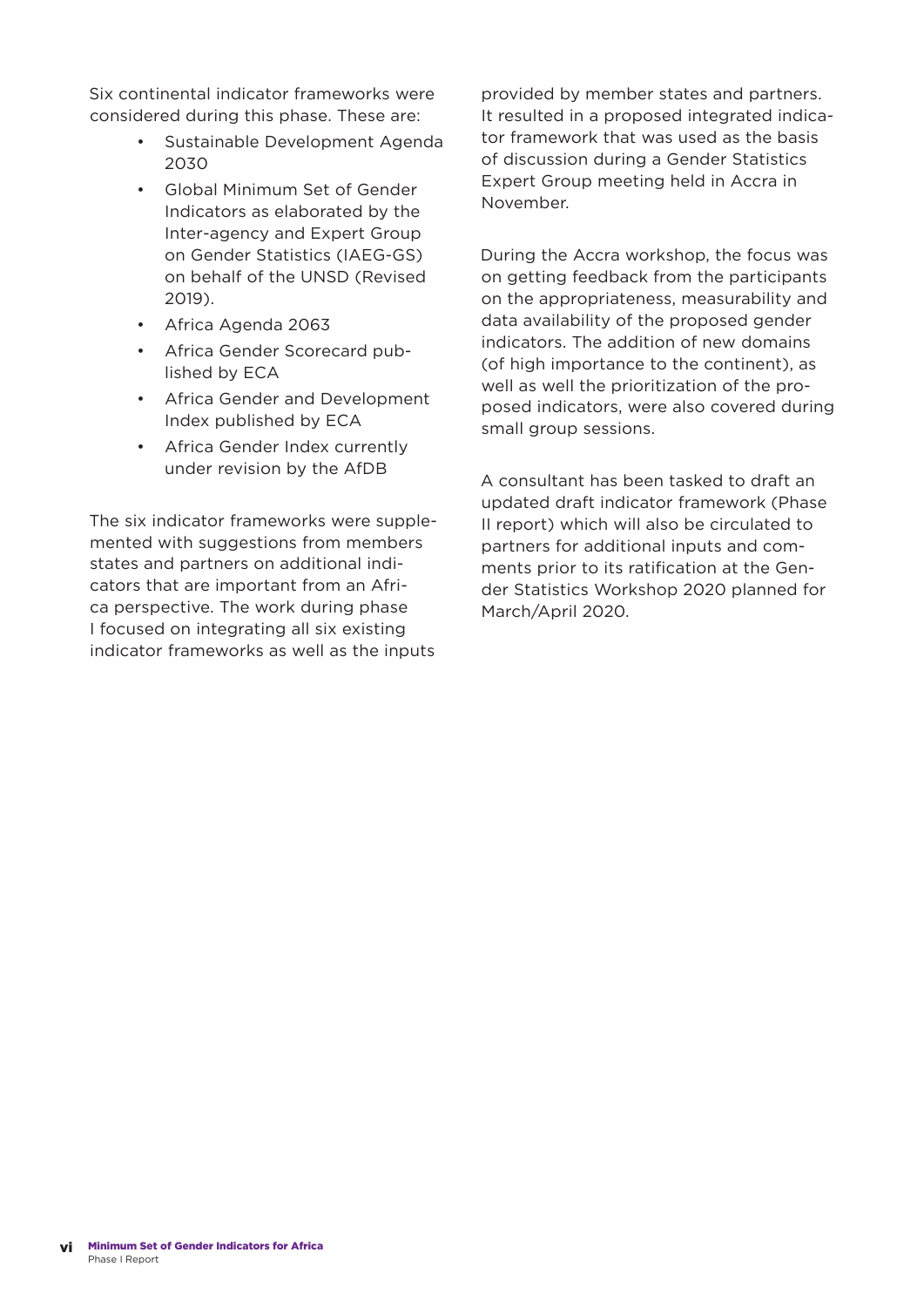Six continental indicator frameworks were considered during this phase. These are:

- Sustainable Development Agenda 2030
- Global Minimum Set of Gender Indicators as elaborated by the Inter-agency and Expert Group on Gender Statistics (IAEG-GS) on behalf of the UNSD (Revised 2019).
- Africa Agenda 2063
- Africa Gender Scorecard published by ECA
- Africa Gender and Development Index published by ECA
- Africa Gender Index currently under revision by the AfDB

The six indicator frameworks were supplemented with suggestions from members states and partners on additional indicators that are important from an Africa perspective. The work during phase I focused on integrating all six existing indicator frameworks as well as the inputs provided by member states and partners. It resulted in a proposed integrated indicator framework that was used as the basis of discussion during a Gender Statistics Expert Group meeting held in Accra in November.

During the Accra workshop, the focus was on getting feedback from the participants on the appropriateness, measurability and data availability of the proposed gender indicators. The addition of new domains (of high importance to the continent), as well as well the prioritization of the proposed indicators, were also covered during small group sessions.

A consultant has been tasked to draft an updated draft indicator framework (Phase II report) which will also be circulated to partners for additional inputs and comments prior to its ratification at the Gender Statistics Workshop 2020 planned for March/April 2020.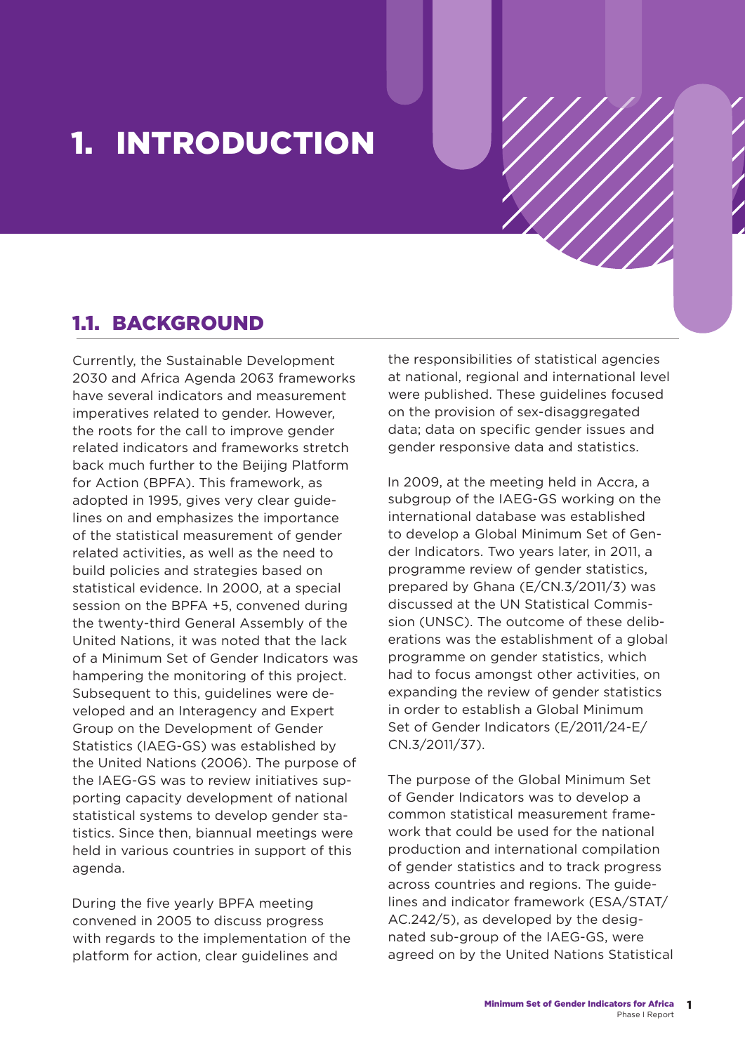# 1. INTRODUCTION

## 1.1. BACKGROUND

Currently, the Sustainable Development 2030 and Africa Agenda 2063 frameworks have several indicators and measurement imperatives related to gender. However, the roots for the call to improve gender related indicators and frameworks stretch back much further to the Beijing Platform for Action (BPFA). This framework, as adopted in 1995, gives very clear guidelines on and emphasizes the importance of the statistical measurement of gender related activities, as well as the need to build policies and strategies based on statistical evidence. In 2000, at a special session on the BPFA +5, convened during the twenty-third General Assembly of the United Nations, it was noted that the lack of a Minimum Set of Gender Indicators was hampering the monitoring of this project. Subsequent to this, guidelines were developed and an Interagency and Expert Group on the Development of Gender Statistics (IAEG-GS) was established by the United Nations (2006). The purpose of the IAEG-GS was to review initiatives supporting capacity development of national statistical systems to develop gender statistics. Since then, biannual meetings were held in various countries in support of this agenda.

During the five yearly BPFA meeting convened in 2005 to discuss progress with regards to the implementation of the platform for action, clear guidelines and the responsibilities of statistical agencies at national, regional and international level were published. These guidelines focused on the provision of sex-disaggregated data; data on specific gender issues and gender responsive data and statistics.

In 2009, at the meeting held in Accra, a subgroup of the IAEG-GS working on the international database was established to develop a Global Minimum Set of Gender Indicators. Two years later, in 2011, a programme review of gender statistics, prepared by Ghana (E/CN.3/2011/3) was discussed at the UN Statistical Commission (UNSC). The outcome of these deliberations was the establishment of a global programme on gender statistics, which had to focus amongst other activities, on expanding the review of gender statistics in order to establish a Global Minimum Set of Gender Indicators (E/2011/24-E/CN.3/2011/37).

The purpose of the Global Minimum Set of Gender Indicators was to develop a common statistical measurement framework that could be used for the national production and international compilation of gender statistics and to track progress across countries and regions. The guidelines and indicator framework (ESA/STAT/AC.242/5), as developed by the designated sub-group of the IAEG-GS, were agreed on by the United Nations Statistical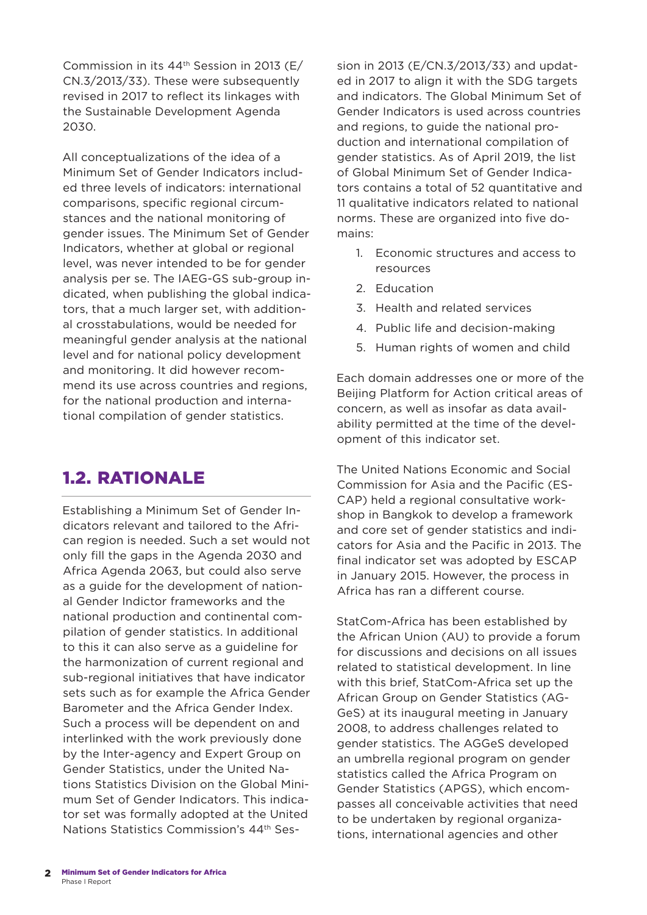Commission in its 44th Session in 2013 (E/CN.3/2013/33). These were subsequently revised in 2017 to reflect its linkages with the Sustainable Development Agenda 2030.

All conceptualizations of the idea of a Minimum Set of Gender Indicators included three levels of indicators: international comparisons, specific regional circumstances and the national monitoring of gender issues. The Minimum Set of Gender Indicators, whether at global or regional level, was never intended to be for gender analysis per se. The IAEG-GS sub-group indicated, when publishing the global indicators, that a much larger set, with additional crosstabulations, would be needed for meaningful gender analysis at the national level and for national policy development and monitoring. It did however recommend its use across countries and regions, for the national production and international compilation of gender statistics.

## 1.2. RATIONALE

Establishing a Minimum Set of Gender Indicators relevant and tailored to the African region is needed. Such a set would not only fill the gaps in the Agenda 2030 and Africa Agenda 2063, but could also serve as a guide for the development of national Gender Indictor frameworks and the national production and continental compilation of gender statistics. In additional to this it can also serve as a guideline for the harmonization of current regional and sub-regional initiatives that have indicator sets such as for example the Africa Gender Barometer and the Africa Gender Index. Such a process will be dependent on and interlinked with the work previously done by the Inter-agency and Expert Group on Gender Statistics, under the United Nations Statistics Division on the Global Minimum Set of Gender Indicators. This indicator set was formally adopted at the United Nations Statistics Commission's 44th Session in 2013 (E/CN.3/2013/33) and updated in 2017 to align it with the SDG targets and indicators. The Global Minimum Set of Gender Indicators is used across countries and regions, to guide the national production and international compilation of gender statistics. As of April 2019, the list of Global Minimum Set of Gender Indicators contains a total of 52 quantitative and 11 qualitative indicators related to national norms. These are organized into five domains:

1. Economic structures and access to resources
2. Education
3. Health and related services
4. Public life and decision-making
5. Human rights of women and child

Each domain addresses one or more of the Beijing Platform for Action critical areas of concern, as well as insofar as data availability permitted at the time of the development of this indicator set.

The United Nations Economic and Social Commission for Asia and the Pacific (ESCAP) held a regional consultative workshop in Bangkok to develop a framework and core set of gender statistics and indicators for Asia and the Pacific in 2013. The final indicator set was adopted by ESCAP in January 2015. However, the process in Africa has ran a different course.

StatCom-Africa has been established by the African Union (AU) to provide a forum for discussions and decisions on all issues related to statistical development. In line with this brief, StatCom-Africa set up the African Group on Gender Statistics (AGGeS) at its inaugural meeting in January 2008, to address challenges related to gender statistics. The AGGeS developed an umbrella regional program on gender statistics called the Africa Program on Gender Statistics (APGS), which encompasses all conceivable activities that need to be undertaken by regional organizations, international agencies and other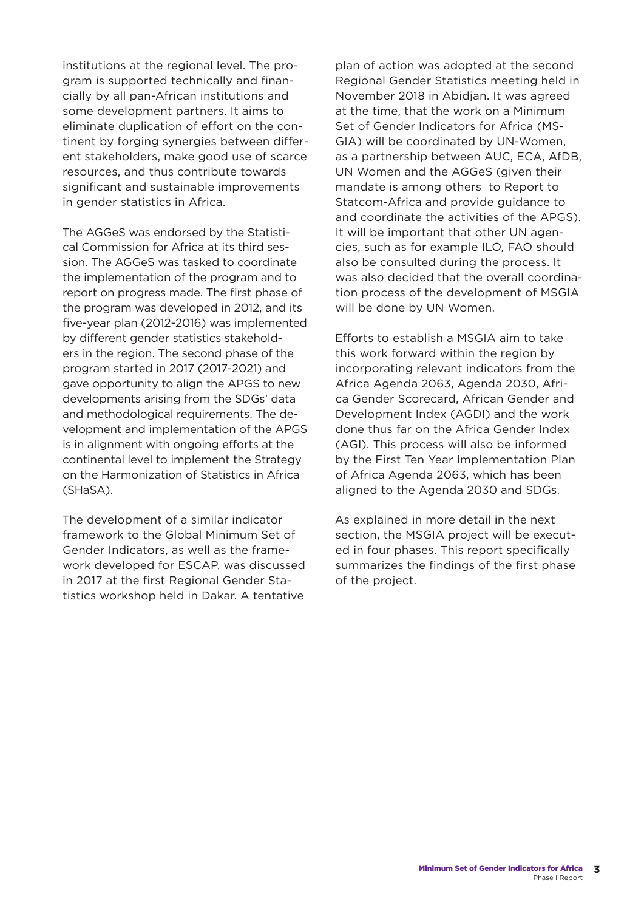institutions at the regional level. The program is supported technically and financially by all pan-African institutions and some development partners. It aims to eliminate duplication of effort on the continent by forging synergies between different stakeholders, make good use of scarce resources, and thus contribute towards significant and sustainable improvements in gender statistics in Africa.

The AGGeS was endorsed by the Statistical Commission for Africa at its third session. The AGGeS was tasked to coordinate the implementation of the program and to report on progress made. The first phase of the program was developed in 2012, and its five-year plan (2012-2016) was implemented by different gender statistics stakeholders in the region. The second phase of the program started in 2017 (2017-2021) and gave opportunity to align the APGS to new developments arising from the SDGs' data and methodological requirements. The development and implementation of the APGS is in alignment with ongoing efforts at the continental level to implement the Strategy on the Harmonization of Statistics in Africa (SHaSA).

The development of a similar indicator framework to the Global Minimum Set of Gender Indicators, as well as the framework developed for ESCAP, was discussed in 2017 at the first Regional Gender Statistics workshop held in Dakar. A tentative plan of action was adopted at the second Regional Gender Statistics meeting held in November 2018 in Abidjan. It was agreed at the time, that the work on a Minimum Set of Gender Indicators for Africa (MSGIA) will be coordinated by UN-Women, as a partnership between AUC, ECA, AfDB, UN Women and the AGGeS (given their mandate is among others to Report to Statcom-Africa and provide guidance to and coordinate the activities of the APGS). It will be important that other UN agencies, such as for example ILO, FAO should also be consulted during the process. It was also decided that the overall coordination process of the development of MSGIA will be done by UN Women.

Efforts to establish a MSGIA aim to take this work forward within the region by incorporating relevant indicators from the Africa Agenda 2063, Agenda 2030, Africa Gender Scorecard, African Gender and Development Index (AGDI) and the work done thus far on the Africa Gender Index (AGI). This process will also be informed by the First Ten Year Implementation Plan of Africa Agenda 2063, which has been aligned to the Agenda 2030 and SDGs.

As explained in more detail in the next section, the MSGIA project will be executed in four phases. This report specifically summarizes the findings of the first phase of the project.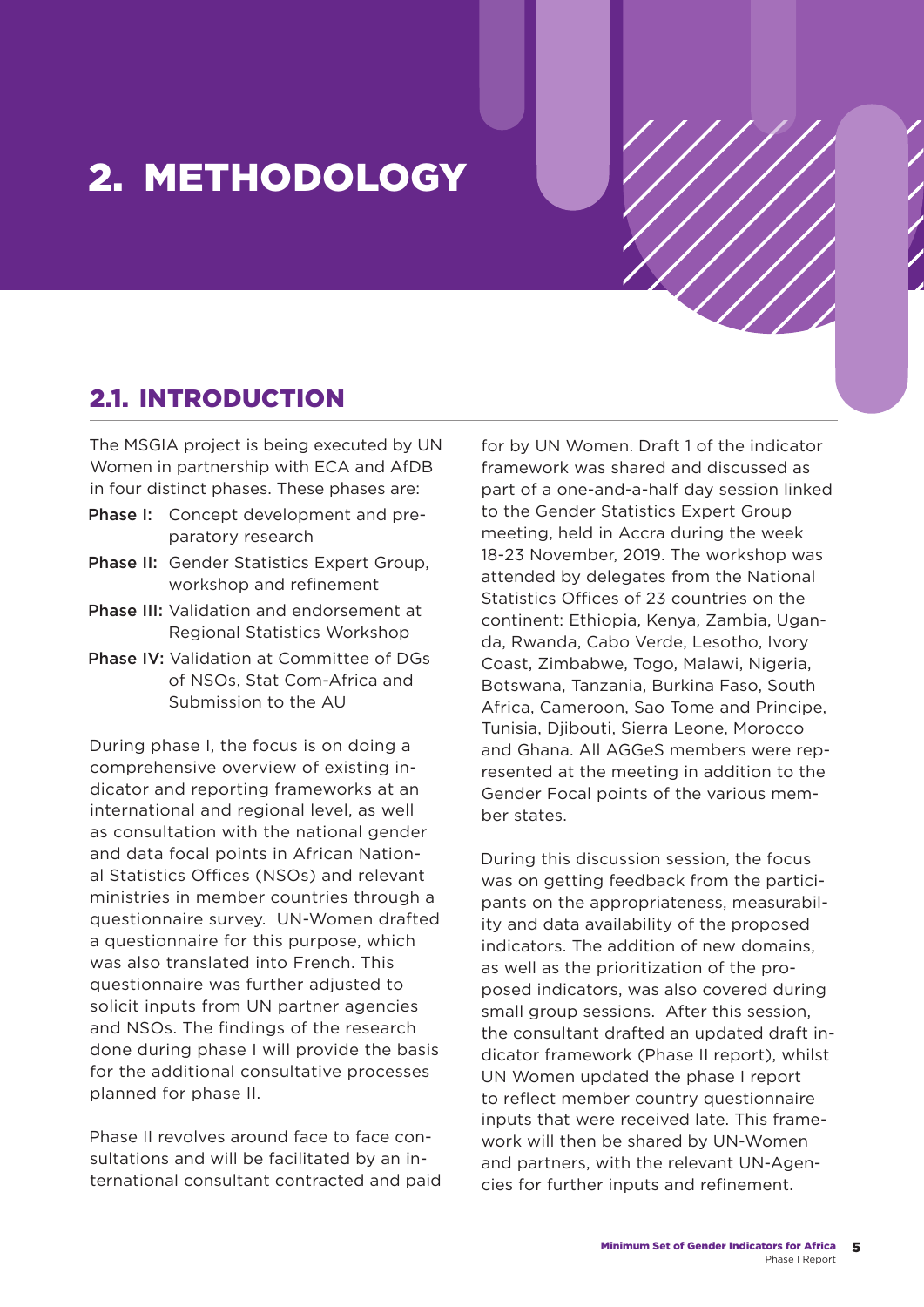# 2. METHODOLOGY

## 2.1. INTRODUCTION

The MSGIA project is being executed by UN Women in partnership with ECA and AfDB in four distinct phases. These phases are:

- **Phase I:** Concept development and preparatory research
- **Phase II:** Gender Statistics Expert Group, workshop and refinement
- **Phase III:** Validation and endorsement at Regional Statistics Workshop
- **Phase IV:** Validation at Committee of DGs of NSOs, Stat Com-Africa and Submission to the AU

During phase I, the focus is on doing a comprehensive overview of existing indicator and reporting frameworks at an international and regional level, as well as consultation with the national gender and data focal points in African National Statistics Offices (NSOs) and relevant ministries in member countries through a questionnaire survey. UN-Women drafted a questionnaire for this purpose, which was also translated into French. This questionnaire was further adjusted to solicit inputs from UN partner agencies and NSOs. The findings of the research done during phase I will provide the basis for the additional consultative processes planned for phase II.

Phase II revolves around face to face consultations and will be facilitated by an international consultant contracted and paid for by UN Women. Draft 1 of the indicator framework was shared and discussed as part of a one-and-a-half day session linked to the Gender Statistics Expert Group meeting, held in Accra during the week 18-23 November, 2019. The workshop was attended by delegates from the National Statistics Offices of 23 countries on the continent: Ethiopia, Kenya, Zambia, Uganda, Rwanda, Cabo Verde, Lesotho, Ivory Coast, Zimbabwe, Togo, Malawi, Nigeria, Botswana, Tanzania, Burkina Faso, South Africa, Cameroon, Sao Tome and Principe, Tunisia, Djibouti, Sierra Leone, Morocco and Ghana. All AGGeS members were represented at the meeting in addition to the Gender Focal points of the various member states.

During this discussion session, the focus was on getting feedback from the participants on the appropriateness, measurability and data availability of the proposed indicators. The addition of new domains, as well as the prioritization of the proposed indicators, was also covered during small group sessions. After this session, the consultant drafted an updated draft indicator framework (Phase II report), whilst UN Women updated the phase I report to reflect member country questionnaire inputs that were received late. This framework will then be shared by UN-Women and partners, with the relevant UN-Agencies for further inputs and refinement.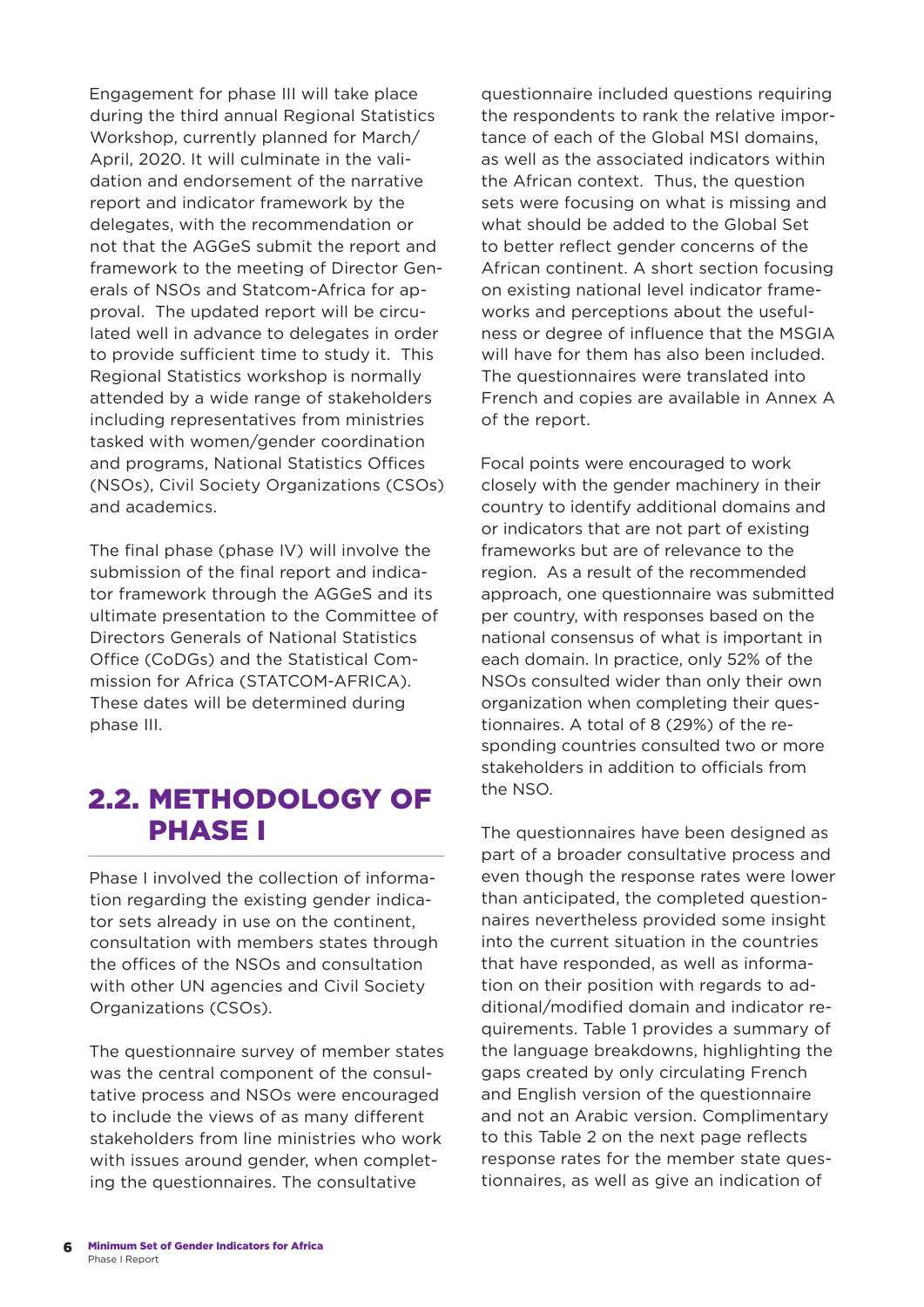Engagement for phase III will take place during the third annual Regional Statistics Workshop, currently planned for March/April, 2020. It will culminate in the validation and endorsement of the narrative report and indicator framework by the delegates, with the recommendation or not that the AGGeS submit the report and framework to the meeting of Director Generals of NSOs and Statcom-Africa for approval. The updated report will be circulated well in advance to delegates in order to provide sufficient time to study it. This Regional Statistics workshop is normally attended by a wide range of stakeholders including representatives from ministries tasked with women/gender coordination and programs, National Statistics Offices (NSOs), Civil Society Organizations (CSOs) and academics.

The final phase (phase IV) will involve the submission of the final report and indicator framework through the AGGeS and its ultimate presentation to the Committee of Directors Generals of National Statistics Office (CoDGs) and the Statistical Commission for Africa (STATCOM-AFRICA). These dates will be determined during phase III.

## 2.2. METHODOLOGY OF PHASE I

Phase I involved the collection of information regarding the existing gender indicator sets already in use on the continent, consultation with members states through the offices of the NSOs and consultation with other UN agencies and Civil Society Organizations (CSOs).

The questionnaire survey of member states was the central component of the consultative process and NSOs were encouraged to include the views of as many different stakeholders from line ministries who work with issues around gender, when completing the questionnaires. The consultative questionnaire included questions requiring the respondents to rank the relative importance of each of the Global MSI domains, as well as the associated indicators within the African context. Thus, the question sets were focusing on what is missing and what should be added to the Global Set to better reflect gender concerns of the African continent. A short section focusing on existing national level indicator frameworks and perceptions about the usefulness or degree of influence that the MSGIA will have for them has also been included. The questionnaires were translated into French and copies are available in Annex A of the report.

Focal points were encouraged to work closely with the gender machinery in their country to identify additional domains and or indicators that are not part of existing frameworks but are of relevance to the region. As a result of the recommended approach, one questionnaire was submitted per country, with responses based on the national consensus of what is important in each domain. In practice, only 52% of the NSOs consulted wider than only their own organization when completing their questionnaires. A total of 8 (29%) of the responding countries consulted two or more stakeholders in addition to officials from the NSO.

The questionnaires have been designed as part of a broader consultative process and even though the response rates were lower than anticipated, the completed questionnaires nevertheless provided some insight into the current situation in the countries that have responded, as well as information on their position with regards to additional/modified domain and indicator requirements. Table 1 provides a summary of the language breakdowns, highlighting the gaps created by only circulating French and English version of the questionnaire and not an Arabic version. Complimentary to this Table 2 on the next page reflects response rates for the member state questionnaires, as well as give an indication of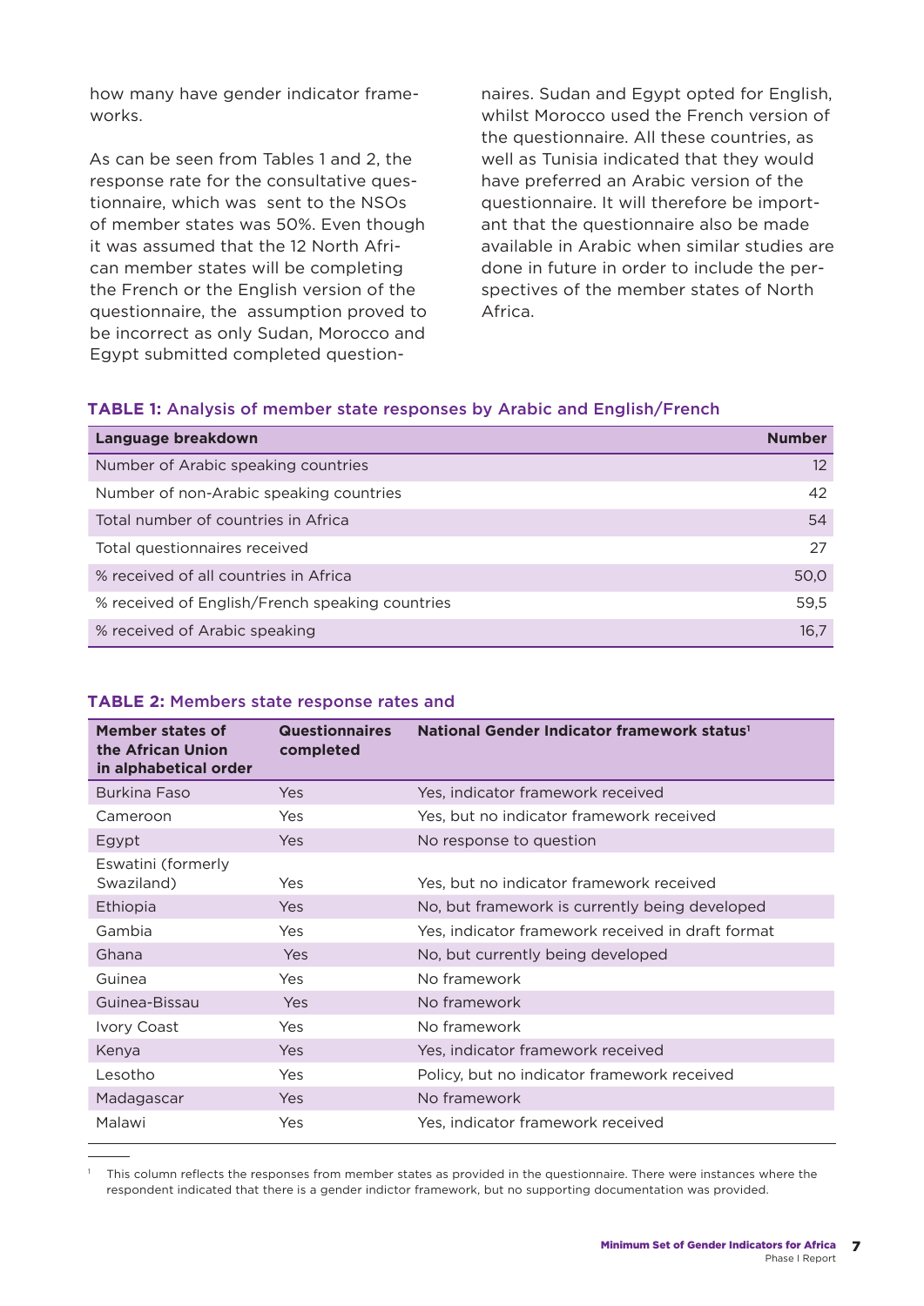how many have gender indicator frameworks.

As can be seen from Tables 1 and 2, the response rate for the consultative questionnaire, which was sent to the NSOs of member states was 50%. Even though it was assumed that the 12 North African member states will be completing the French or the English version of the questionnaire, the assumption proved to be incorrect as only Sudan, Morocco and Egypt submitted completed questionnaires. Sudan and Egypt opted for English, whilst Morocco used the French version of the questionnaire. All these countries, as well as Tunisia indicated that they would have preferred an Arabic version of the questionnaire. It will therefore be important that the questionnaire also be made available in Arabic when similar studies are done in future in order to include the perspectives of the member states of North Africa.

**TABLE 1:** Analysis of member state responses by Arabic and English/French

| Language breakdown | Number |
|---|---|
| Number of Arabic speaking countries | 12 |
| Number of non-Arabic speaking countries | 42 |
| Total number of countries in Africa | 54 |
| Total questionnaires received | 27 |
| % received of all countries in Africa | 50,0 |
| % received of English/French speaking countries | 59,5 |
| % received of Arabic speaking | 16,7 |

**TABLE 2:** Members state response rates and

| Member states of the African Union in alphabetical order | Questionnaires completed | National Gender Indicator framework status[1] |
|---|---|---|
| Burkina Faso | Yes | Yes, indicator framework received |
| Cameroon | Yes | Yes, but no indicator framework received |
| Egypt | Yes | No response to question |
| Eswatini (formerly Swaziland) | Yes | Yes, but no indicator framework received |
| Ethiopia | Yes | No, but framework is currently being developed |
| Gambia | Yes | Yes, indicator framework received in draft format |
| Ghana | Yes | No, but currently being developed |
| Guinea | Yes | No framework |
| Guinea-Bissau | Yes | No framework |
| Ivory Coast | Yes | No framework |
| Kenya | Yes | Yes, indicator framework received |
| Lesotho | Yes | Policy, but no indicator framework received |
| Madagascar | Yes | No framework |
| Malawi | Yes | Yes, indicator framework received |

[1] This column reflects the responses from member states as provided in the questionnaire. There were instances where the respondent indicated that there is a gender indictor framework, but no supporting documentation was provided.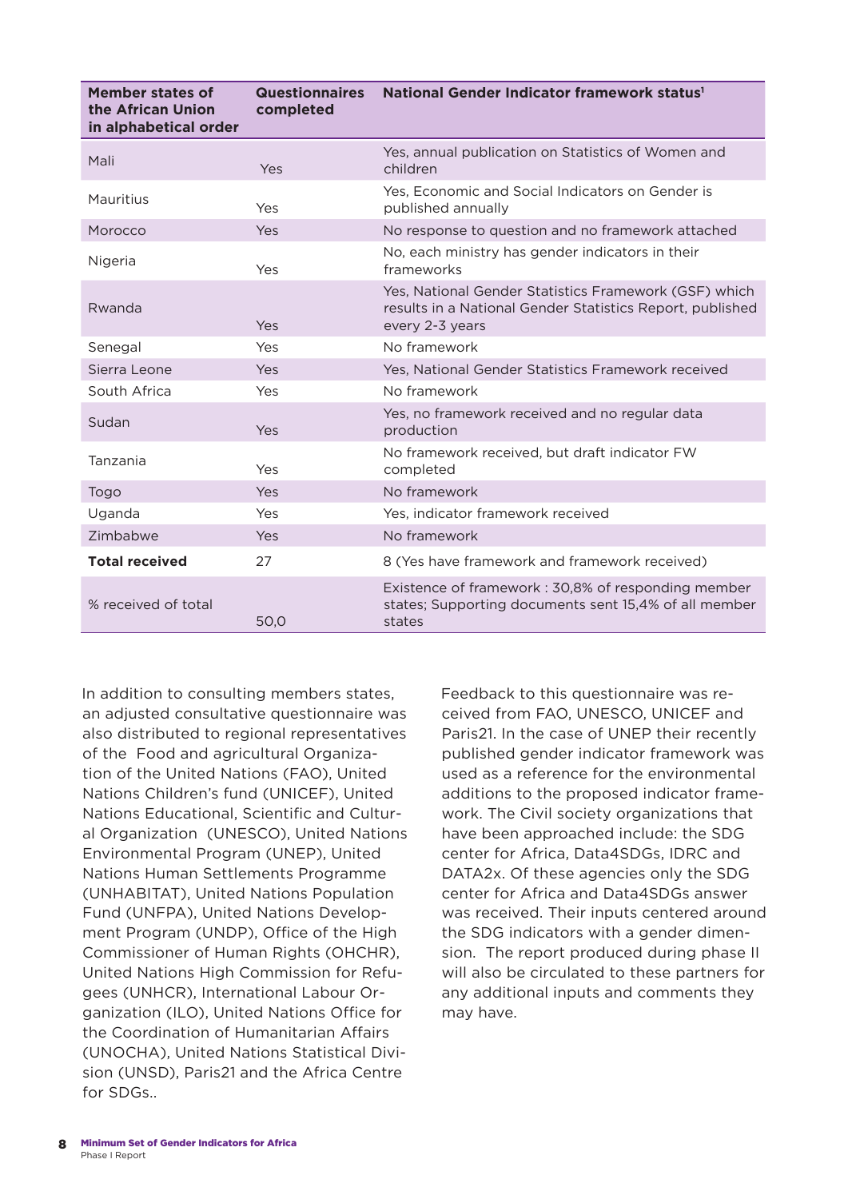| Member states of the African Union in alphabetical order | Questionnaires completed | National Gender Indicator framework status[1] |
|---|---|---|
| Mali | Yes | Yes, annual publication on Statistics of Women and children |
| Mauritius | Yes | Yes, Economic and Social Indicators on Gender is published annually |
| Morocco | Yes | No response to question and no framework attached |
| Nigeria | Yes | No, each ministry has gender indicators in their frameworks |
| Rwanda | Yes | Yes, National Gender Statistics Framework (GSF) which results in a National Gender Statistics Report, published every 2-3 years |
| Senegal | Yes | No framework |
| Sierra Leone | Yes | Yes, National Gender Statistics Framework received |
| South Africa | Yes | No framework |
| Sudan | Yes | Yes, no framework received and no regular data production |
| Tanzania | Yes | No framework received, but draft indicator FW completed |
| Togo | Yes | No framework |
| Uganda | Yes | Yes, indicator framework received |
| Zimbabwe | Yes | No framework |
| **Total received** | 27 | 8 (Yes have framework and framework received) |
| % received of total | 50,0 | Existence of framework : 30,8% of responding member states; Supporting documents sent 15,4% of all member states |

In addition to consulting members states, an adjusted consultative questionnaire was also distributed to regional representatives of the Food and agricultural Organization of the United Nations (FAO), United Nations Children's fund (UNICEF), United Nations Educational, Scientific and Cultural Organization (UNESCO), United Nations Environmental Program (UNEP), United Nations Human Settlements Programme (UNHABITAT), United Nations Population Fund (UNFPA), United Nations Development Program (UNDP), Office of the High Commissioner of Human Rights (OHCHR), United Nations High Commission for Refugees (UNHCR), International Labour Organization (ILO), United Nations Office for the Coordination of Humanitarian Affairs (UNOCHA), United Nations Statistical Division (UNSD), Paris21 and the Africa Centre for SDGs..

Feedback to this questionnaire was received from FAO, UNESCO, UNICEF and Paris21. In the case of UNEP their recently published gender indicator framework was used as a reference for the environmental additions to the proposed indicator framework. The Civil society organizations that have been approached include: the SDG center for Africa, Data4SDGs, IDRC and DATA2x. Of these agencies only the SDG center for Africa and Data4SDGs answer was received. Their inputs centered around the SDG indicators with a gender dimension. The report produced during phase II will also be circulated to these partners for any additional inputs and comments they may have.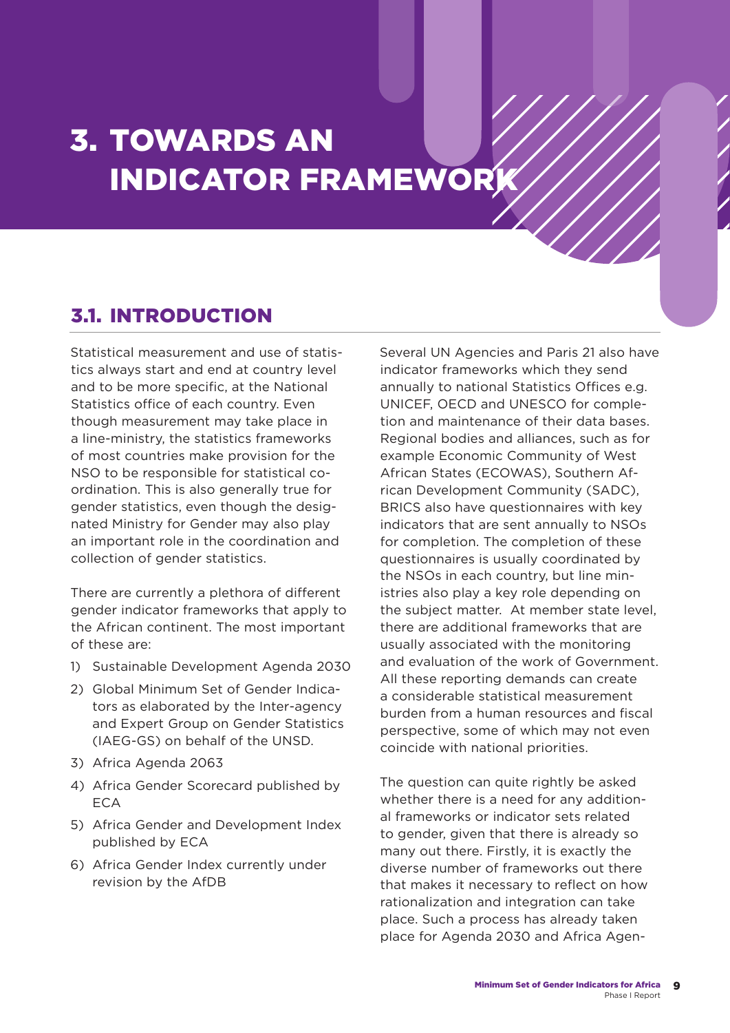# 3. TOWARDS AN INDICATOR FRAMEWORK

## 3.1. INTRODUCTION

Statistical measurement and use of statistics always start and end at country level and to be more specific, at the National Statistics office of each country. Even though measurement may take place in a line-ministry, the statistics frameworks of most countries make provision for the NSO to be responsible for statistical co-ordination. This is also generally true for gender statistics, even though the designated Ministry for Gender may also play an important role in the coordination and collection of gender statistics.

There are currently a plethora of different gender indicator frameworks that apply to the African continent. The most important of these are:

1) Sustainable Development Agenda 2030
2) Global Minimum Set of Gender Indicators as elaborated by the Inter-agency and Expert Group on Gender Statistics (IAEG-GS) on behalf of the UNSD.
3) Africa Agenda 2063
4) Africa Gender Scorecard published by ECA
5) Africa Gender and Development Index published by ECA
6) Africa Gender Index currently under revision by the AfDB

Several UN Agencies and Paris 21 also have indicator frameworks which they send annually to national Statistics Offices e.g. UNICEF, OECD and UNESCO for completion and maintenance of their data bases. Regional bodies and alliances, such as for example Economic Community of West African States (ECOWAS), Southern African Development Community (SADC), BRICS also have questionnaires with key indicators that are sent annually to NSOs for completion. The completion of these questionnaires is usually coordinated by the NSOs in each country, but line ministries also play a key role depending on the subject matter. At member state level, there are additional frameworks that are usually associated with the monitoring and evaluation of the work of Government. All these reporting demands can create a considerable statistical measurement burden from a human resources and fiscal perspective, some of which may not even coincide with national priorities.

The question can quite rightly be asked whether there is a need for any additional frameworks or indicator sets related to gender, given that there is already so many out there. Firstly, it is exactly the diverse number of frameworks out there that makes it necessary to reflect on how rationalization and integration can take place. Such a process has already taken place for Agenda 2030 and Africa Agen-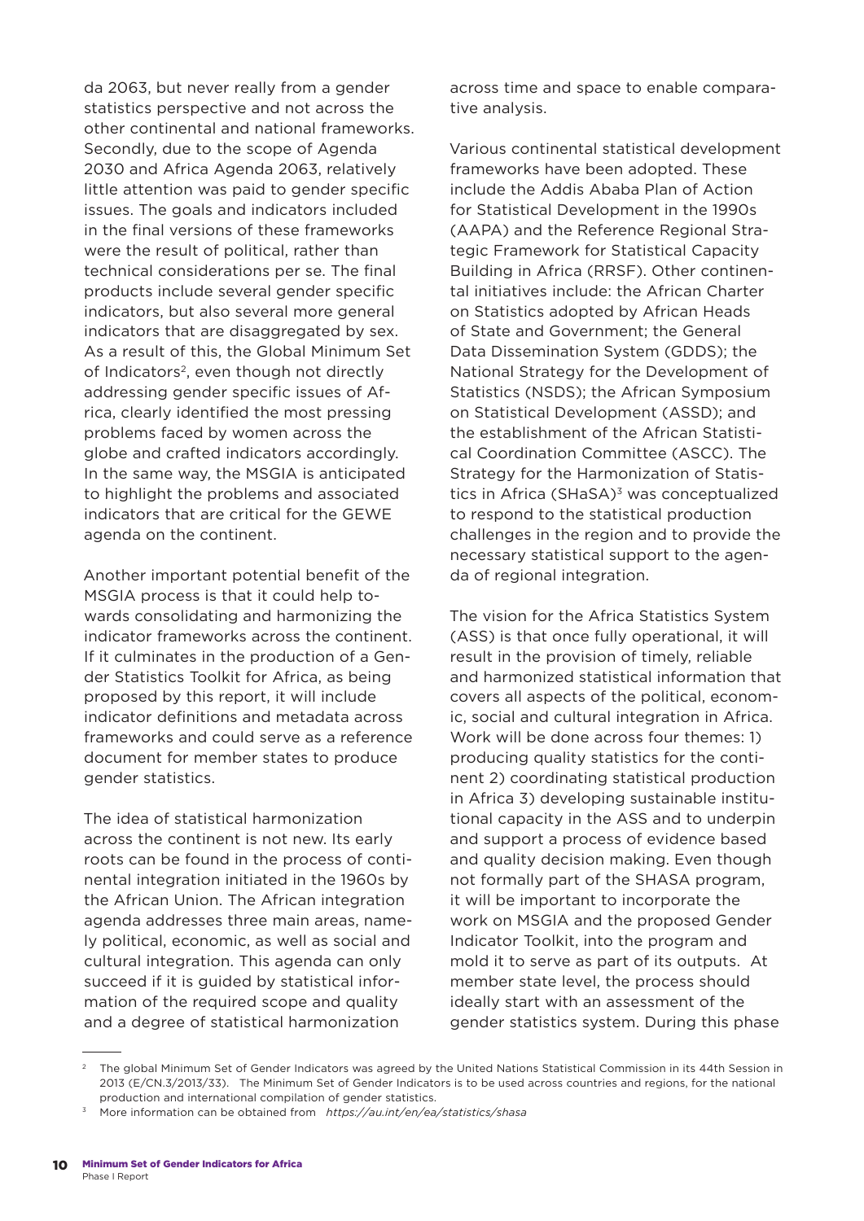da 2063, but never really from a gender statistics perspective and not across the other continental and national frameworks. Secondly, due to the scope of Agenda 2030 and Africa Agenda 2063, relatively little attention was paid to gender specific issues. The goals and indicators included in the final versions of these frameworks were the result of political, rather than technical considerations per se. The final products include several gender specific indicators, but also several more general indicators that are disaggregated by sex. As a result of this, the Global Minimum Set of Indicators[2], even though not directly addressing gender specific issues of Africa, clearly identified the most pressing problems faced by women across the globe and crafted indicators accordingly. In the same way, the MSGIA is anticipated to highlight the problems and associated indicators that are critical for the GEWE agenda on the continent.

Another important potential benefit of the MSGIA process is that it could help towards consolidating and harmonizing the indicator frameworks across the continent. If it culminates in the production of a Gender Statistics Toolkit for Africa, as being proposed by this report, it will include indicator definitions and metadata across frameworks and could serve as a reference document for member states to produce gender statistics.

The idea of statistical harmonization across the continent is not new. Its early roots can be found in the process of continental integration initiated in the 1960s by the African Union. The African integration agenda addresses three main areas, namely political, economic, as well as social and cultural integration. This agenda can only succeed if it is guided by statistical information of the required scope and quality and a degree of statistical harmonization across time and space to enable comparative analysis.

Various continental statistical development frameworks have been adopted. These include the Addis Ababa Plan of Action for Statistical Development in the 1990s (AAPA) and the Reference Regional Strategic Framework for Statistical Capacity Building in Africa (RRSF). Other continental initiatives include: the African Charter on Statistics adopted by African Heads of State and Government; the General Data Dissemination System (GDDS); the National Strategy for the Development of Statistics (NSDS); the African Symposium on Statistical Development (ASSD); and the establishment of the African Statistical Coordination Committee (ASCC). The Strategy for the Harmonization of Statistics in Africa (SHaSA)[3] was conceptualized to respond to the statistical production challenges in the region and to provide the necessary statistical support to the agenda of regional integration.

The vision for the Africa Statistics System (ASS) is that once fully operational, it will result in the provision of timely, reliable and harmonized statistical information that covers all aspects of the political, economic, social and cultural integration in Africa. Work will be done across four themes: 1) producing quality statistics for the continent 2) coordinating statistical production in Africa 3) developing sustainable institutional capacity in the ASS and to underpin and support a process of evidence based and quality decision making. Even though not formally part of the SHASA program, it will be important to incorporate the work on MSGIA and the proposed Gender Indicator Toolkit, into the program and mold it to serve as part of its outputs. At member state level, the process should ideally start with an assessment of the gender statistics system. During this phase

---

[2] The global Minimum Set of Gender Indicators was agreed by the United Nations Statistical Commission in its 44th Session in 2013 (E/CN.3/2013/33). The Minimum Set of Gender Indicators is to be used across countries and regions, for the national production and international compilation of gender statistics.

[3] More information can be obtained from *https://au.int/en/ea/statistics/shasa*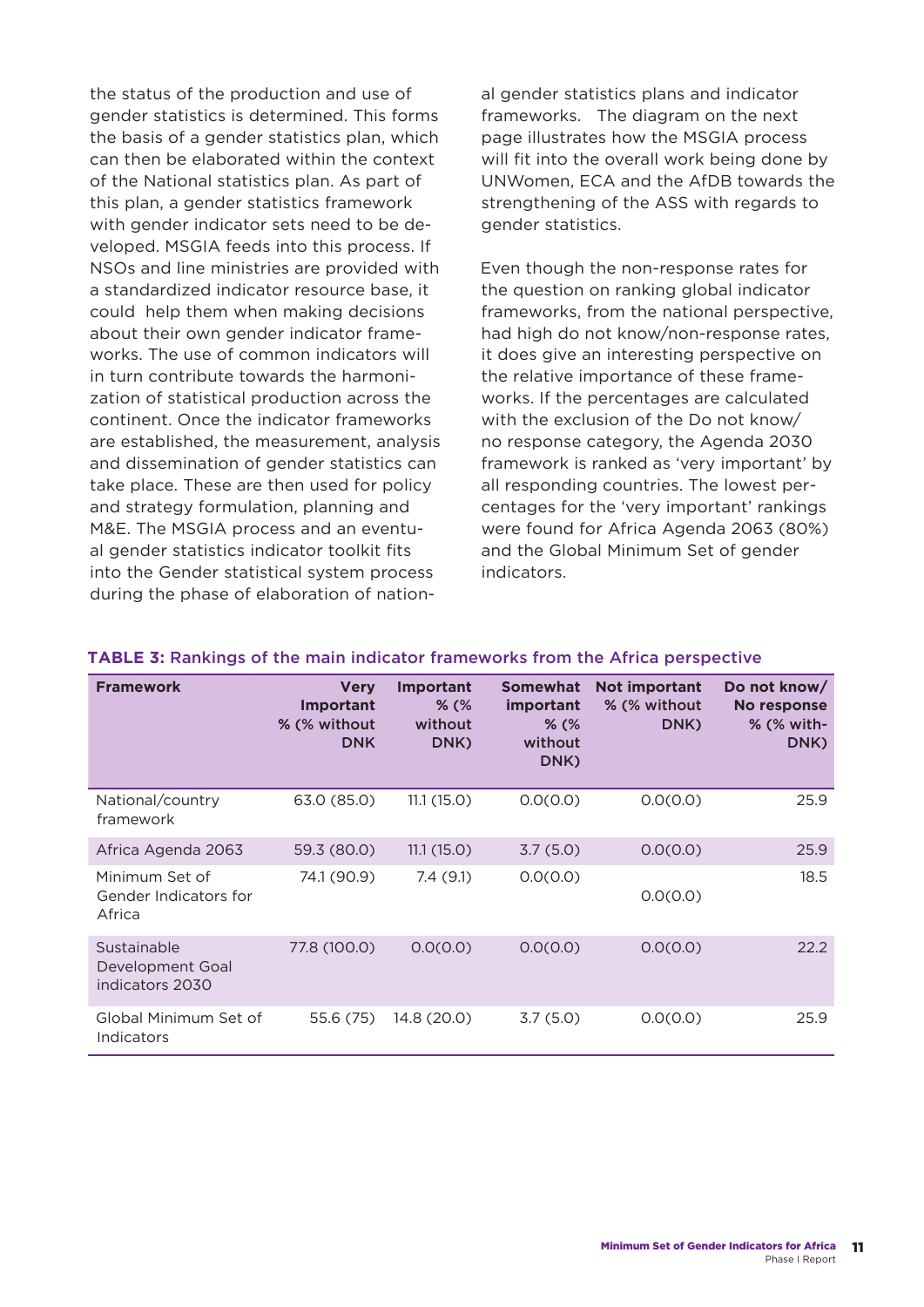the status of the production and use of gender statistics is determined. This forms the basis of a gender statistics plan, which can then be elaborated within the context of the National statistics plan. As part of this plan, a gender statistics framework with gender indicator sets need to be developed. MSGIA feeds into this process. If NSOs and line ministries are provided with a standardized indicator resource base, it could help them when making decisions about their own gender indicator frameworks. The use of common indicators will in turn contribute towards the harmonization of statistical production across the continent. Once the indicator frameworks are established, the measurement, analysis and dissemination of gender statistics can take place. These are then used for policy and strategy formulation, planning and M&E. The MSGIA process and an eventual gender statistics indicator toolkit fits into the Gender statistical system process during the phase of elaboration of national gender statistics plans and indicator frameworks. The diagram on the next page illustrates how the MSGIA process will fit into the overall work being done by UNWomen, ECA and the AfDB towards the strengthening of the ASS with regards to gender statistics.

Even though the non-response rates for the question on ranking global indicator frameworks, from the national perspective, had high do not know/non-response rates, it does give an interesting perspective on the relative importance of these frameworks. If the percentages are calculated with the exclusion of the Do not know/no response category, the Agenda 2030 framework is ranked as 'very important' by all responding countries. The lowest percentages for the 'very important' rankings were found for Africa Agenda 2063 (80%) and the Global Minimum Set of gender indicators.

**TABLE 3:** Rankings of the main indicator frameworks from the Africa perspective

| Framework | Very Important % (% without DNK | Important % (% without DNK) | Somewhat important % (% without DNK) | Not important % (% without DNK) | Do not know/ No response % (% with-DNK) |
|---|---|---|---|---|---|
| National/country framework | 63.0 (85.0) | 11.1 (15.0) | 0.0(0.0) | 0.0(0.0) | 25.9 |
| Africa Agenda 2063 | 59.3 (80.0) | 11.1 (15.0) | 3.7 (5.0) | 0.0(0.0) | 25.9 |
| Minimum Set of Gender Indicators for Africa | 74.1 (90.9) | 7.4 (9.1) | 0.0(0.0) | 0.0(0.0) | 18.5 |
| Sustainable Development Goal indicators 2030 | 77.8 (100.0) | 0.0(0.0) | 0.0(0.0) | 0.0(0.0) | 22.2 |
| Global Minimum Set of Indicators | 55.6 (75) | 14.8 (20.0) | 3.7 (5.0) | 0.0(0.0) | 25.9 |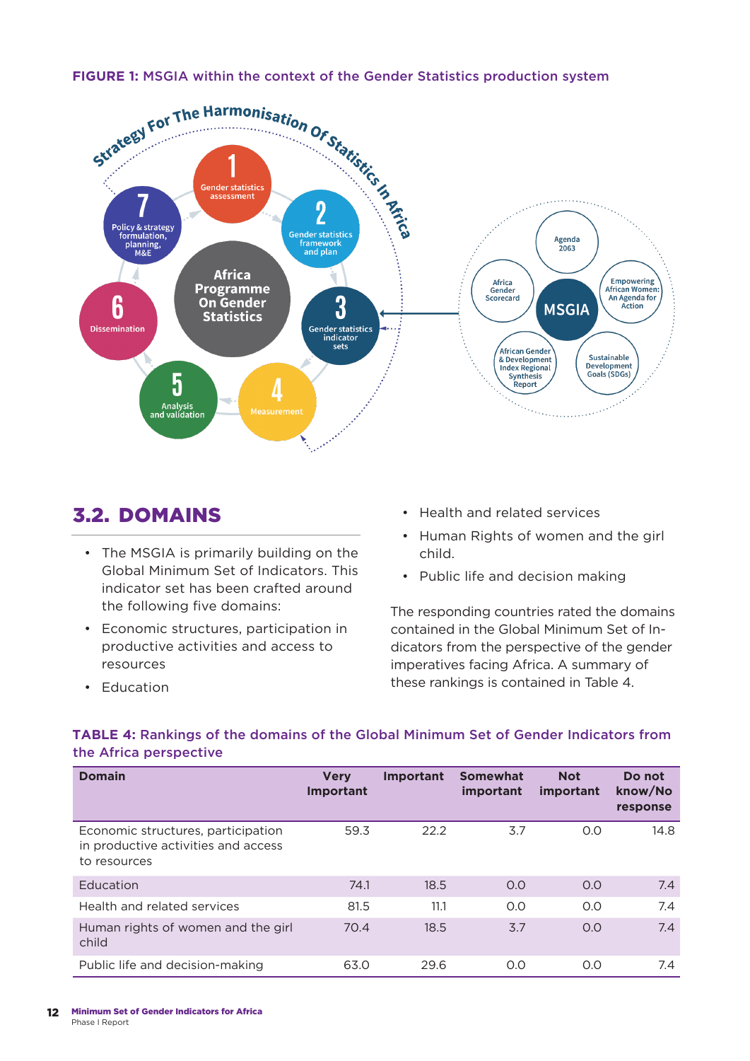**FIGURE 1:** MSGIA within the context of the Gender Statistics production system

Strategy For The Harmonisation Of Statistics In Africa

Africa Programme On Gender Statistics

1 Gender statistics assessment

2 Gender statistics framework and plan

3 Gender statistics indicator sets

4 Measurement

5 Analysis and validation

6 Dissemination

7 Policy & strategy formulation, planning, M&E

MSGIA

Agenda 2063

Empowering African Women: An Agenda for Action

Sustainable Development Goals (SDGs)

African Gender & Development Index Regional Synthesis Report

Africa Gender Scorecard

## 3.2. DOMAINS

- The MSGIA is primarily building on the Global Minimum Set of Indicators. This indicator set has been crafted around the following five domains:
- Economic structures, participation in productive activities and access to resources
- Education
- Health and related services
- Human Rights of women and the girl child.
- Public life and decision making

The responding countries rated the domains contained in the Global Minimum Set of Indicators from the perspective of the gender imperatives facing Africa. A summary of these rankings is contained in Table 4.

**TABLE 4:** Rankings of the domains of the Global Minimum Set of Gender Indicators from the Africa perspective

| Domain | Very Important | Important | Somewhat important | Not important | Do not know/No response |
|---|---|---|---|---|---|
| Economic structures, participation in productive activities and access to resources | 59.3 | 22.2 | 3.7 | 0.0 | 14.8 |
| Education | 74.1 | 18.5 | 0.0 | 0.0 | 7.4 |
| Health and related services | 81.5 | 11.1 | 0.0 | 0.0 | 7.4 |
| Human rights of women and the girl child | 70.4 | 18.5 | 3.7 | 0.0 | 7.4 |
| Public life and decision-making | 63.0 | 29.6 | 0.0 | 0.0 | 7.4 |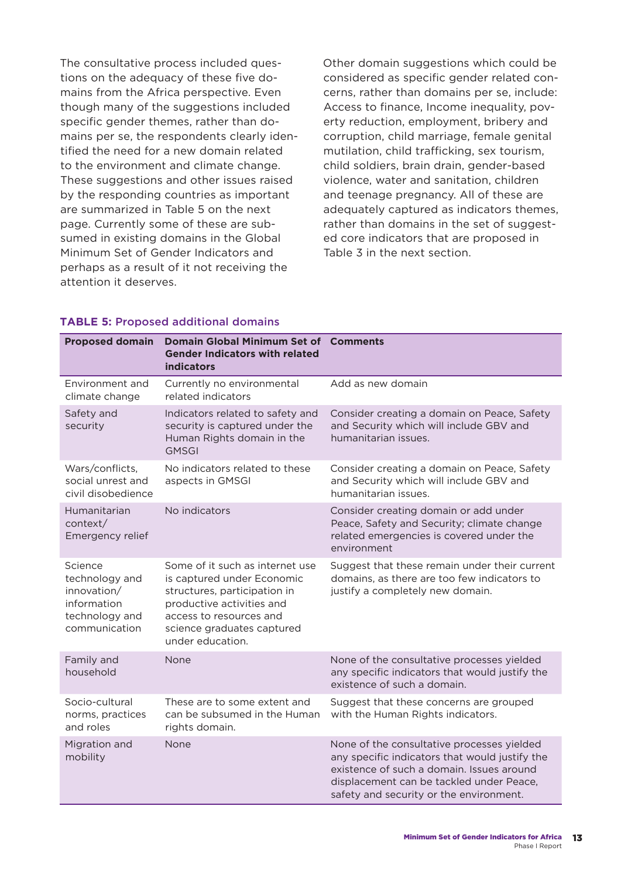The consultative process included questions on the adequacy of these five domains from the Africa perspective. Even though many of the suggestions included specific gender themes, rather than domains per se, the respondents clearly identified the need for a new domain related to the environment and climate change. These suggestions and other issues raised by the responding countries as important are summarized in Table 5 on the next page. Currently some of these are subsumed in existing domains in the Global Minimum Set of Gender Indicators and perhaps as a result of it not receiving the attention it deserves.

Other domain suggestions which could be considered as specific gender related concerns, rather than domains per se, include: Access to finance, Income inequality, poverty reduction, employment, bribery and corruption, child marriage, female genital mutilation, child trafficking, sex tourism, child soldiers, brain drain, gender-based violence, water and sanitation, children and teenage pregnancy. All of these are adequately captured as indicators themes, rather than domains in the set of suggested core indicators that are proposed in Table 3 in the next section.

**TABLE 5:** Proposed additional domains

| Proposed domain | Domain Global Minimum Set of Gender Indicators with related indicators | Comments |
|---|---|---|
| Environment and climate change | Currently no environmental related indicators | Add as new domain |
| Safety and security | Indicators related to safety and security is captured under the Human Rights domain in the GMSGI | Consider creating a domain on Peace, Safety and Security which will include GBV and humanitarian issues. |
| Wars/conflicts, social unrest and civil disobedience | No indicators related to these aspects in GMSGI | Consider creating a domain on Peace, Safety and Security which will include GBV and humanitarian issues. |
| Humanitarian context/ Emergency relief | No indicators | Consider creating domain or add under Peace, Safety and Security; climate change related emergencies is covered under the environment |
| Science technology and innovation/ information technology and communication | Some of it such as internet use is captured under Economic structures, participation in productive activities and access to resources and science graduates captured under education. | Suggest that these remain under their current domains, as there are too few indicators to justify a completely new domain. |
| Family and household | None | None of the consultative processes yielded any specific indicators that would justify the existence of such a domain. |
| Socio-cultural norms, practices and roles | These are to some extent and can be subsumed in the Human rights domain. | Suggest that these concerns are grouped with the Human Rights indicators. |
| Migration and mobility | None | None of the consultative processes yielded any specific indicators that would justify the existence of such a domain. Issues around displacement can be tackled under Peace, safety and security or the environment. |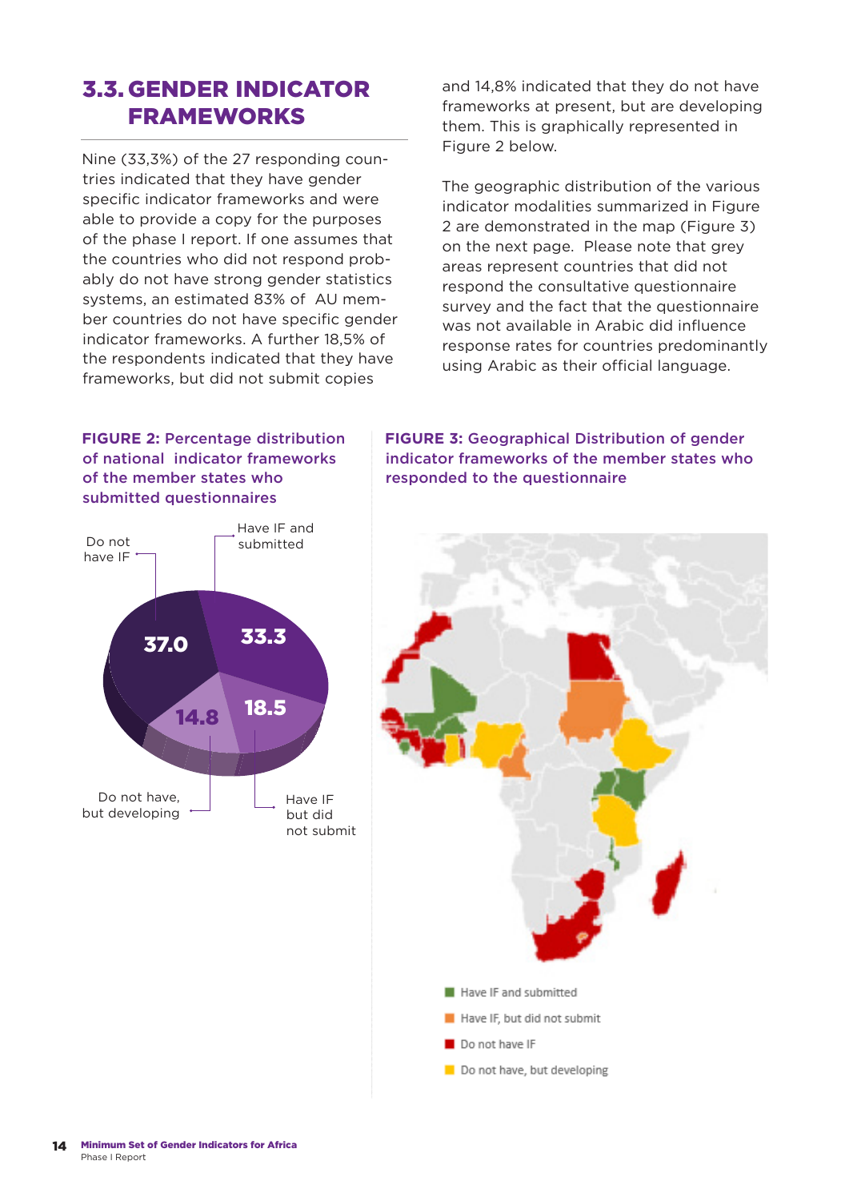## 3.3. GENDER INDICATOR FRAMEWORKS

Nine (33,3%) of the 27 responding countries indicated that they have gender specific indicator frameworks and were able to provide a copy for the purposes of the phase I report. If one assumes that the countries who did not respond probably do not have strong gender statistics systems, an estimated 83% of AU member countries do not have specific gender indicator frameworks. A further 18,5% of the respondents indicated that they have frameworks, but did not submit copies and 14,8% indicated that they do not have frameworks at present, but are developing them. This is graphically represented in Figure 2 below.

The geographic distribution of the various indicator modalities summarized in Figure 2 are demonstrated in the map (Figure 3) on the next page. Please note that grey areas represent countries that did not respond the consultative questionnaire survey and the fact that the questionnaire was not available in Arabic did influence response rates for countries predominantly using Arabic as their official language.

**FIGURE 2:** Percentage distribution of national indicator frameworks of the member states who submitted questionnaires

| Category | Percentage |
|---|---|
| Do not have IF | 37.0 |
| Have IF and submitted | 33.3 |
| Have IF but did not submit | 18.5 |
| Do not have, but developing | 14.8 |

**FIGURE 3:** Geographical Distribution of gender indicator frameworks of the member states who responded to the questionnaire

- Have IF and submitted
- Have IF, but did not submit
- Do not have IF
- Do not have, but developing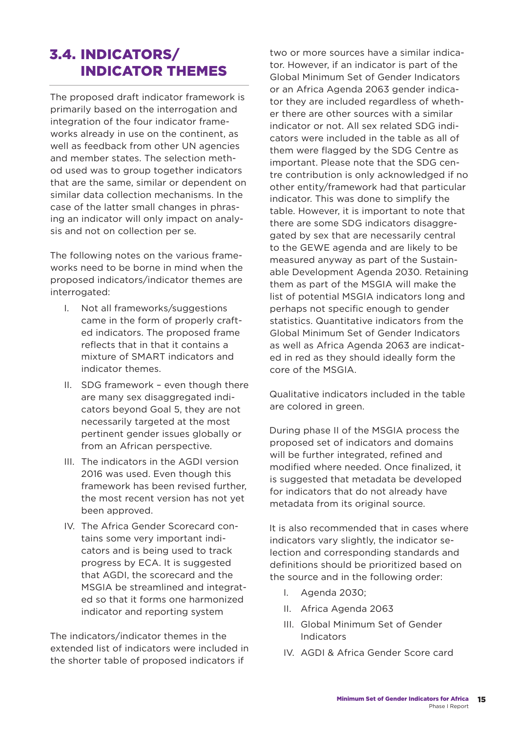## 3.4. INDICATORS/ INDICATOR THEMES

The proposed draft indicator framework is primarily based on the interrogation and integration of the four indicator frameworks already in use on the continent, as well as feedback from other UN agencies and member states. The selection method used was to group together indicators that are the same, similar or dependent on similar data collection mechanisms. In the case of the latter small changes in phrasing an indicator will only impact on analysis and not on collection per se.

The following notes on the various frameworks need to be borne in mind when the proposed indicators/indicator themes are interrogated:

I. Not all frameworks/suggestions came in the form of properly crafted indicators. The proposed frame reflects that in that it contains a mixture of SMART indicators and indicator themes.
II. SDG framework – even though there are many sex disaggregated indicators beyond Goal 5, they are not necessarily targeted at the most pertinent gender issues globally or from an African perspective.
III. The indicators in the AGDI version 2016 was used. Even though this framework has been revised further, the most recent version has not yet been approved.
IV. The Africa Gender Scorecard contains some very important indicators and is being used to track progress by ECA. It is suggested that AGDI, the scorecard and the MSGIA be streamlined and integrated so that it forms one harmonized indicator and reporting system

The indicators/indicator themes in the extended list of indicators were included in the shorter table of proposed indicators if two or more sources have a similar indicator. However, if an indicator is part of the Global Minimum Set of Gender Indicators or an Africa Agenda 2063 gender indicator they are included regardless of whether there are other sources with a similar indicator or not. All sex related SDG indicators were included in the table as all of them were flagged by the SDG Centre as important. Please note that the SDG centre contribution is only acknowledged if no other entity/framework had that particular indicator. This was done to simplify the table. However, it is important to note that there are some SDG indicators disaggregated by sex that are necessarily central to the GEWE agenda and are likely to be measured anyway as part of the Sustainable Development Agenda 2030. Retaining them as part of the MSGIA will make the list of potential MSGIA indicators long and perhaps not specific enough to gender statistics. Quantitative indicators from the Global Minimum Set of Gender Indicators as well as Africa Agenda 2063 are indicated in red as they should ideally form the core of the MSGIA.

Qualitative indicators included in the table are colored in green.

During phase II of the MSGIA process the proposed set of indicators and domains will be further integrated, refined and modified where needed. Once finalized, it is suggested that metadata be developed for indicators that do not already have metadata from its original source.

It is also recommended that in cases where indicators vary slightly, the indicator selection and corresponding standards and definitions should be prioritized based on the source and in the following order:

I. Agenda 2030;
II. Africa Agenda 2063
III. Global Minimum Set of Gender Indicators
IV. AGDI & Africa Gender Score card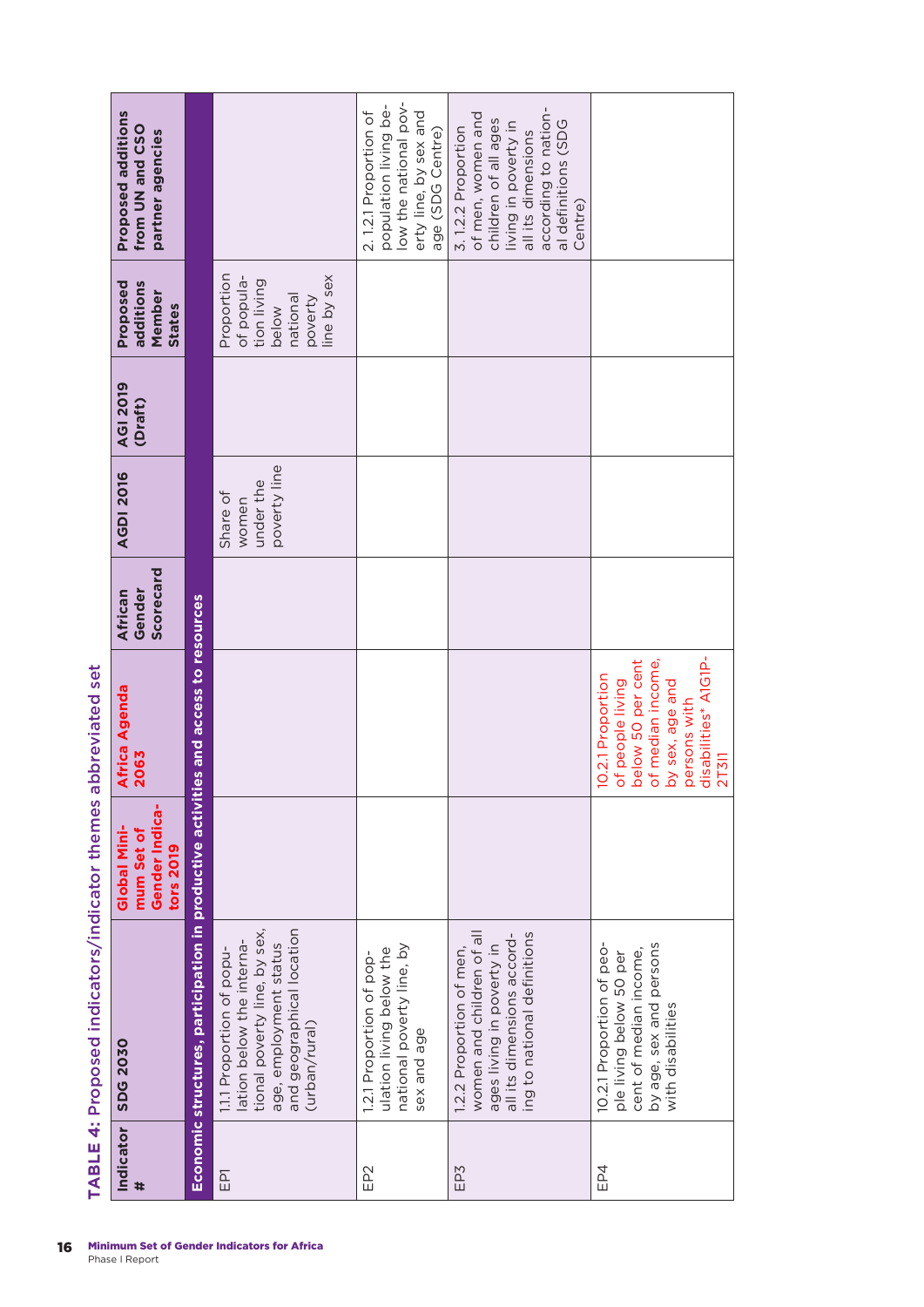TABLE 4: Proposed indicators/indicator themes abbreviated set

| Indicator # | SDG 2030 | Global Minimum Set of Gender Indicators 2019 | Africa Agenda 2063 | African Gender Scorecard | AGDI 2016 | AGI 2019 (Draft) | Proposed additions Member States | Proposed additions from UN and CSO partner agencies |
|---|---|---|---|---|---|---|---|---|
| **Economic structures, participation in productive activities and access to resources** | | | | | | | | |
| EP1 | 1.1.1 Proportion of population below the international poverty line, by sex, age, employment status and geographical location (urban/rural) | | | | Share of women under the poverty line | | Proportion of population living below national poverty line by sex | |
| EP2 | 1.2.1 Proportion of population living below the national poverty line, by sex and age | | | | | | | 2. 1.2.1 Proportion of population living below the national poverty line, by sex and age (SDG Centre) |
| EP3 | 1.2.2 Proportion of men, women and children of all ages living in poverty in all its dimensions according to national definitions | | | | | | | 3. 1.2.2 Proportion of men, women and children of all ages living in poverty in all its dimensions according to national definitions (SDG Centre) |
| EP4 | 10.2.1 Proportion of people living below 50 per cent of median income, by age, sex and persons with disabilities | | 10.2.1 Proportion of people living below 50 per cent of median income, by sex, age and persons with disabilities* A1G1P2T311 | | | | | |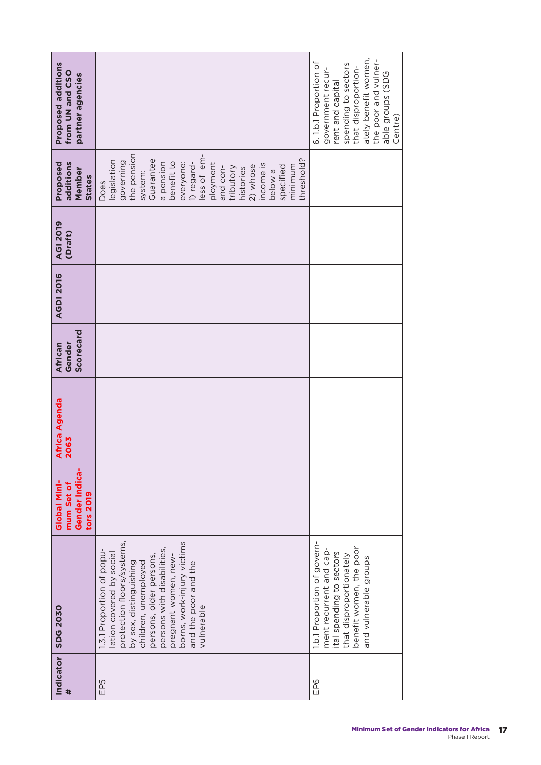| Indicator # | SDG 2030 | Global Minimum Set of Gender Indicators 2019 | Africa Agenda 2063 | African Gender Scorecard | AGDI 2016 | AGI 2019 (Draft) | Proposed additions Member States | Proposed additions from UN and CSO partner agencies |
|---|---|---|---|---|---|---|---|---|
| EP5 | 1.3.1 Proportion of population covered by social protection floors/systems, by sex, distinguishing children, unemployed persons, older persons, persons with disabilities, pregnant women, newborns, work-injury victims and the poor and the vulnerable | | | | | | Does legislation governing the pension system: Guarantee a pension benefit to everyone: 1) regardless of employment and contributory histories 2) whose income is below a specified minimum threshold? | |
| EP6 | 1.b.1 Proportion of government recurrent and capital spending to sectors that disproportionately benefit women, the poor and vulnerable groups | | | | | | | 6. 1.b.1 Proportion of government recurrent and capital spending to sectors that disproportionately benefit women, the poor and vulnerable groups (SDG Centre) |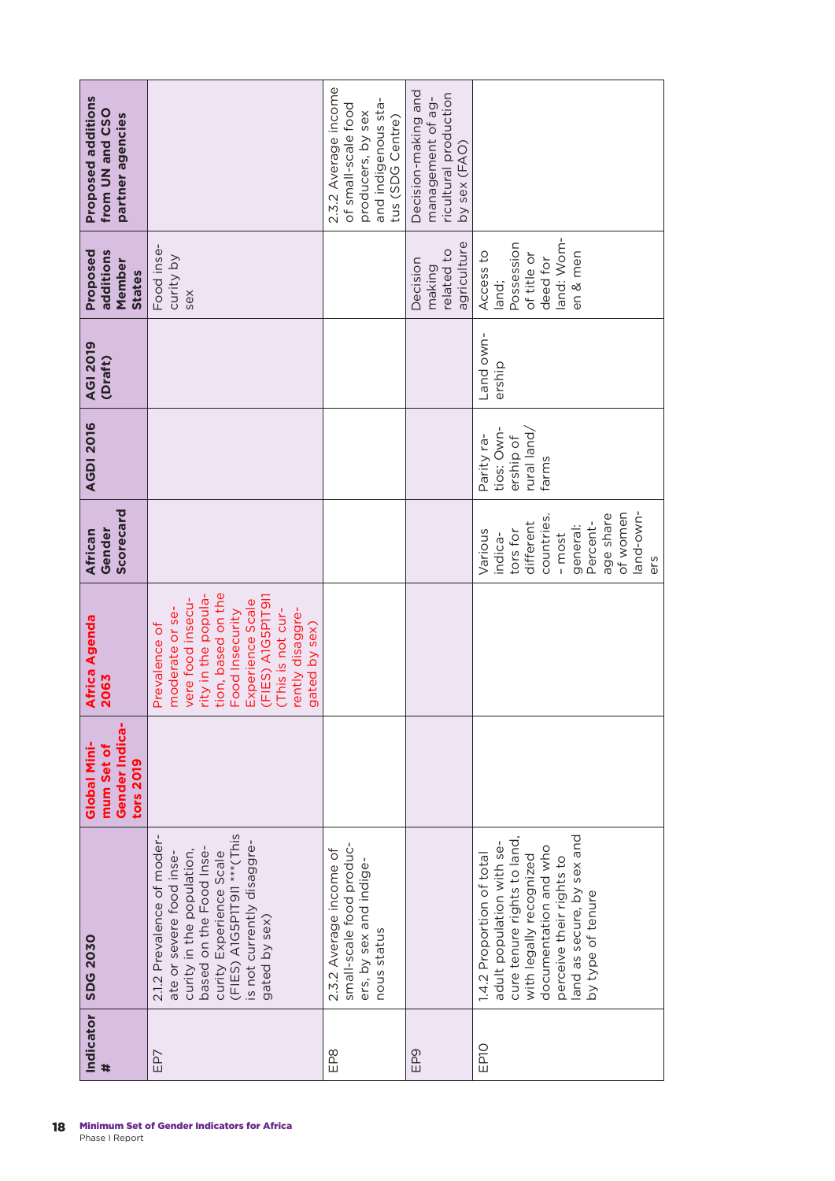| Indicator # | SDG 2030 | Global Minimum Set of Gender Indicators 2019 | Africa Agenda 2063 | African Gender Scorecard | AGDI 2016 | AGI 2019 (Draft) | Proposed additions Member States | Proposed additions from UN and CSO partner agencies |
|---|---|---|---|---|---|---|---|---|
| EP7 | 2.1.2 Prevalence of moderate or severe food insecurity in the population, based on the Food Insecurity Experience Scale (FIES) A1G5P1T9I1 ***(This is not currently disaggregated by sex) | | Prevalence of moderate or severe food insecurity in the population, based on the Food Insecurity Experience Scale (FIES) A1G5P1T9I1 (This is not currently disaggregated by sex) | | | | Food insecurity by sex | |
| EP8 | 2.3.2 Average income of small-scale food producers, by sex and indigenous status | | | | | | | 2.3.2 Average income of small-scale food producers, by sex and indigenous status (SDG Centre) |
| EP9 | | | | | | | Decision making related to agriculture | Decision-making and management of agricultural production by sex (FAO) |
| EP10 | 1.4.2 Proportion of total adult population with secure tenure rights to land, with legally recognized documentation and who perceive their rights to land as secure, by sex and by type of tenure | | | Various indicators for different countries. - most general: Percentage share of women land-owners | Parity ratios: Ownership of rural land/ farms | Land ownership | Access to land; Possession of title or deed for land: Women & men | |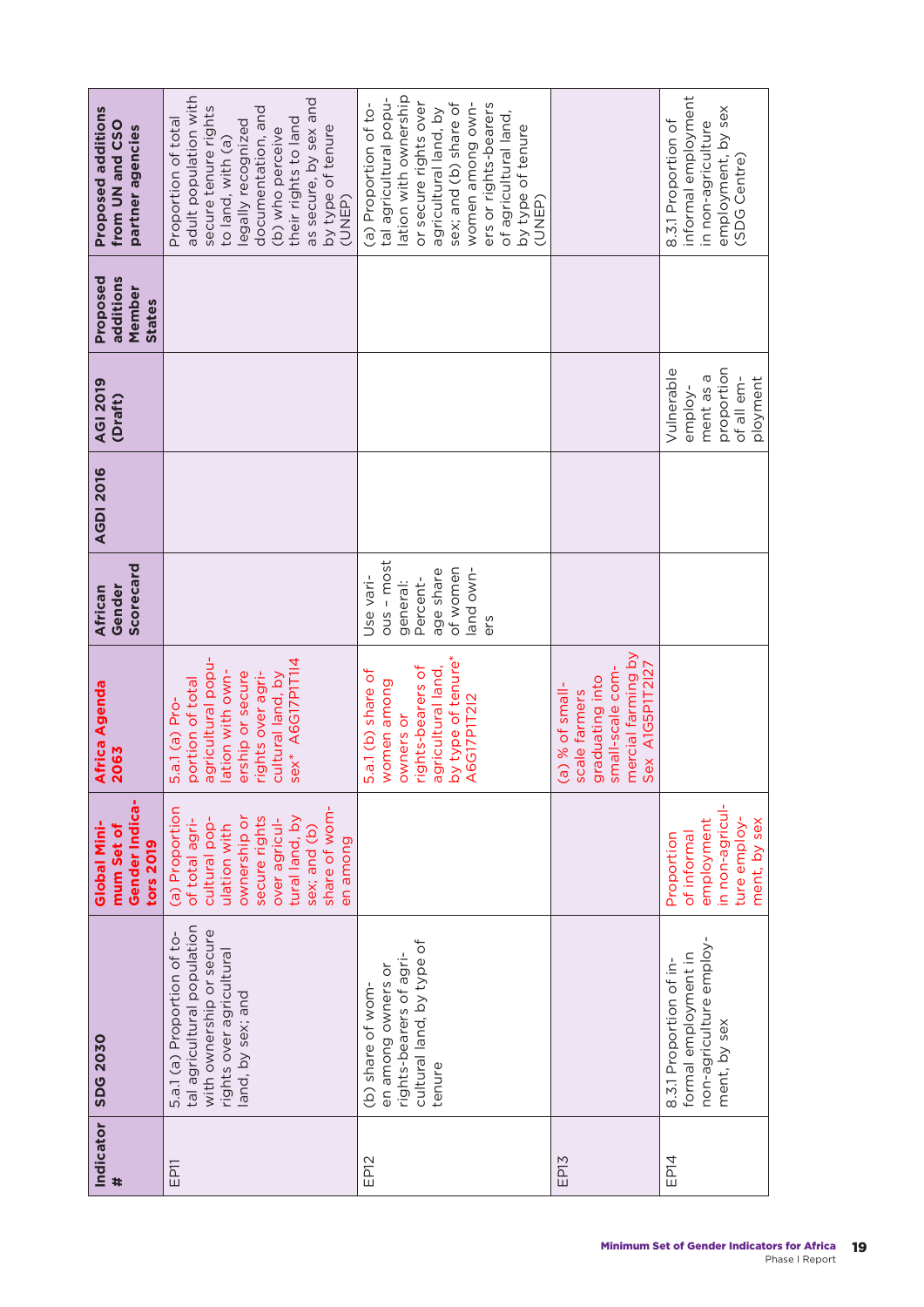| Indicator # | SDG 2030 | Global Minimum Set of Gender Indicators 2019 | Africa Agenda 2063 | African Gender Scorecard | AGDI 2016 | AGI 2019 (Draft) | Proposed additions Member States | Proposed additions from UN and CSO partner agencies |
|---|---|---|---|---|---|---|---|---|
| EP11 | 5.a.1 (a) Proportion of total agricultural population with ownership or secure rights over agricultural land, by sex; and | (a) Proportion of total agricultural population with ownership or secure rights over agricultural land, by sex; and (b) share of women among | 5.a.1 (a) Proportion of total agricultural population with ownership or secure rights over agricultural land, by sex* A6G17P1T1I4 | | | | | Proportion of total adult population with secure tenure rights to land, with (a) legally recognized documentation, and (b) who perceive their rights to land as secure, by sex and by type of tenure (UNEP) |
| EP12 | (b) share of women among owners or rights-bearers of agricultural land, by type of tenure | | 5.a.1 (b) share of women among owners or rights-bearers of agricultural land, by type of tenure* A6G17P1T2I2 | Use various – most general: Percentage share of women land owners | | | | (a) Proportion of total agricultural population with ownership or secure rights over agricultural land, by sex; and (b) share of women among owners or rights-bearers of agricultural land, by type of tenure (UNEP) |
| EP13 | | | (a) % of small-scale farmers graduating into small-scale commercial farming by Sex A1G5P1T2I27 | | | | | |
| EP14 | 8.3.1 Proportion of informal employment in non-agriculture employment, by sex | Proportion of informal employment in non-agriculture employment, by sex | | | | Vulnerable employment as a proportion of all employment | | 8.3.1 Proportion of informal employment in non-agriculture employment, by sex (SDG Centre) |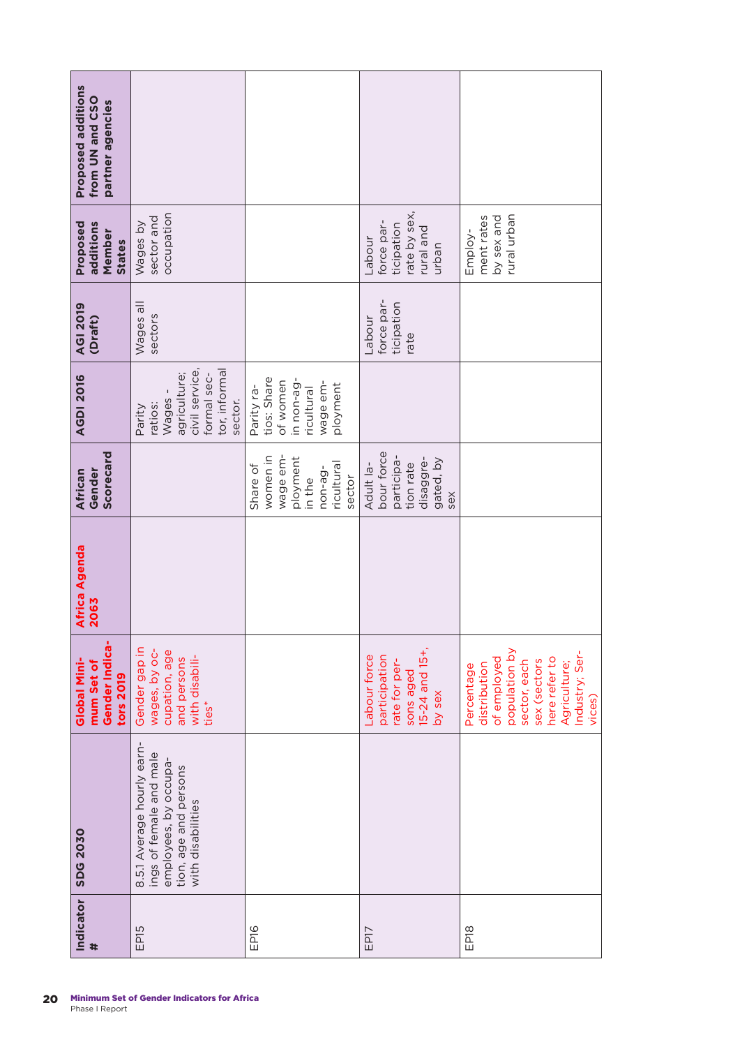| Indicator # | SDG 2030 | Global Minimum Set of Gender Indicators 2019 | Africa Agenda 2063 | African Gender Scorecard | AGDI 2016 | AGI 2019 (Draft) | Proposed additions Member States | Proposed additions from UN and CSO partner agencies |
|---|---|---|---|---|---|---|---|---|
| EP15 | 8.5.1 Average hourly earnings of female and male employees, by occupation, age and persons with disabilities | Gender gap in wages, by occupation, age and persons with disabilities* | | | Parity ratios: Wages - agriculture; civil service, formal sector, informal sector. | Wages all sectors | Wages by sector and occupation | |
| EP16 | | | | Share of women in wage employment in the non-agricultural sector | Parity ratios: Share of women in non-agricultural wage employment | | | |
| EP17 | | Labour force participation rate for persons aged 15-24 and 15+, by sex | | Adult labour force participation rate disaggregated, by sex | | Labour force participation rate | Labour force participation rate by sex, rural and urban | |
| EP18 | | Percentage distribution of employed population by sector, each sex (sectors here refer to Agriculture; Industry; Services) | | | | | Employment rates by sex and rural urban | |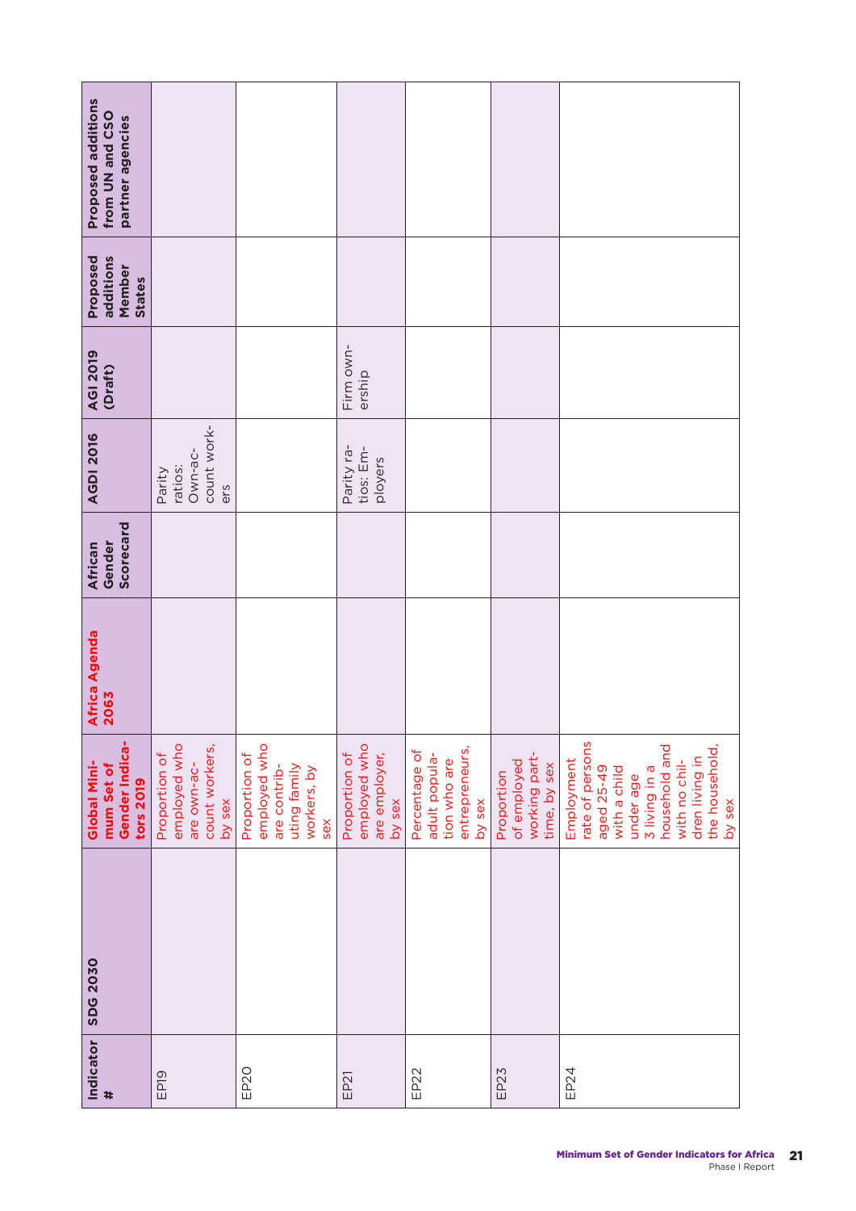| Indicator # | SDG 2030 | Global Minimum Set of Gender Indicators 2019 | Africa Agenda 2063 | African Gender Scorecard | AGDI 2016 | AGI 2019 (Draft) | Proposed additions Member States | Proposed additions from UN and CSO partner agencies |
| --- | --- | --- | --- | --- | --- | --- | --- | --- |
| EP19 | | Proportion of employed who are own-account workers, by sex | | | Parity ratios: Own-account workers | | | |
| EP20 | | Proportion of employed who are contributing family workers, by sex | | | | | | |
| EP21 | | Proportion of employed who are employer, by sex | | | Parity ratios: Employers | Firm ownership | | |
| EP22 | | Percentage of adult population who are entrepreneurs, by sex | | | | | | |
| EP23 | | Proportion of employed working part-time, by sex | | | | | | |
| EP24 | | Employment rate of persons aged 25-49 with a child under age 3 living in a household and with no children living in the household, by sex | | | | | | |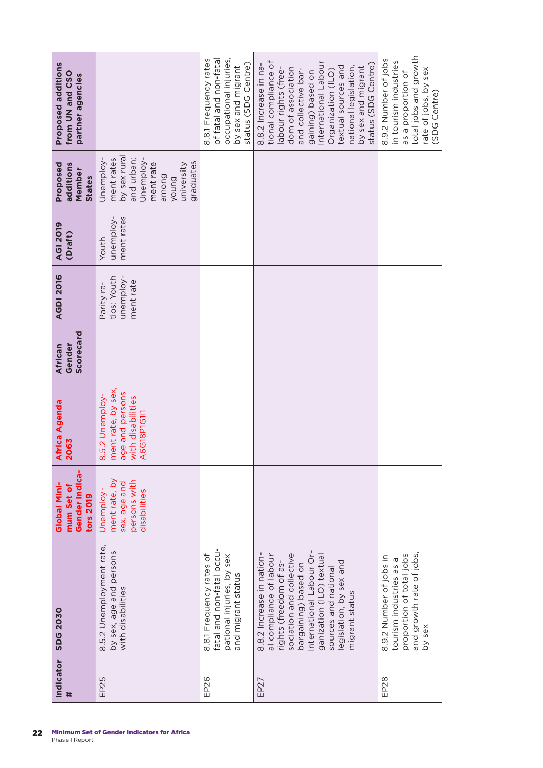| Indicator # | SDG 2030 | Global Minimum Set of Gender Indicators 2019 | Africa Agenda 2063 | African Gender Scorecard | AGDI 2016 | AGI 2019 (Draft) | Proposed additions Member States | Proposed additions from UN and CSO partner agencies |
|---|---|---|---|---|---|---|---|---|
| EP25 | 8.5.2 Unemployment rate, by sex, age and persons with disabilities | Unemployment rate, by sex, age and persons with disabilities | 8.5.2 Unemployment rate, by sex, age and persons with disabilities A6G18P1G11 | | Parity ratios: Youth unemployment rate | Youth unemployment rates | Unemployment rates by sex rural and urban; Unemployment rate among young university graduates | |
| EP26 | 8.8.1 Frequency rates of fatal and non-fatal occupational injuries, by sex and migrant status | | | | | | | 8.8.1 Frequency rates of fatal and non-fatal occupational injuries, by sex and migrant status (SDG Centre) |
| EP27 | 8.8.2 Increase in national compliance of labour rights (freedom of association and collective bargaining) based on International Labour Organization (ILO) textual sources and national legislation, by sex and migrant status | | | | | | | 8.8.2 Increase in national compliance of labour rights (freedom of association and collective bargaining) based on International Labour Organization (ILO) textual sources and national legislation, by sex and migrant status (SDG Centre) |
| EP28 | 8.9.2 Number of jobs in tourism industries as a proportion of total jobs and growth rate of jobs, by sex | | | | | | | 8.9.2 Number of jobs in tourism industries as a proportion of total jobs and growth rate of jobs, by sex (SDG Centre) |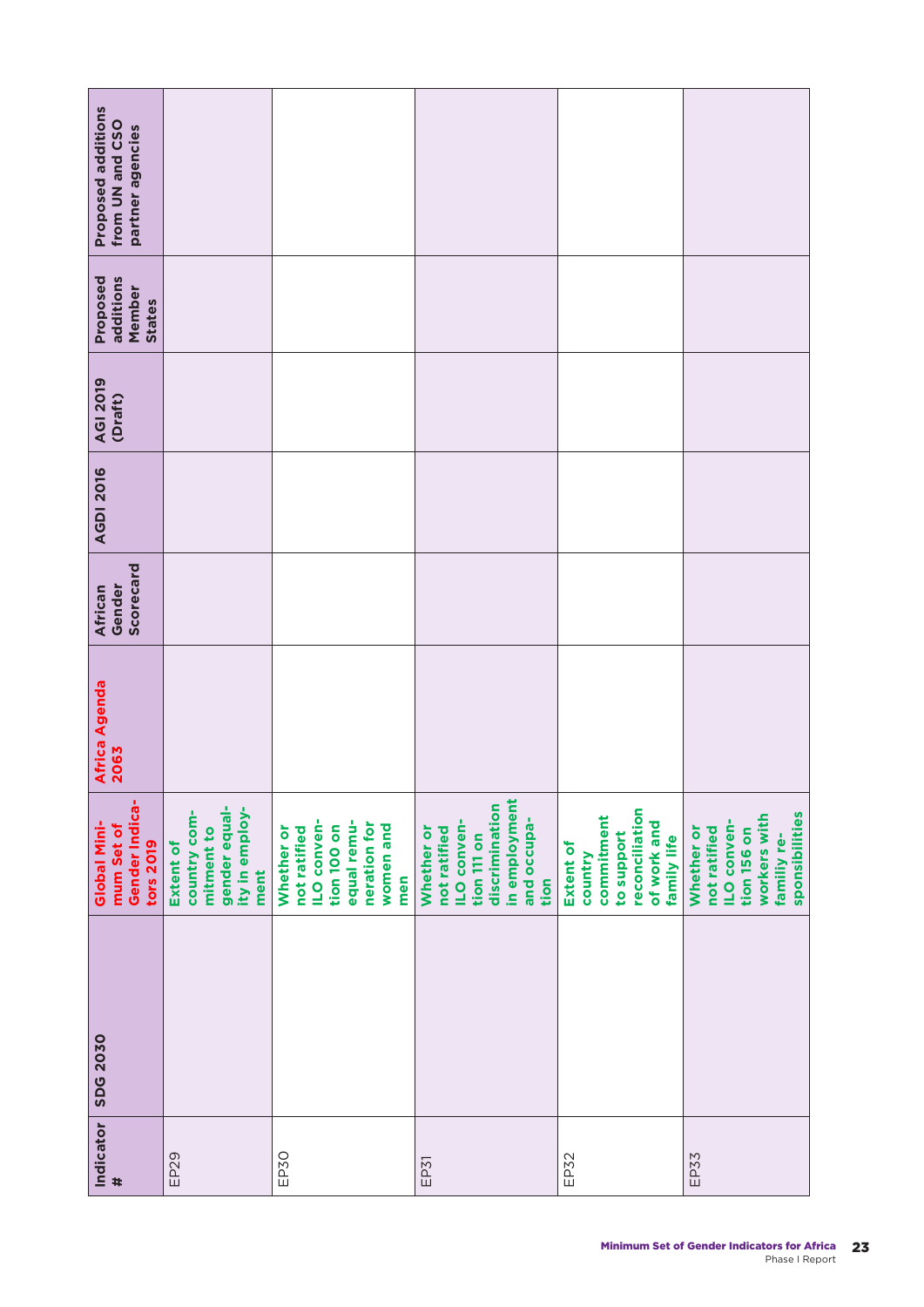| Indicator # | SDG 2030 | Global Minimum Set of Gender Indicators 2019 | Africa Agenda 2063 | African Gender Scorecard | AGDI 2016 | AGI 2019 (Draft) | Proposed additions Member States | Proposed additions from UN and CSO partner agencies |
|---|---|---|---|---|---|---|---|---|
| EP29 | | Extent of country commitment to gender equality in employment | | | | | | |
| EP30 | | Whether or not ratified ILO convention 100 on equal remuneration for women and men | | | | | | |
| EP31 | | Whether or not ratified ILO convention 111 on discrimination in employment and occupation | | | | | | |
| EP32 | | Extent of country commitment to support reconciliation of work and family life | | | | | | |
| EP33 | | Whether or not ratified ILO convention 156 on workers with familiy responsibilities | | | | | | |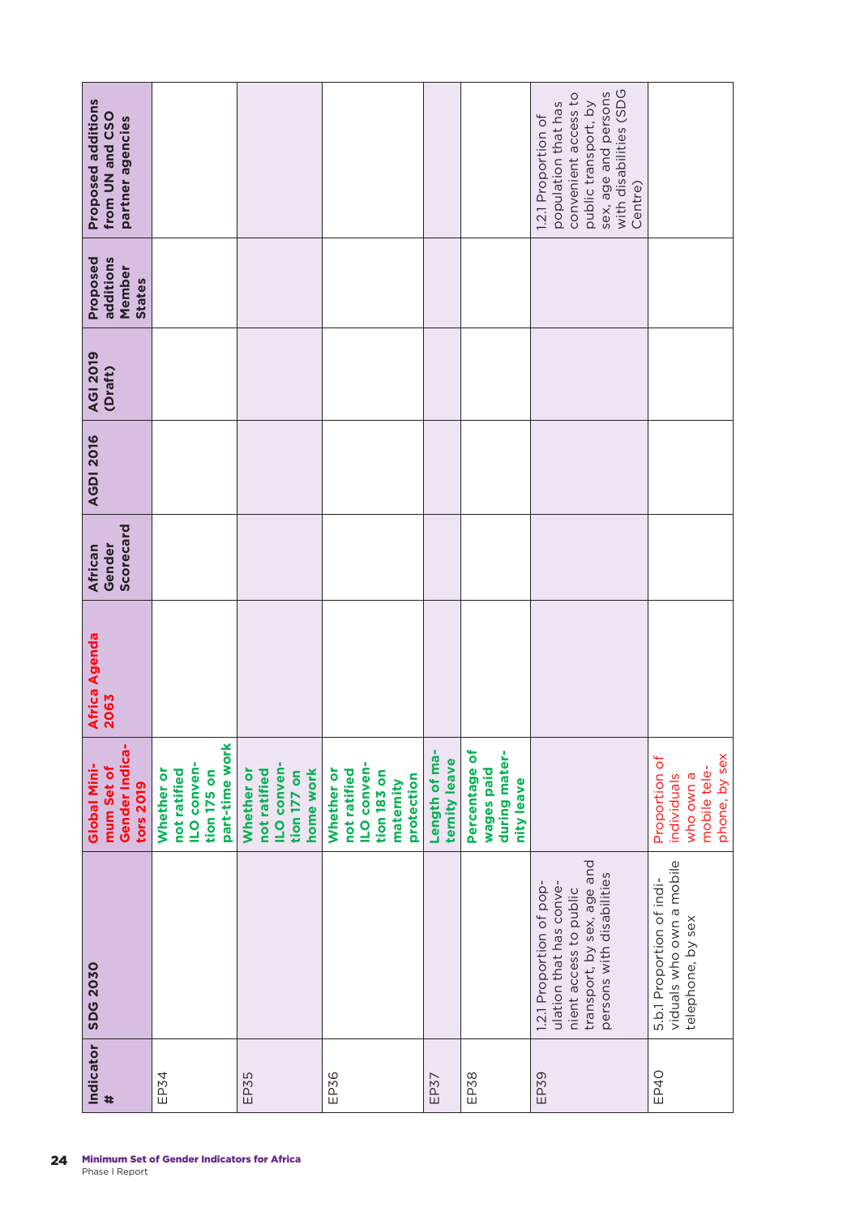| Indicator # | SDG 2030 | Global Minimum Set of Gender Indicators 2019 | Africa Agenda 2063 | African Gender Scorecard | AGDI 2016 | AGI 2019 (Draft) | Proposed additions Member States | Proposed additions from UN and CSO partner agencies |
|---|---|---|---|---|---|---|---|---|
| EP34 | | Whether or not ratified ILO convention 175 on part-time work | | | | | | |
| EP35 | | Whether or not ratified ILO convention 177 on home work | | | | | | |
| EP36 | | Whether or not ratified ILO convention 183 on maternity protection | | | | | | |
| EP37 | | Length of maternity leave | | | | | | |
| EP38 | | Percentage of wages paid during maternity leave | | | | | | |
| EP39 | 1.2.1 Proportion of population that has convenient access to public transport, by sex, age and persons with disabilities | | | | | | | 1.2.1 Proportion of population that has convenient access to public transport, by sex, age and persons with disabilities (SDG Centre) |
| EP40 | 5.b.1 Proportion of individuals who own a mobile telephone, by sex | Proportion of individuals who own a mobile telephone, by sex | | | | | | |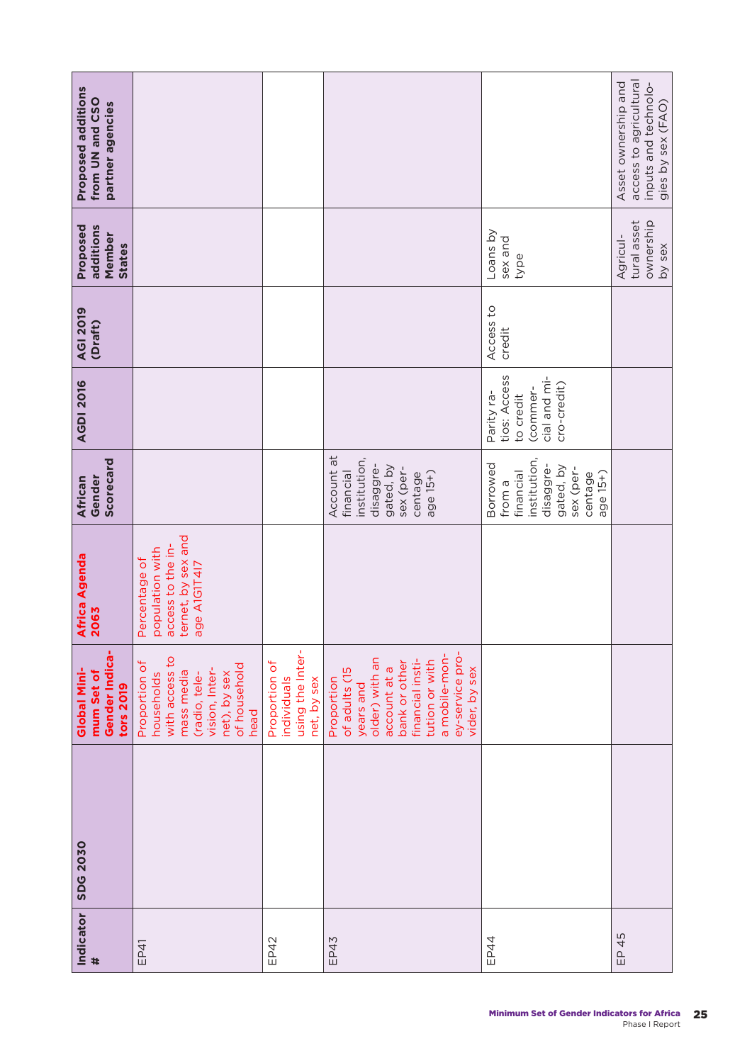| Indicator # | SDG 2030 | Global Minimum Set of Gender Indicators 2019 | Africa Agenda 2063 | African Gender Scorecard | AGDI 2016 | AGI 2019 (Draft) | Proposed additions Member States | Proposed additions from UN and CSO partner agencies |
|---|---|---|---|---|---|---|---|---|
| EP41 | | Proportion of households with access to mass media (radio, television, Internet), by sex of household head | Percentage of population with access to the internet, by sex and age A1G1T4I7 | | | | | |
| EP42 | | Proportion of individuals using the Internet, by sex | | | | | | |
| EP43 | | Proportion of adults (15 years and older) with an account at a bank or other financial institution or with a mobile-money-service provider, by sex | | Account at financial institution, disaggregated, by sex (percentage age 15+) | | | | |
| EP44 | | | | Borrowed from a financial institution, disaggregated, by sex (percentage age 15+) | Parity ratios: Access to credit (commercial and micro-credit) | Access to credit | Loans by sex and type | |
| EP 45 | | | | | | | Agricultural asset ownership by sex | Asset ownership and access to agricultural inputs and technologies by sex (FAO) |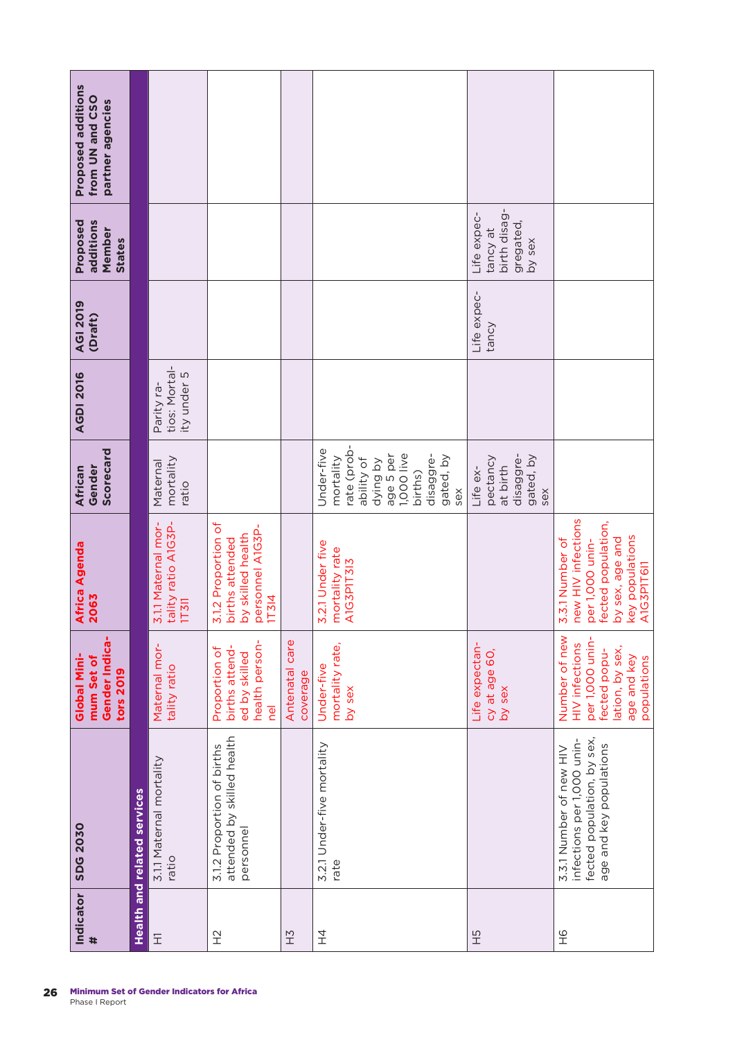| Indicator # | SDG 2030 | Global Minimum Set of Gender Indicators 2019 | Africa Agenda 2063 | African Gender Scorecard | AGDI 2016 | AGI 2019 (Draft) | Proposed additions Member States | Proposed additions from UN and CSO partner agencies |
|---|---|---|---|---|---|---|---|---|
| **Health and related services** | | | | | | | | |
| H1 | 3.1.1 Maternal mortality ratio | Maternal mortality ratio | 3.1.1 Maternal mortality ratio A1G3P1T311 | Maternal mortality ratio | Parity ratios: Mortality under 5 | | | |
| H2 | 3.1.2 Proportion of births attended by skilled health personnel | Proportion of births attended by skilled health personnel | 3.1.2 Proportion of births attended by skilled health personnel A1G3P1T314 | | | | | |
| H3 | | Antenatal care coverage | | | | | | |
| H4 | 3.2.1 Under-five mortality rate | Under-five mortality rate, by sex | 3.2.1 Under five mortality rate A1G3P1T313 | Under-five mortality rate (probability of dying by age 5 per 1,000 live births) disaggregated, by sex | | | | |
| H5 | | Life expectancy at age 60, by sex | | Life expectancy at birth disaggregated, by sex | | Life expectancy | Life expectancy at birth disaggregated, by sex | |
| H6 | 3.3.1 Number of new HIV infections per 1,000 uninfected population, by sex, age and key populations | Number of new HIV infections per 1,000 uninfected population, by sex, age and key populations | 3.3.1 Number of new HIV infections per 1,000 uninfected population, by sex, age and key populations A1G3P1T611 | | | | | |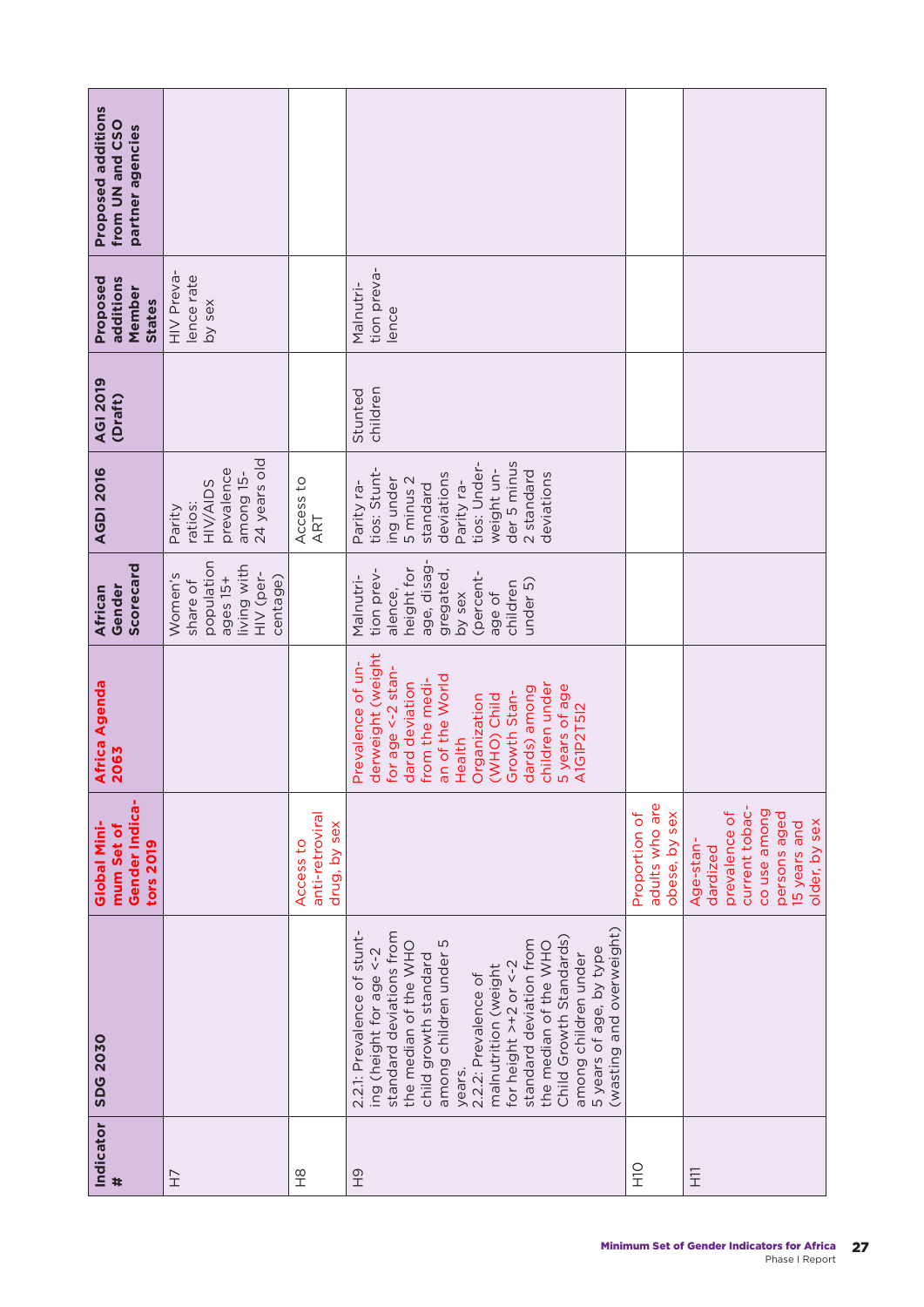| Indicator # | SDG 2030 | Global Minimum Set of Gender Indicators 2019 | Africa Agenda 2063 | African Gender Scorecard | AGDI 2016 | AGI 2019 (Draft) | Proposed additions Member States | Proposed additions from UN and CSO partner agencies |
|---|---|---|---|---|---|---|---|---|
| H7 | | | | Women's share of population ages 15+ living with HIV (percentage) | Parity ratios: HIV/AIDS prevalence among 15-24 years old | | HIV Prevalence rate by sex | |
| H8 | | Access to anti-retroviral drug, by sex | | | Access to ART | | | |
| H9 | 2.2.1: Prevalence of stunting (height for age <-2 standard deviations from the median of the WHO child growth standard among children under 5 years.<br>2.2.2: Prevalence of malnutrition (weight for height >+2 or <-2 standard deviation from the median of the WHO Child Growth Standards) among children under 5 years of age, by type (wasting and overweight) | | Prevalence of underweight (weight for age <-2 standard deviation from the median of the World Health Organization (WHO) Child Growth Standards) among children under 5 years of age A1G1P2T5I2 | Malnutrition prevalence, height for age, disaggregated, by sex (percentage of children under 5) | Parity ratios: Stunting under 5 minus 2 standard deviations Parity ratios: Underweight under 5 minus 2 standard deviations | Stunted children | Malnutrition prevalence | |
| H10 | | Proportion of adults who are obese, by sex | | | | | | |
| H11 | | Age-standardized prevalence of current tobacco use among persons aged 15 years and older, by sex | | | | | | |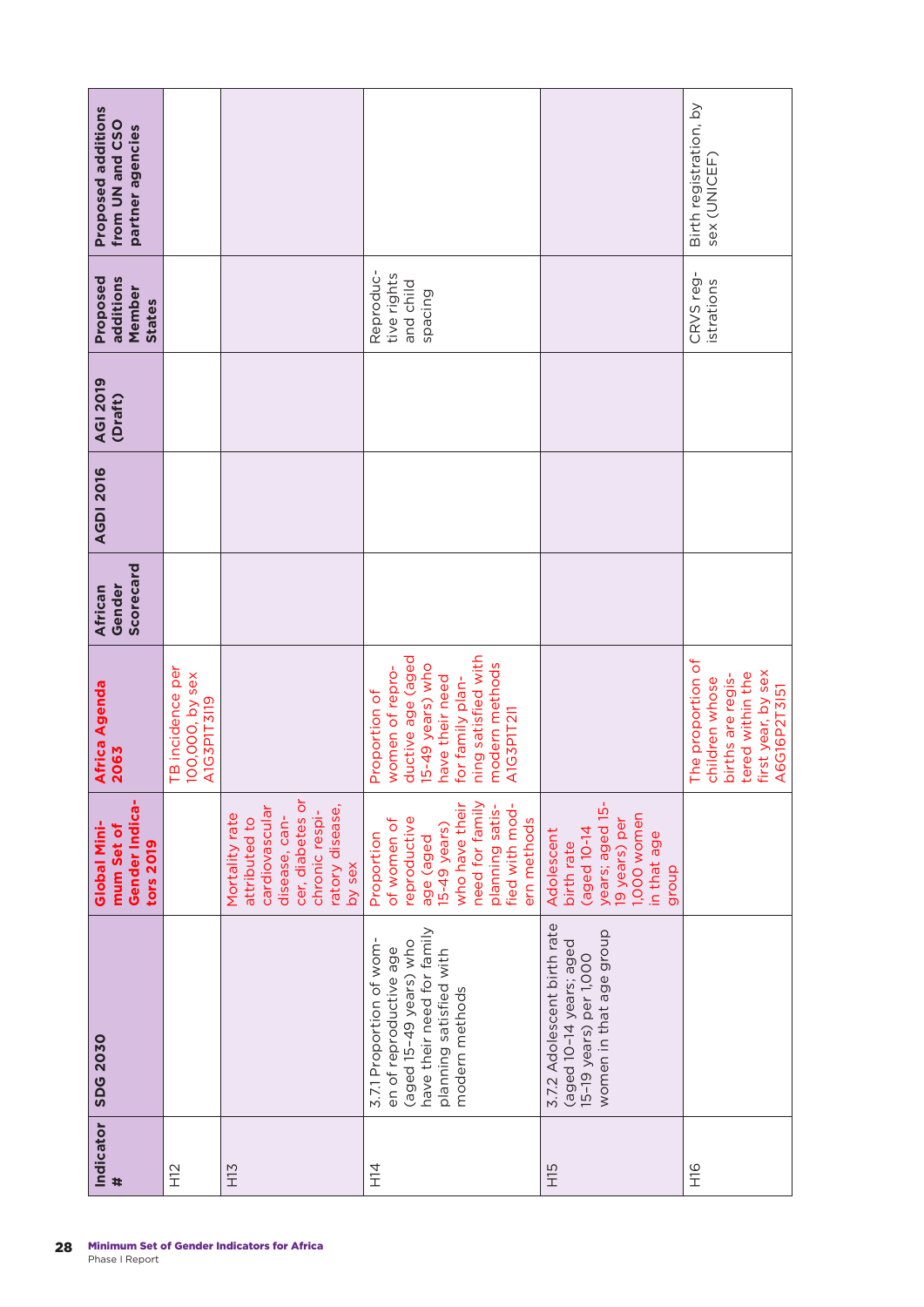| Indicator # | SDG 2030 | Global Minimum Set of Gender Indicators 2019 | Africa Agenda 2063 | African Gender Scorecard | AGDI 2016 | AGI 2019 (Draft) | Proposed additions Member States | Proposed additions from UN and CSO partner agencies |
|---|---|---|---|---|---|---|---|---|
| H12 | | | TB incidence per 100,000, by sex A1G3PIT3I19 | | | | | |
| H13 | | Mortality rate attributed to cardiovascular disease, cancer, diabetes or chronic respiratory disease, by sex | | | | | | |
| H14 | 3.7.1 Proportion of women of reproductive age (aged 15–49 years) who have their need for family planning satisfied with modern methods | Proportion of women of reproductive age (aged 15-49 years) who have their need for family planning satisfied with modern methods | Proportion of women of reproductive age (aged 15-49 years) who have their need for family planning satisfied with modern methods A1G3PIT2I1 | | | | Reproductive rights and child spacing | |
| H15 | 3.7.2 Adolescent birth rate (aged 10–14 years; aged 15–19 years) per 1,000 women in that age group | Adolescent birth rate (aged 10-14 years; aged 15-19 years) per 1,000 women in that age group | | | | | | |
| H16 | | | The proportion of children whose births are registered within the first year, by sex A6G16P2T3I51 | | | | CRVS registrations | Birth registration, by sex (UNICEF) |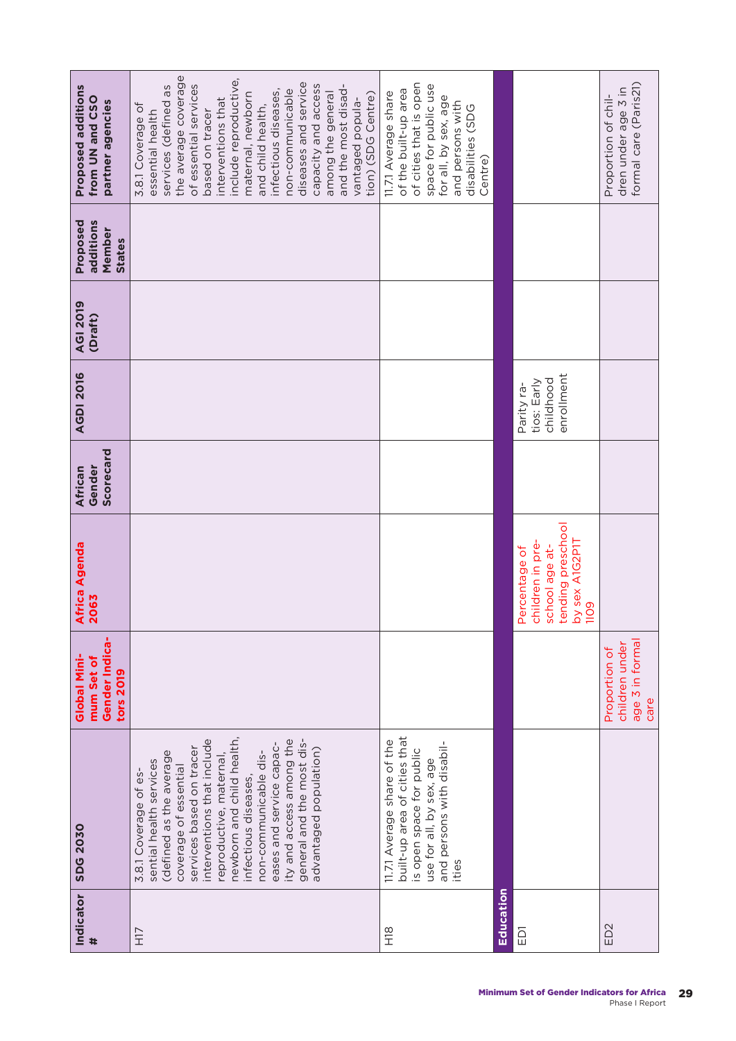| Indicator # | SDG 2030 | Global Minimum Set of Gender Indicators 2019 | Africa Agenda 2063 | African Gender Scorecard | AGDI 2016 | AGI 2019 (Draft) | Proposed additions Member States | Proposed additions from UN and CSO partner agencies |
|---|---|---|---|---|---|---|---|---|
| H17 | 3.8.1 Coverage of essential health services (defined as the average coverage of essential services based on tracer interventions that include reproductive, maternal, newborn and child health, infectious diseases, non-communicable diseases and service capacity and access among the general and the most disadvantaged population) | | | | | | | 3.8.1 Coverage of essential health services (defined as the average coverage of essential services based on tracer interventions that include reproductive, maternal, newborn and child health, infectious diseases, non-communicable diseases and service capacity and access among the general and the most disadvantaged population) (SDG Centre) |
| H18 | 11.7.1 Average share of the built-up area of cities that is open space for public use for all, by sex, age and persons with disabilities | | | | | | | 11.7.1 Average share of the built-up area of cities that is open space for public use for all, by sex, age and persons with disabilities (SDG Centre) |
| **Education** | | | | | | | | |
| ED1 | | | Percentage of children in preschool age attending preschool by sex A1G2PIT 1I09 | | Parity ratios: Early childhood enrollment | | | |
| ED2 | | Proportion of children under age 3 in formal care | | | | | | Proportion of children under age 3 in formal care (Paris21) |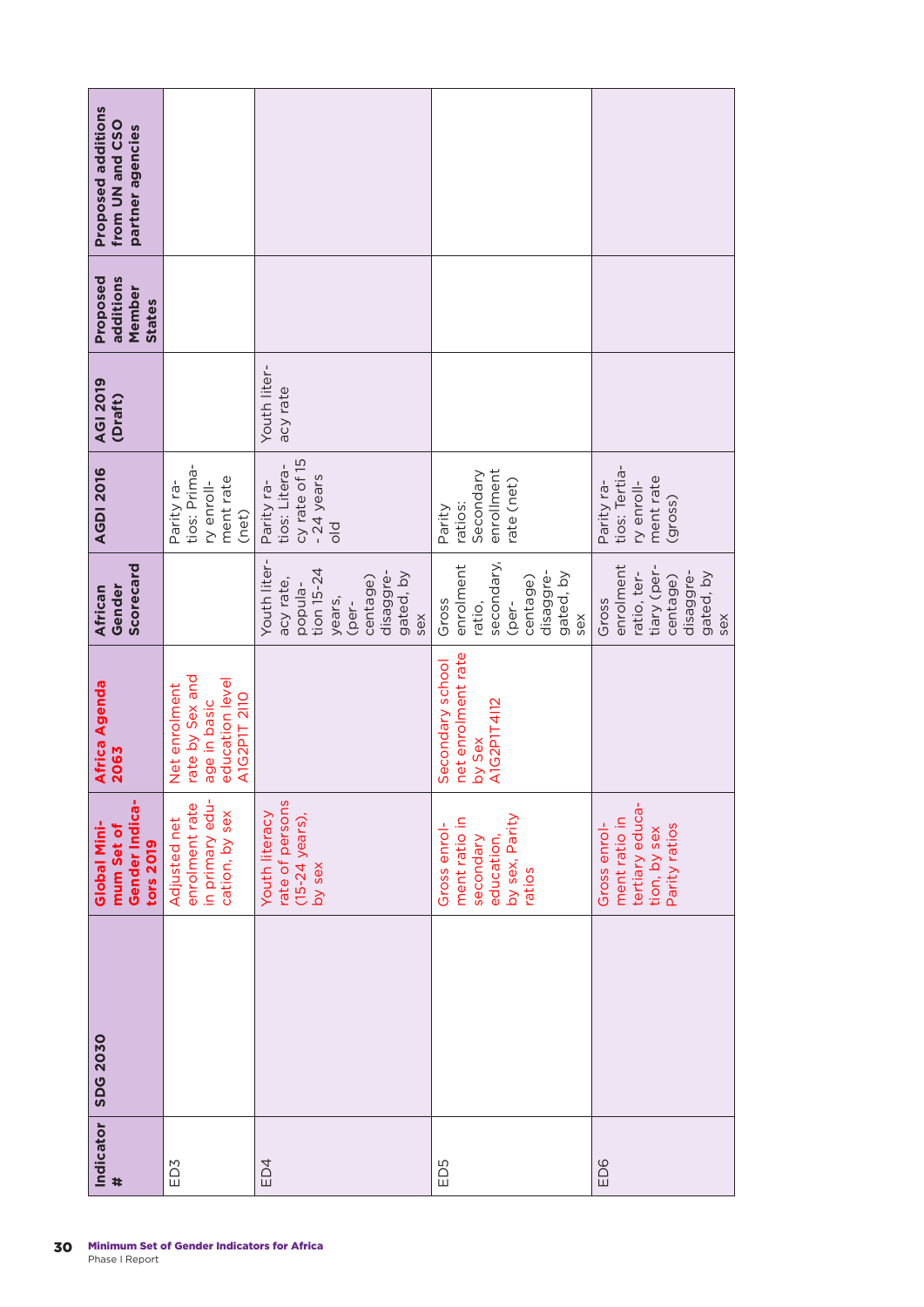| Indicator # | SDG 2030 | Global Minimum Set of Gender Indicators 2019 | Africa Agenda 2063 | African Gender Scorecard | AGDI 2016 | AGI 2019 (Draft) | Proposed additions Member States | Proposed additions from UN and CSO partner agencies |
|---|---|---|---|---|---|---|---|---|
| ED3 | | Adjusted net enrolment rate in primary education, by sex | Net enrolment rate by Sex and age in basic education level A1G2P1T 2I10 | | Parity ratios: Primary enrollment rate (net) | | | |
| ED4 | | Youth literacy rate of persons (15-24 years), by sex | | Youth literacy rate, population 15-24 years, (percentage) disaggregated, by sex | Parity ratios: Literacy rate of 15 - 24 years old | Youth literacy rate | | |
| ED5 | | Gross enrolment ratio in secondary education, by sex, Parity ratios | Secondary school net enrolment rate by Sex A1G2P1T4I12 | Gross enrolment ratio, secondary, (percentage) disaggregated, by sex | Parity ratios: Secondary enrollment rate (net) | | | |
| ED6 | | Gross enrolment ratio in tertiary education, by sex Parity ratios | | Gross enrolment ratio, tertiary (percentage) disaggregated, by sex | Parity ratios: Tertiary enrollment rate (gross) | | | |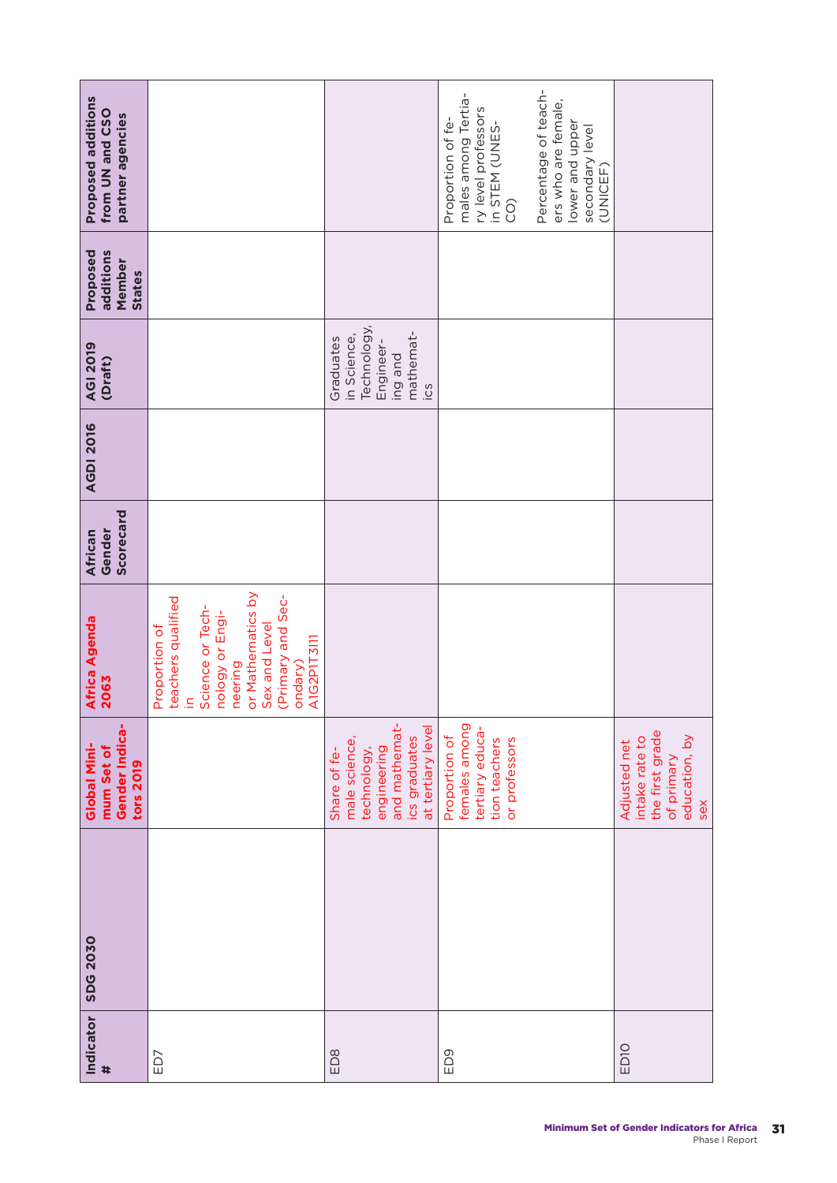| Indicator # | SDG 2030 | Global Minimum Set of Gender Indicators 2019 | Africa Agenda 2063 | African Gender Scorecard | AGDI 2016 | AGI 2019 (Draft) | Proposed additions Member States | Proposed additions from UN and CSO partner agencies |
|---|---|---|---|---|---|---|---|---|
| ED7 | | | Proportion of teachers qualified in Science or Technology or Engineering or Mathematics by Sex and Level (Primary and Secondary) A1G2P1T3I11 | | | | | |
| ED8 | | Share of female science, technology, engineering and mathematics graduates at tertiary level | | | | Graduates in Science, Technology, Engineering and mathematics | | |
| ED9 | | Proportion of females among tertiary education teachers or professors | | | | | | Proportion of females among Tertiary level professors in STEM (UNESCO)<br><br>Percentage of teachers who are female, lower and upper secondary level (UNICEF) |
| ED10 | | Adjusted net intake rate to the first grade of primary education, by sex | | | | | | |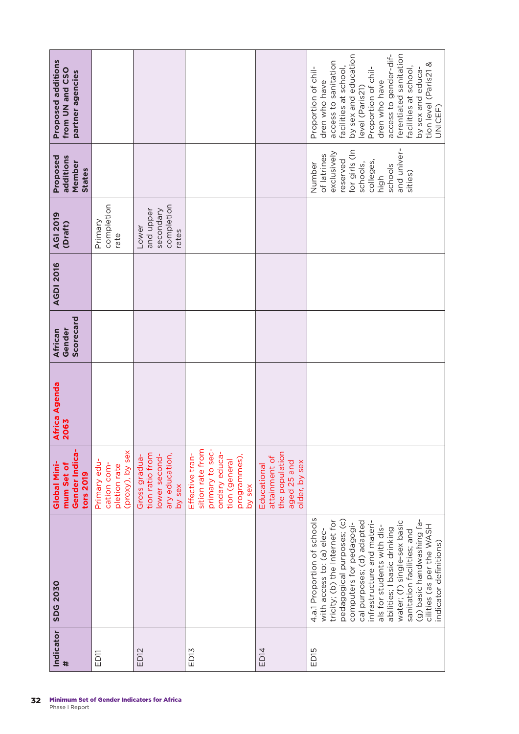| Indicator # | SDG 2030 | Global Minimum Set of Gender Indicators 2019 | Africa Agenda 2063 | African Gender Scorecard | AGDI 2016 | AGI 2019 (Draft) | Proposed additions Member States | Proposed additions from UN and CSO partner agencies |
|---|---|---|---|---|---|---|---|---|
| ED11 | | Primary education completion rate (proxy), by sex | | | | Primary completion rate | | |
| ED12 | | Gross graduation ratio from lower secondary education, by sex | | | | Lower and upper secondary completion rates | | |
| ED13 | | Effective transition rate from primary to secondary education (general programmes), by sex | | | | | | |
| ED14 | | Educational attainment of the population aged 25 and older, by sex | | | | | | |
| ED15 | 4.a.1 Proportion of schools with access to: (a) electricity; (b) the Internet for pedagogical purposes; (c) computers for pedagogical purposes; (d) adapted infrastructure and materials for students with disabilities; I basic drinking water; (f) single-sex basic sanitation facilities; and (g) basic handwashing facilities (as per the WASH indicator definitions) | | | | | | Number of latrines exclusively reserved for girls (In schools, colleges, high schools and universities) | Proportion of children who have access to sanitation facilities at school, by sex and education level (Paris21) Proportion of children who have access to gender-differentiated sanitation facilities at school, by sex and education level (Paris21 & UNICEF) |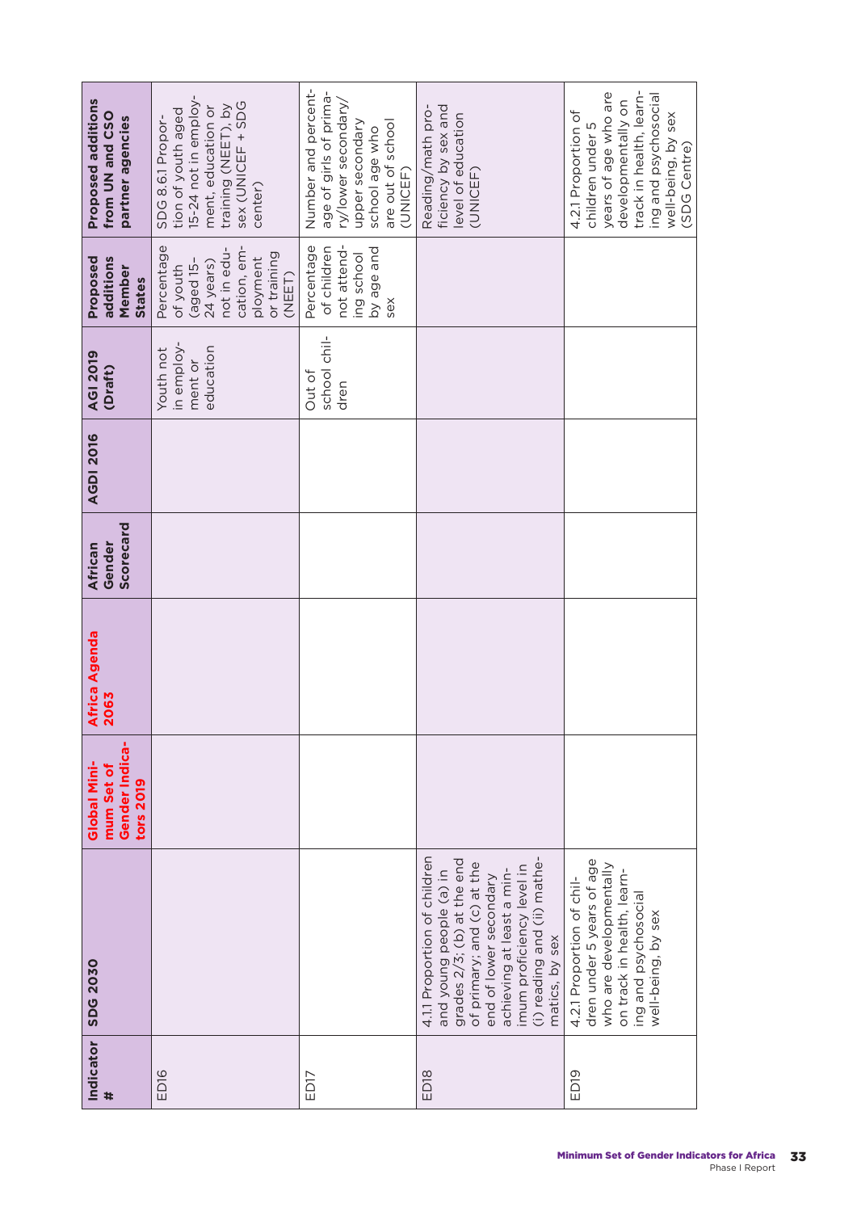| Indicator # | SDG 2030 | Global Minimum Set of Gender Indicators 2019 | Africa Agenda 2063 | African Gender Scorecard | AGDI 2016 | AGI 2019 (Draft) | Proposed additions Member States | Proposed additions from UN and CSO partner agencies |
|---|---|---|---|---|---|---|---|---|
| ED16 | | | | | | Youth not in employment or education | Percentage of youth (aged 15-24 years) not in education, employment or training (NEET) | SDG 8.6.1 Proportion of youth aged 15-24 not in employment, education or training (NEET), by sex (UNICEF + SDG center) |
| ED17 | | | | | | Out of school children | Percentage of children not attending school by age and sex | Number and percentage of girls of primary/lower secondary/upper secondary school age who are out of school (UNICEF) |
| ED18 | 4.1.1 Proportion of children and young people (a) in grades 2/3; (b) at the end of primary; and (c) at the end of lower secondary achieving at least a minimum proficiency level in (i) reading and (ii) mathematics, by sex | | | | | | | Reading/math proficiency by sex and level of education (UNICEF) |
| ED19 | 4.2.1 Proportion of children under 5 years of age who are developmentally on track in health, learning and psychosocial well-being, by sex | | | | | | | 4.2.1 Proportion of children under 5 years of age who are developmentally on track in health, learning and psychosocial well-being, by sex (SDG Centre) |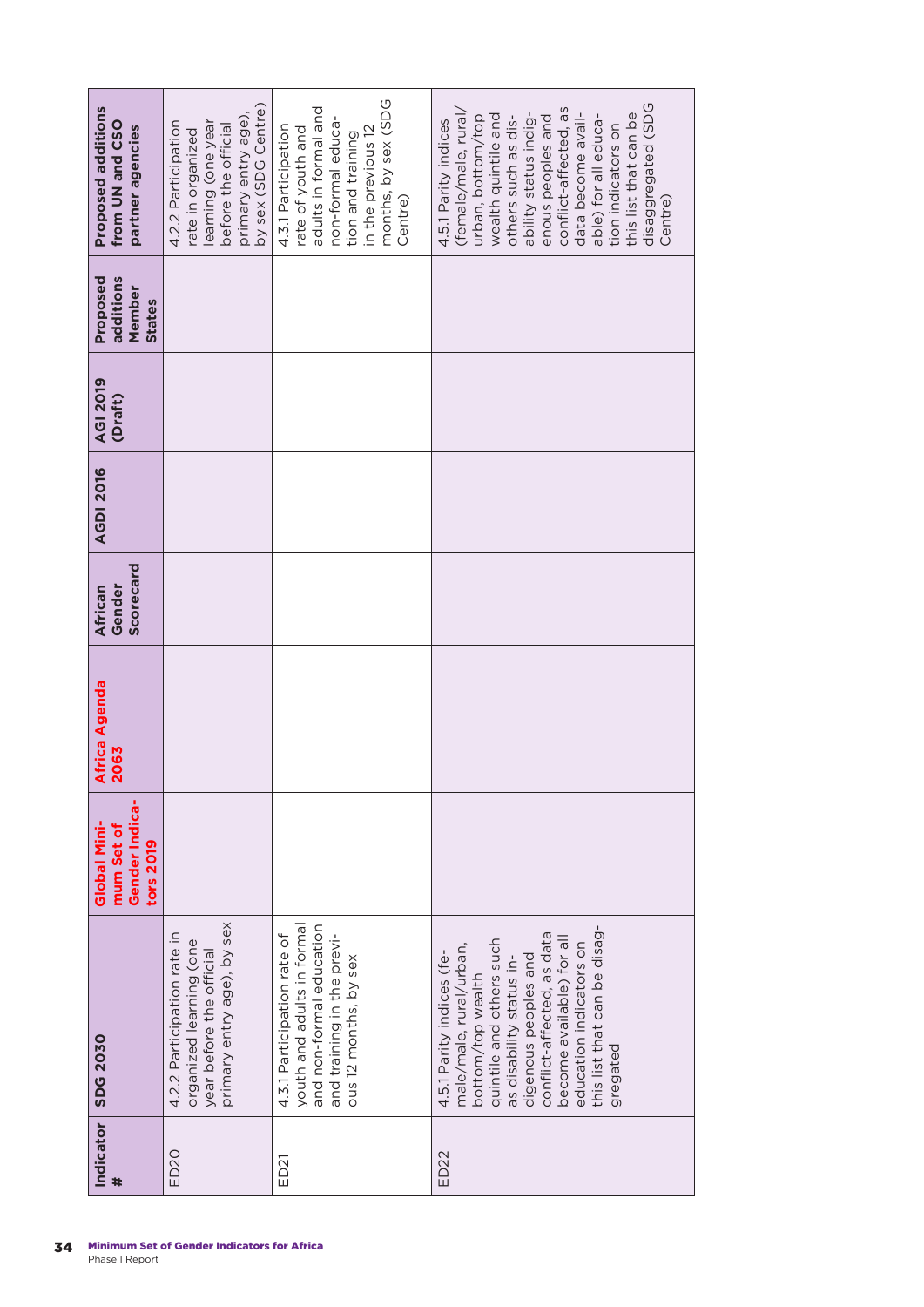| Indicator # | SDG 2030 | Global Minimum Set of Gender Indicators 2019 | Africa Agenda 2063 | African Gender Scorecard | AGDI 2016 | AGI 2019 (Draft) | Proposed additions Member States | Proposed additions from UN and CSO partner agencies |
|---|---|---|---|---|---|---|---|---|
| ED20 | 4.2.2 Participation rate in organized learning (one year before the official primary entry age), by sex | | | | | | | 4.2.2 Participation rate in organized learning (one year before the official primary entry age), by sex (SDG Centre) |
| ED21 | 4.3.1 Participation rate of youth and adults in formal and non-formal education and training in the previous 12 months, by sex | | | | | | | 4.3.1 Participation rate of youth and adults in formal and non-formal education and training in the previous 12 months, by sex (SDG Centre) |
| ED22 | 4.5.1 Parity indices (female/male, rural/urban, bottom/top wealth quintile and others such as disability status indigenous peoples and conflict-affected, as data become available) for all education indicators on this list that can be disaggregated | | | | | | | 4.5.1 Parity indices (female/male, rural/urban, bottom/top wealth quintile and others such as disability status indigenous peoples and conflict-affected, as data become available) for all education indicators on this list that can be disaggregated (SDG Centre) |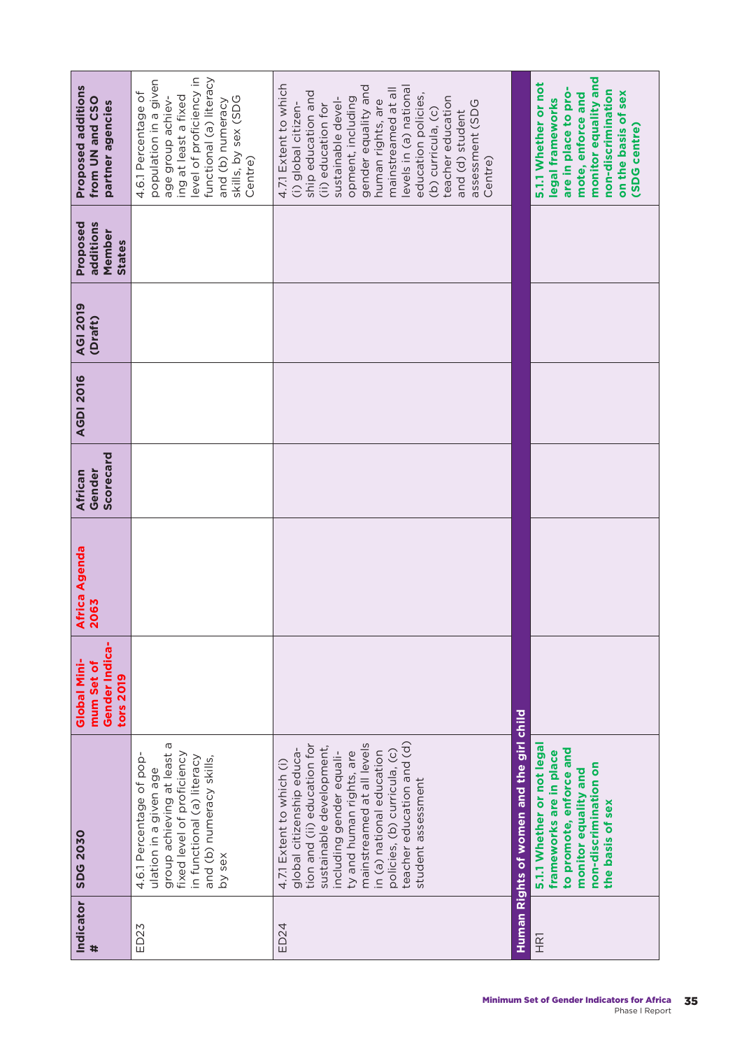| Indicator # | SDG 2030 | Global Minimum Set of Gender Indicators 2019 | Africa Agenda 2063 | African Gender Scorecard | AGDI 2016 | AGI 2019 (Draft) | Proposed additions Member States | Proposed additions from UN and CSO partner agencies |
|---|---|---|---|---|---|---|---|---|
| ED23 | 4.6.1 Percentage of population in a given age group achieving at least a fixed level of proficiency in functional (a) literacy and (b) numeracy skills, by sex | | | | | | | 4.6.1 Percentage of population in a given age group achieving at least a fixed level of proficiency in functional (a) literacy and (b) numeracy skills, by sex (SDG Centre) |
| ED24 | 4.7.1 Extent to which (i) global citizenship education and (ii) education for sustainable development, including gender equality and human rights, are mainstreamed at all levels in (a) national education policies, (b) curricula, (c) teacher education and (d) student assessment | | | | | | | 4.7.1 Extent to which (i) global citizenship education and (ii) education for sustainable development, including gender equality and human rights, are mainstreamed at all levels in (a) national education policies, (b) curricula, (c) teacher education and (d) student assessment (SDG Centre) |
| **Human Rights of women and the girl child** | | | | | | | | |
| HR1 | **5.1.1 Whether or not legal frameworks are in place to promote, enforce and monitor equality and non-discrimination on the basis of sex** | | | | | | | **5.1.1 Whether or not legal frameworks are in place to promote, enforce and monitor equality and non-discrimination on the basis of sex (SDG centre)** |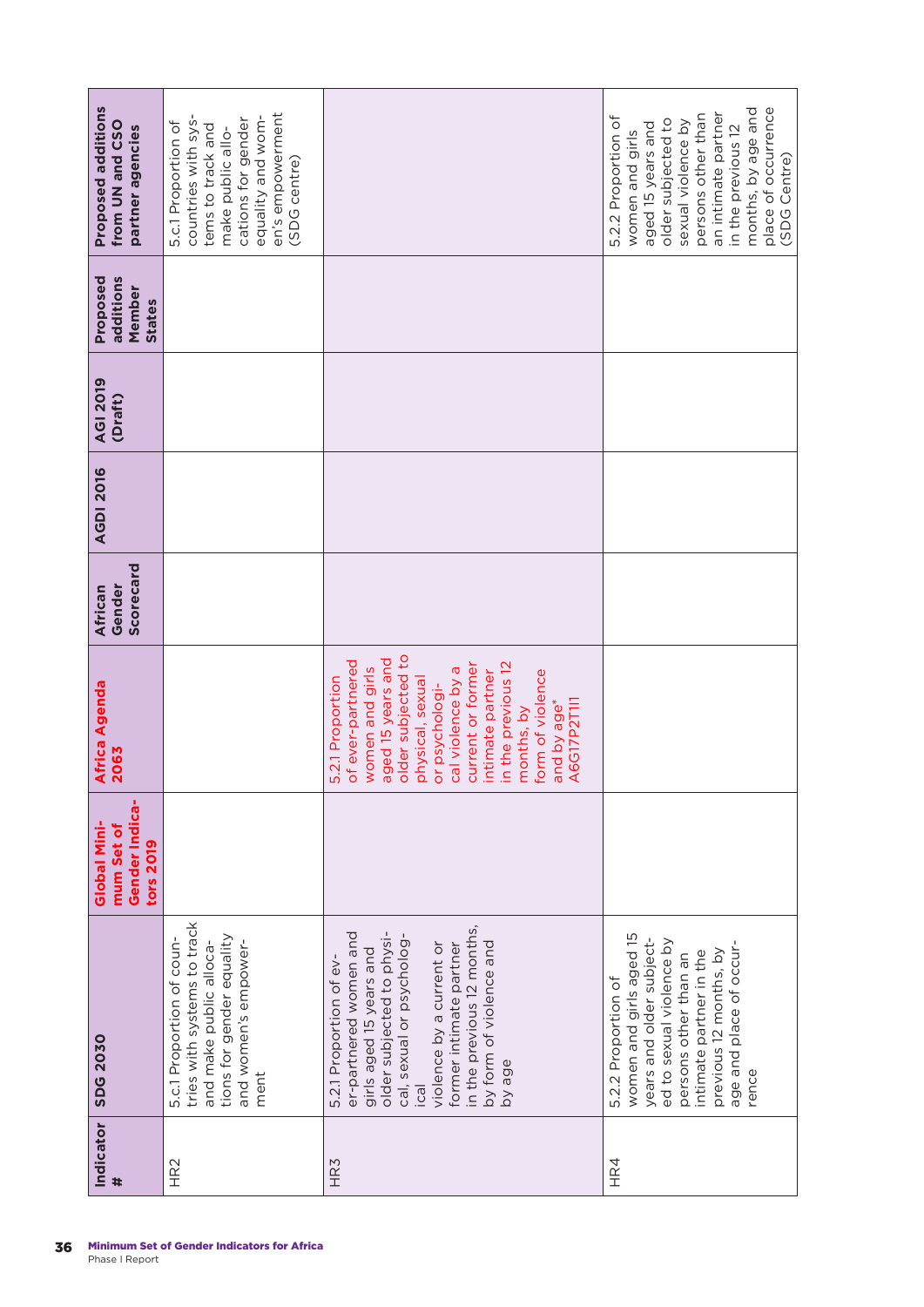| Indicator # | SDG 2030 | Global Minimum Set of Gender Indicators 2019 | Africa Agenda 2063 | African Gender Scorecard | AGDI 2016 | AGI 2019 (Draft) | Proposed additions Member States | Proposed additions from UN and CSO partner agencies |
|---|---|---|---|---|---|---|---|---|
| HR2 | 5.c.1 Proportion of countries with systems to track and make public allocations for gender equality and women's empowerment | | | | | | | 5.c.1 Proportion of countries with systems to track and make public allocations for gender equality and women's empowerment (SDG centre) |
| HR3 | 5.2.1 Proportion of ever-partnered women and girls aged 15 years and older subjected to physical, sexual or psychological violence by a current or former intimate partner in the previous 12 months, by form of violence and by age | | 5.2.1 Proportion of ever-partnered women and girls aged 15 years and older subjected to physical, sexual or psychological violence by a current or former intimate partner in the previous 12 months, by form of violence and by age* A6G17P2T111 | | | | | |
| HR4 | 5.2.2 Proportion of women and girls aged 15 years and older subjected to sexual violence by persons other than an intimate partner in the previous 12 months, by age and place of occurrence | | | | | | | 5.2.2 Proportion of women and girls aged 15 years and older subjected to sexual violence by persons other than an intimate partner in the previous 12 months, by age and place of occurrence (SDG Centre) |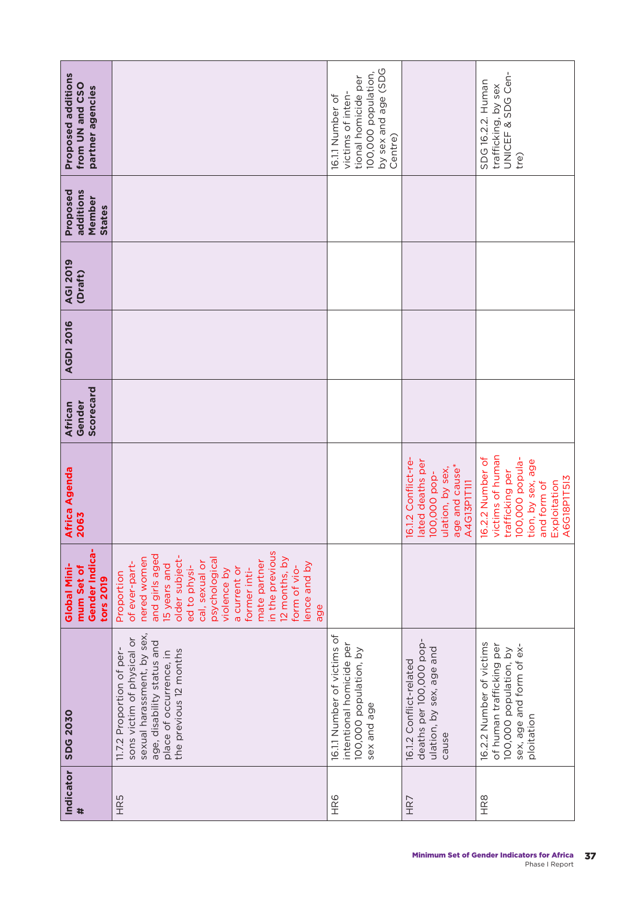| Indicator # | SDG 2030 | Global Minimum Set of Gender Indicators 2019 | Africa Agenda 2063 | African Gender Scorecard | AGDI 2016 | AGI 2019 (Draft) | Proposed additions Member States | Proposed additions from UN and CSO partner agencies |
|---|---|---|---|---|---|---|---|---|
| HR5 | 11.7.2 Proportion of persons victim of physical or sexual harassment, by sex, age, disability status and place of occurrence, in the previous 12 months | Proportion of ever-partnered women and girls aged 15 years and older subjected to physical, sexual or psychological violence by a current or former intimate partner in the previous 12 months, by form of violence and by age | | | | | | |
| HR6 | 16.1.1 Number of victims of intentional homicide per 100,000 population, by sex and age | | | | | | | 16.1.1 Number of victims of intentional homicide per 100,000 population, by sex and age (SDG Centre) |
| HR7 | 16.1.2 Conflict-related deaths per 100,000 population, by sex, age and cause | | 16.1.2 Conflict-related deaths per 100,000 population, by sex, age and cause* A4G13P1T111 | | | | | |
| HR8 | 16.2.2 Number of victims of human trafficking per 100,000 population, by sex, age and form of exploitation | | 16.2.2 Number of victims of human trafficking per 100,000 population, by sex, age and form of Exploitation A6G18P1T513 | | | | | SDG 16.2.2. Human trafficking, by sex UNICEF & SDG Centre) |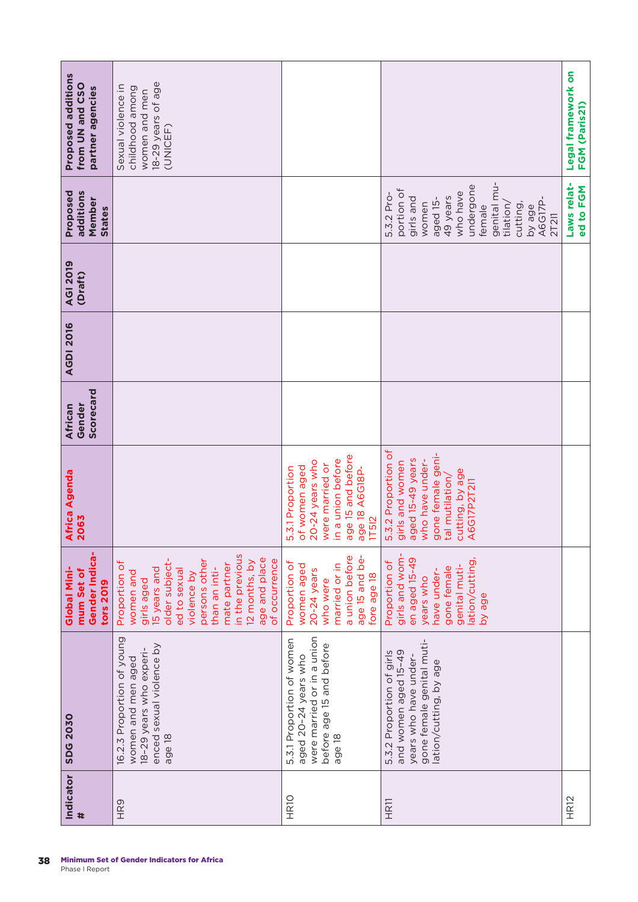| Indicator # | SDG 2030 | Global Minimum Set of Gender Indicators 2019 | Africa Agenda 2063 | African Gender Scorecard | AGDI 2016 | AGI 2019 (Draft) | Proposed additions Member States | Proposed additions from UN and CSO partner agencies |
|---|---|---|---|---|---|---|---|---|
| HR9 | 16.2.3 Proportion of young women and men aged 18–29 years who experienced sexual violence by age 18 | Proportion of women and girls aged 15 years and older subjected to sexual violence by persons other than an intimate partner in the previous 12 months, by age and place of occurrence | | | | | | Sexual violence in childhood among women and men 18-29 years of age (UNICEF) |
| HR10 | 5.3.1 Proportion of women aged 20–24 years who were married or in a union before age 15 and before age 18 | Proportion of women aged 20-24 years who were married or in a union before age 15 and before age 18 | 5.3.1 Proportion of women aged 20-24 years who were married or in a union before age 15 and before age 18 A6G18P-1T5I2 | | | | | |
| HR11 | 5.3.2 Proportion of girls and women aged 15-49 years who have undergone female genital mutilation/cutting, by age | Proportion of girls and women aged 15-49 years who have undergone female genital mutilation/cutting, by age | 5.3.2 Proportion of girls and women aged 15-49 years who have undergone female genital mutilation/cutting, by age A6G17P2T2I1 | | | | 5.3.2 Proportion of girls and women aged 15-49 years who have undergone female genital mutilation/cutting, by age A6G17P-2T2I1 | |
| HR12 | | | | | | | **Laws related to FGM** | **Legal framework on FGM (Paris21)** |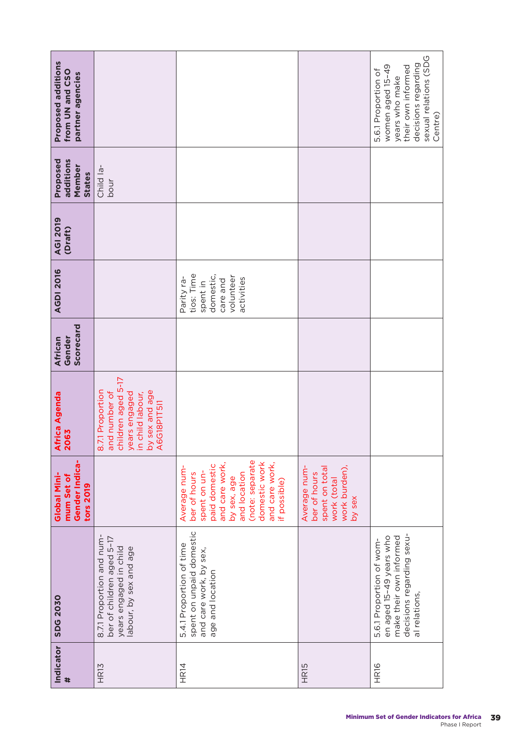| Indicator # | SDG 2030 | Global Minimum Set of Gender Indicators 2019 | Africa Agenda 2063 | African Gender Scorecard | AGDI 2016 | AGI 2019 (Draft) | Proposed additions Member States | Proposed additions from UN and CSO partner agencies |
|---|---|---|---|---|---|---|---|---|
| HR13 | 8.7.1 Proportion and number of children aged 5-17 years engaged in child labour, by sex and age | | 8.7.1 Proportion and number of children aged 5-17 years engaged in child labour, by sex and age A6G18P1T5I1 | | | | Child labour | |
| HR14 | 5.4.1 Proportion of time spent on unpaid domestic and care work, by sex, age and location | Average number of hours spent on unpaid domestic and care work, by sex, age and location (note: separate domestic work and care work, if possible) | | | Parity ratios: Time spent in domestic, care and volunteer activities | | | |
| HR15 | | Average number of hours spent on total work (total work burden), by sex | | | | | | |
| HR16 | 5.6.1 Proportion of women aged 15-49 years who make their own informed decisions regarding sexual relations, | | | | | | | 5.6.1 Proportion of women aged 15-49 years who make their own informed decisions regarding sexual relations (SDG Centre) |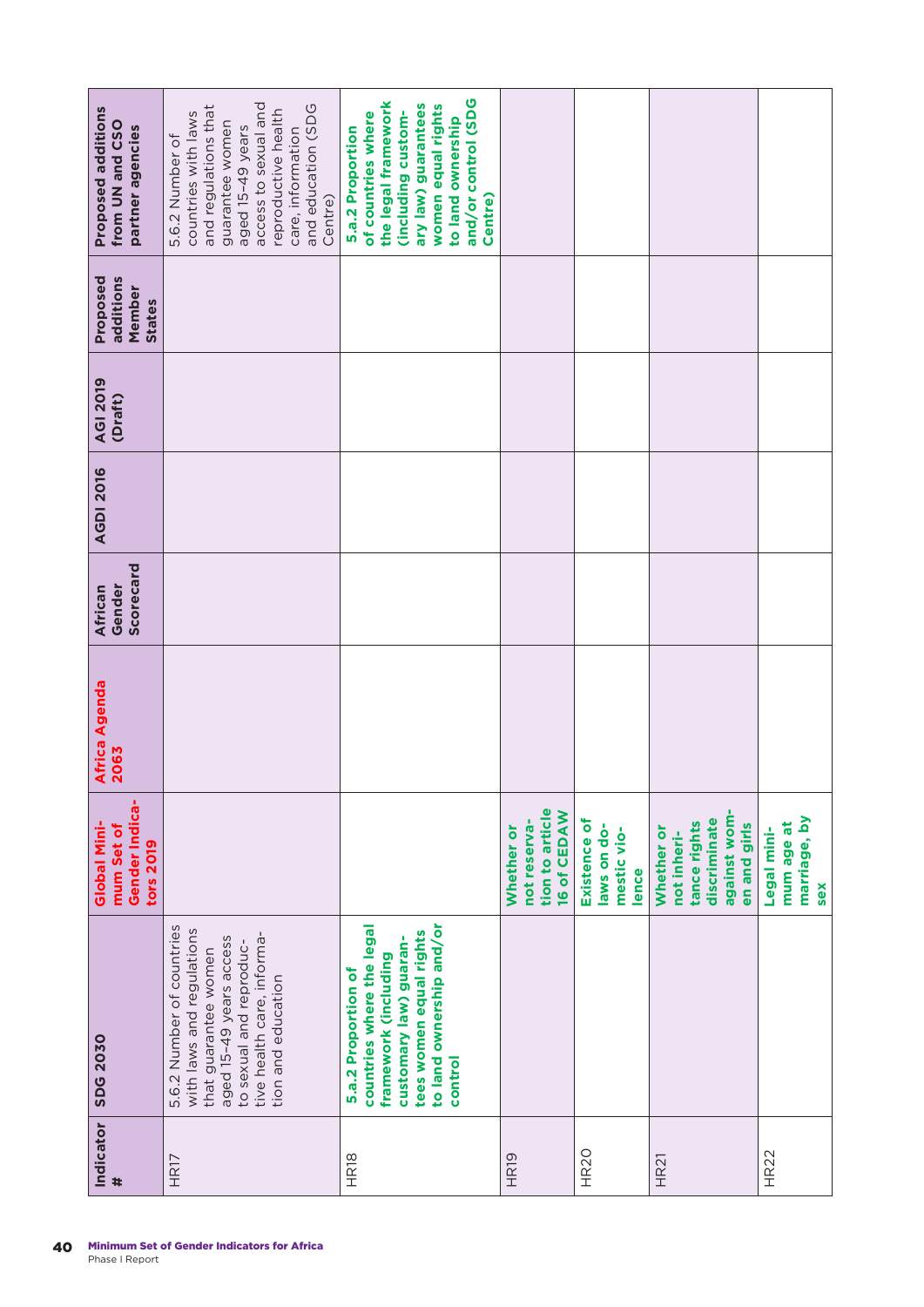| Indicator # | SDG 2030 | Global Minimum Set of Gender Indicators 2019 | Africa Agenda 2063 | African Gender Scorecard | AGDI 2016 | AGI 2019 (Draft) | Proposed additions Member States | Proposed additions from UN and CSO partner agencies |
|---|---|---|---|---|---|---|---|---|
| HR17 | 5.6.2 Number of countries with laws and regulations that guarantee women aged 15–49 years access to sexual and reproductive health care, information and education | | | | | | | 5.6.2 Number of countries with laws and regulations that guarantee women aged 15–49 years access to sexual and reproductive health care, information and education (SDG Centre) |
| HR18 | **5.a.2 Proportion of countries where the legal framework (including customary law) guarantees women equal rights to land ownership and/or control** | | | | | | | **5.a.2 Proportion of countries where the legal framework (including customary law) guarantees women equal rights to land ownership and/or control (SDG Centre)** |
| HR19 | | **Whether or not reservation to article 16 of CEDAW** | | | | | | |
| HR20 | | **Existence of laws on domestic violence** | | | | | | |
| HR21 | | **Whether or not inheritance rights discriminate against women and girls** | | | | | | |
| HR22 | | **Legal minimum age at marriage, by sex** | | | | | | |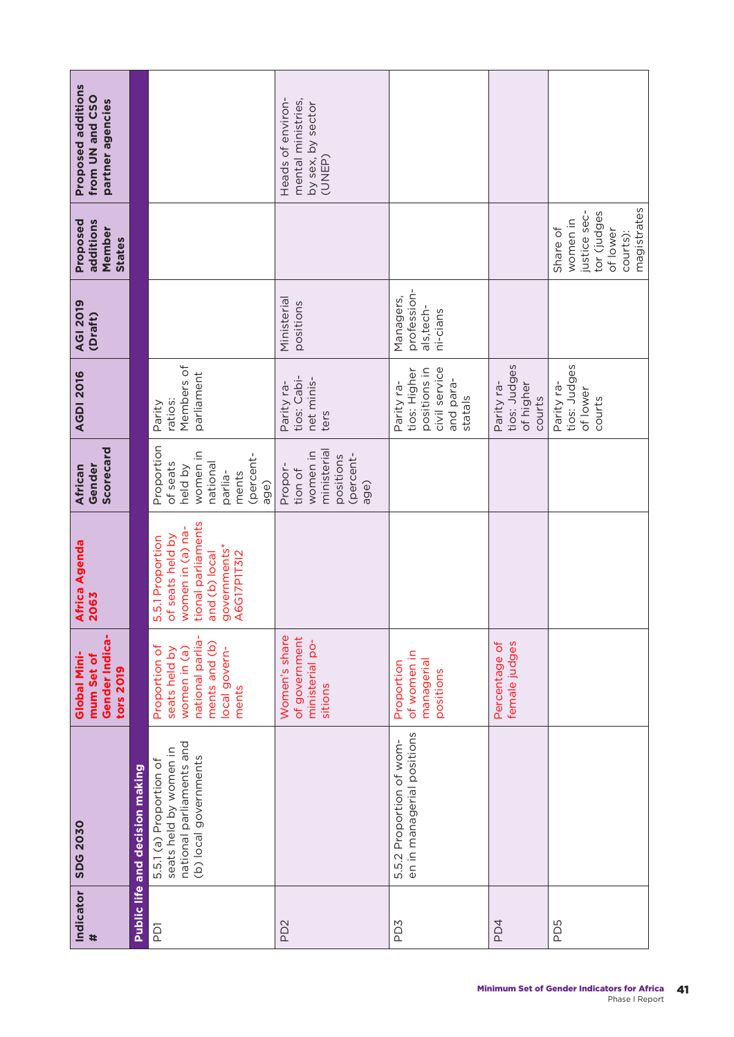| Indicator # | SDG 2030 | Global Minimum Set of Gender Indicators 2019 | Africa Agenda 2063 | African Gender Scorecard | AGDI 2016 | AGI 2019 (Draft) | Proposed additions Member States | Proposed additions from UN and CSO partner agencies |
|---|---|---|---|---|---|---|---|---|
| **Public life and decision making** | | | | | | | | |
| PD1 | 5.5.1 (a) Proportion of seats held by women in national parliaments and (b) local governments | Proportion of seats held by women in (a) national parliaments and (b) local governments | 5.5.1 Proportion of seats held by women in (a) national parliaments and (b) local governments* A6G17P1T3I2 | Proportion of seats held by women in national parliaments (percentage) | Parity ratios: Members of parliament | | | |
| PD2 | | Women's share of government ministerial positions | | Proportion of women in ministerial positions (percentage) | Parity ratios: Cabinet ministers | Ministerial positions | | Heads of environmental ministries, by sex, by sector (UNEP) |
| PD3 | 5.5.2 Proportion of women in managerial positions | Proportion of women in managerial positions | | | Parity ratios: Higher positions in civil service and parastatals | Managers, professionals,technicians | | |
| PD4 | | Percentage of female judges | | | Parity ratios: Judges of higher courts | | | |
| PD5 | | | | | Parity ratios: Judges of lower courts | | Share of women in justice sector (judges of lower courts): magistrates | |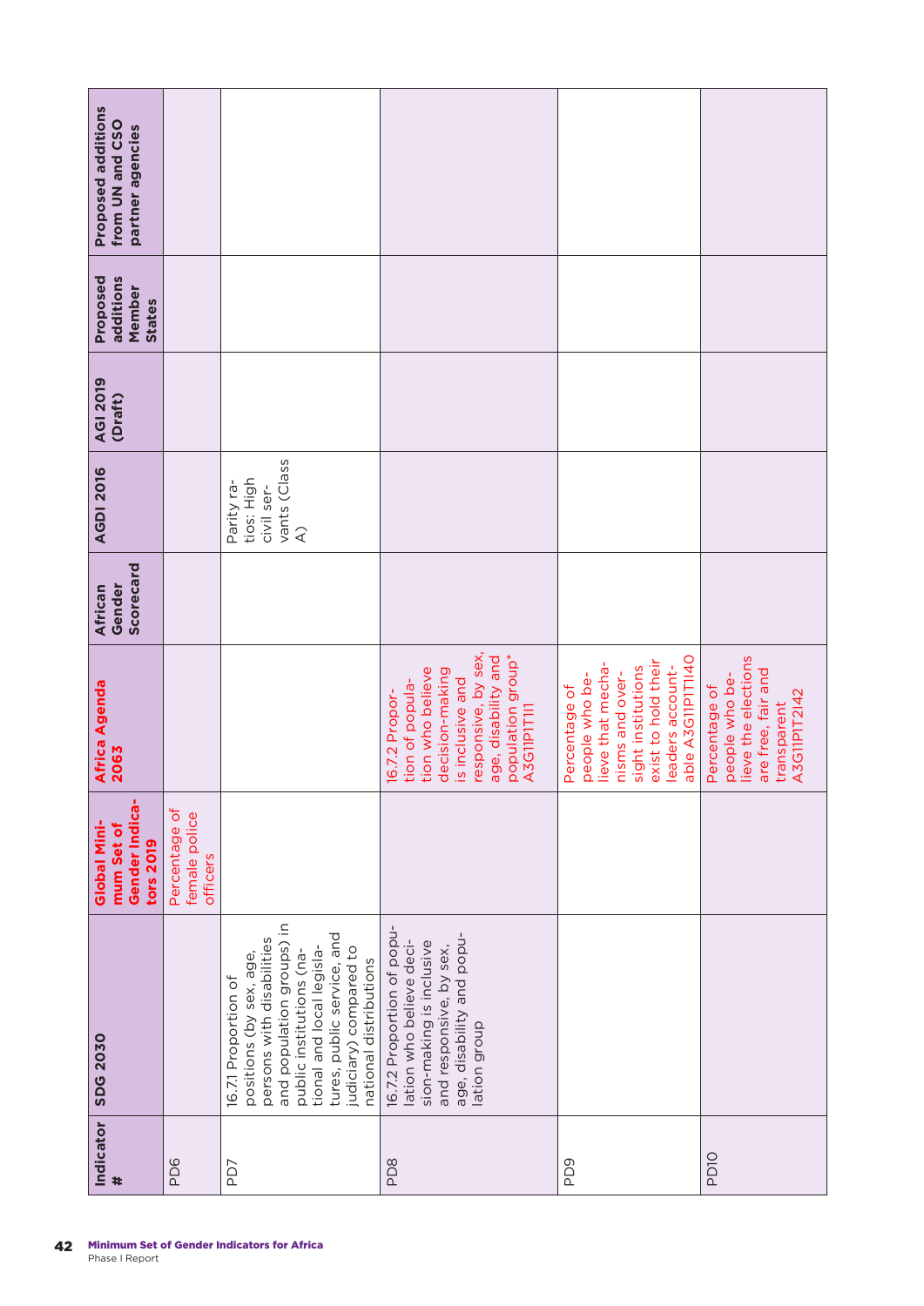| Indicator # | SDG 2030 | Global Minimum Set of Gender Indicators 2019 | Africa Agenda 2063 | African Gender Scorecard | AGDI 2016 | AGI 2019 (Draft) | Proposed additions Member States | Proposed additions from UN and CSO partner agencies |
|---|---|---|---|---|---|---|---|---|
| PD6 | | Percentage of female police officers | | | | | | |
| PD7 | 16.7.1 Proportion of positions (by sex, age, persons with disabilities and population groups) in public institutions (national and local legislatures, public service, and judiciary) compared to national distributions | | | | Parity ratios: High civil servants (Class A) | | | |
| PD8 | 16.7.2 Proportion of population who believe decision-making is inclusive and responsive, by sex, age, disability and population group | | 16.7.2 Proportion of population who believe decision-making is inclusive and responsive, by sex, age, disability and population group* A3G11P1T1I1 | | | | | |
| PD9 | | | Percentage of people who believe that mechanisms and oversight institutions exist to hold their leaders accountable A3G11P1T1I40 | | | | | |
| PD10 | | | Percentage of people who believe the elections are free, fair and transparent A3G11P1T2I42 | | | | | |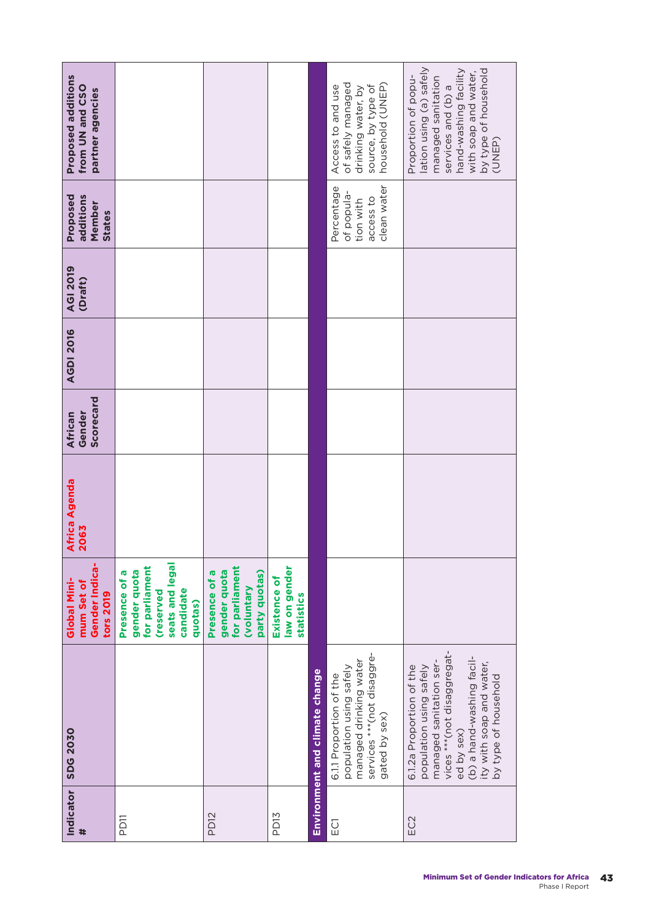| Indicator # | SDG 2030 | Global Minimum Set of Gender Indicators 2019 | Africa Agenda 2063 | African Gender Scorecard | AGDI 2016 | AGI 2019 (Draft) | Proposed additions Member States | Proposed additions from UN and CSO partner agencies |
|---|---|---|---|---|---|---|---|---|
| PD11 | | Presence of a gender quota for parliament (reserved seats and legal candidate quotas) | | | | | | |
| PD12 | | Presence of a gender quota for parliament (voluntary party quotas) | | | | | | |
| PD13 | | Existence of law on gender statistics | | | | | | |
| **Environment and climate change** | | | | | | | | |
| EC1 | 6.1.1 Proportion of the population using safely managed drinking water services ***(not disaggregated by sex) | | | | | | Percentage of population with access to clean water | Access to and use of safely managed drinking water, by source, by type of household (UNEP) |
| EC2 | 6.1.2a Proportion of the population using safely managed sanitation services ***(not disaggregated by sex) (b) a hand-washing facility with soap and water, by type of household | | | | | | | Proportion of population using (a) safely managed sanitation services and (b) a hand-washing facility with soap and water, by type of household (UNEP) |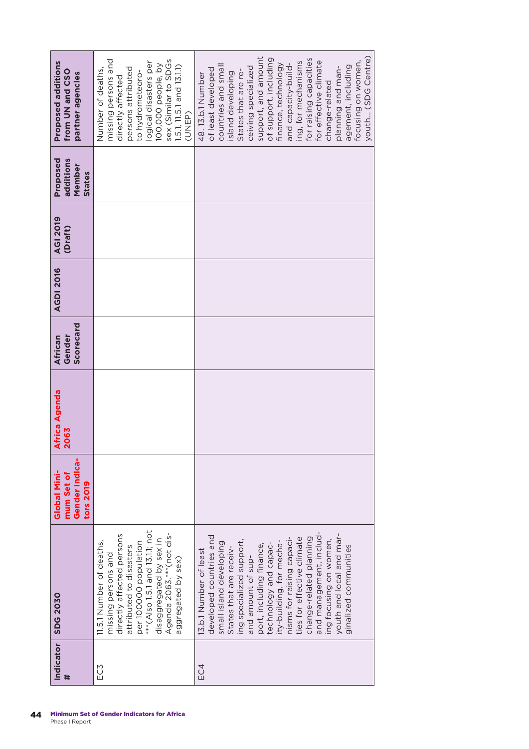| Indicator # | SDG 2030 | Global Minimum Set of Gender Indicators 2019 | Africa Agenda 2063 | African Gender Scorecard | AGDI 2016 | AGI 2019 (Draft) | Proposed additions Member States | Proposed additions from UN and CSO partner agencies |
|---|---|---|---|---|---|---|---|---|
| EC3 | 11.5.1 Number of deaths, missing persons and directly affected persons attributed to disasters per 100000 population ***(Also 1.5.1 and 13.1.1; not disaggregated by sex in Agenda 2063.***(not disaggregated by sex) | | | | | | | Number of deaths, missing persons and directly affected persons attributed to hydrometeorological disasters per 100,000 people, by sex (Similar to SDGs 1.5.1, 11.5.1 and 13.1.1) (UNEP) |
| EC4 | 13.b.1 Number of least developed countries and small island developing States that are receiving specialized support, and amount of support, including finance, technology and capacity-building, for mechanisms for raising capacities for effective climate change-related planning and management, including focusing on women, youth and local and marginalized communities | | | | | | | 48. 13.b.1 Number of least developed countries and small island developing States that are receiving specialized support, and amount of support, including finance, technology and capacity-building, for mechanisms for raising capacities for effective climate change-related planning and management, including focusing on women, youth... (SDG Centre) |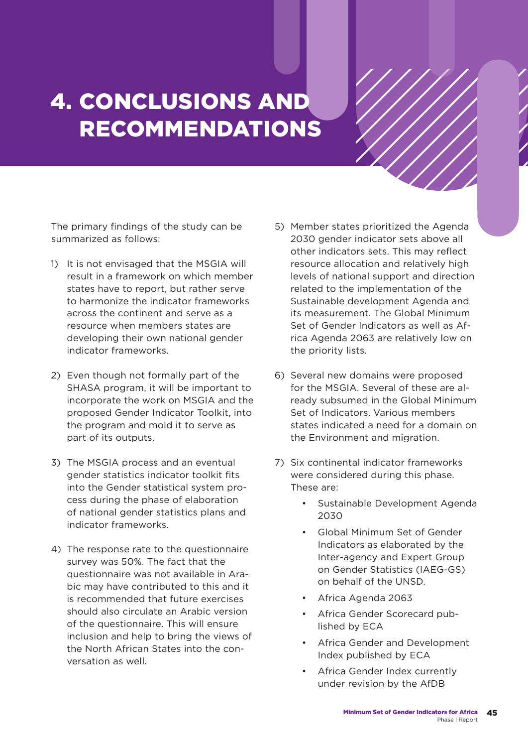# 4. CONCLUSIONS AND RECOMMENDATIONS

The primary findings of the study can be summarized as follows:

1) It is not envisaged that the MSGIA will result in a framework on which member states have to report, but rather serve to harmonize the indicator frameworks across the continent and serve as a resource when members states are developing their own national gender indicator frameworks.

2) Even though not formally part of the SHASA program, it will be important to incorporate the work on MSGIA and the proposed Gender Indicator Toolkit, into the program and mold it to serve as part of its outputs.

3) The MSGIA process and an eventual gender statistics indicator toolkit fits into the Gender statistical system process during the phase of elaboration of national gender statistics plans and indicator frameworks.

4) The response rate to the questionnaire survey was 50%. The fact that the questionnaire was not available in Arabic may have contributed to this and it is recommended that future exercises should also circulate an Arabic version of the questionnaire. This will ensure inclusion and help to bring the views of the North African States into the conversation as well.

5) Member states prioritized the Agenda 2030 gender indicator sets above all other indicators sets. This may reflect resource allocation and relatively high levels of national support and direction related to the implementation of the Sustainable development Agenda and its measurement. The Global Minimum Set of Gender Indicators as well as Africa Agenda 2063 are relatively low on the priority lists.

6) Several new domains were proposed for the MSGIA. Several of these are already subsumed in the Global Minimum Set of Indicators. Various members states indicated a need for a domain on the Environment and migration.

7) Six continental indicator frameworks were considered during this phase. These are:
   - Sustainable Development Agenda 2030
   - Global Minimum Set of Gender Indicators as elaborated by the Inter-agency and Expert Group on Gender Statistics (IAEG-GS) on behalf of the UNSD.
   - Africa Agenda 2063
   - Africa Gender Scorecard published by ECA
   - Africa Gender and Development Index published by ECA
   - Africa Gender Index currently under revision by the AfDB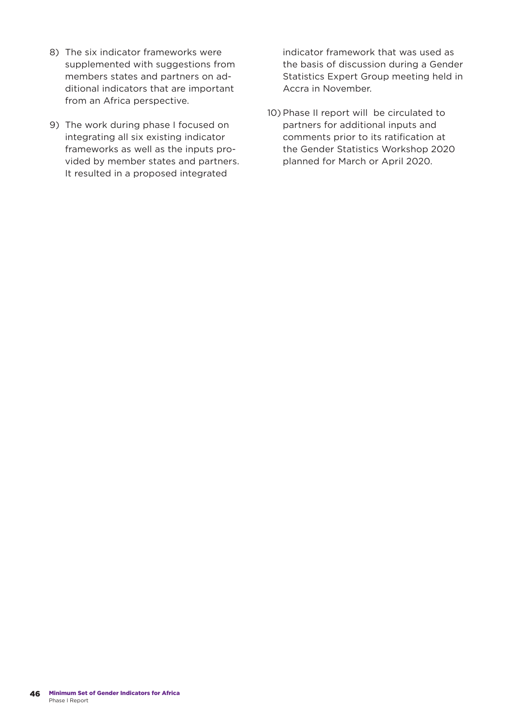8) The six indicator frameworks were supplemented with suggestions from members states and partners on additional indicators that are important from an Africa perspective.

9) The work during phase I focused on integrating all six existing indicator frameworks as well as the inputs provided by member states and partners. It resulted in a proposed integrated indicator framework that was used as the basis of discussion during a Gender Statistics Expert Group meeting held in Accra in November.

10) Phase II report will be circulated to partners for additional inputs and comments prior to its ratification at the Gender Statistics Workshop 2020 planned for March or April 2020.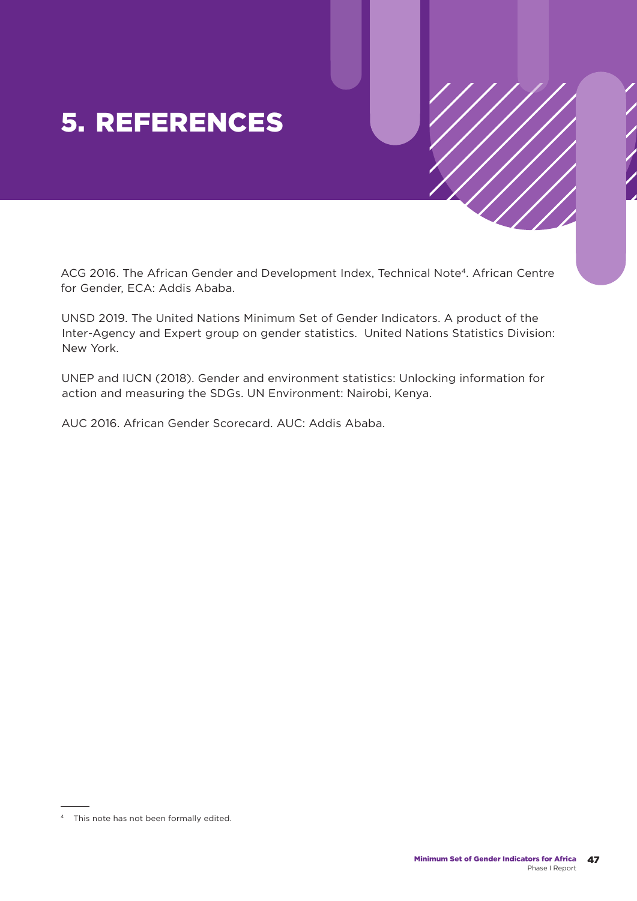# 5. REFERENCES

ACG 2016. The African Gender and Development Index, Technical Note[4]. African Centre for Gender, ECA: Addis Ababa.

UNSD 2019. The United Nations Minimum Set of Gender Indicators. A product of the Inter-Agency and Expert group on gender statistics. United Nations Statistics Division: New York.

UNEP and IUCN (2018). Gender and environment statistics: Unlocking information for action and measuring the SDGs. UN Environment: Nairobi, Kenya.

AUC 2016. African Gender Scorecard. AUC: Addis Ababa.

[4] This note has not been formally edited.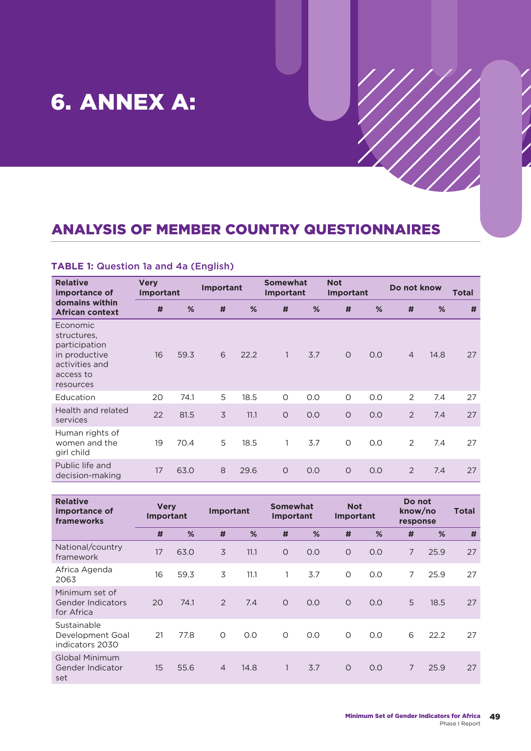# 6. ANNEX A:

## ANALYSIS OF MEMBER COUNTRY QUESTIONNAIRES

### TABLE 1: Question 1a and 4a (English)

| Relative importance of domains within African context | Very Important | | Important | | Somewhat Important | | Not Important | | Do not know | | Total |
|---|---|---|---|---|---|---|---|---|---|---|---|
| | # | % | # | % | # | % | # | % | # | % | # |
| Economic structures, participation in productive activities and access to resources | 16 | 59.3 | 6 | 22.2 | 1 | 3.7 | 0 | 0.0 | 4 | 14.8 | 27 |
| Education | 20 | 74.1 | 5 | 18.5 | 0 | 0.0 | 0 | 0.0 | 2 | 7.4 | 27 |
| Health and related services | 22 | 81.5 | 3 | 11.1 | 0 | 0.0 | 0 | 0.0 | 2 | 7.4 | 27 |
| Human rights of women and the girl child | 19 | 70.4 | 5 | 18.5 | 1 | 3.7 | 0 | 0.0 | 2 | 7.4 | 27 |
| Public life and decision-making | 17 | 63.0 | 8 | 29.6 | 0 | 0.0 | 0 | 0.0 | 2 | 7.4 | 27 |

| Relative importance of frameworks | Very Important | | Important | | Somewhat Important | | Not Important | | Do not know/no response | | Total |
|---|---|---|---|---|---|---|---|---|---|---|---|
| | # | % | # | % | # | % | # | % | # | % | # |
| National/country framework | 17 | 63.0 | 3 | 11.1 | 0 | 0.0 | 0 | 0.0 | 7 | 25.9 | 27 |
| Africa Agenda 2063 | 16 | 59.3 | 3 | 11.1 | 1 | 3.7 | 0 | 0.0 | 7 | 25.9 | 27 |
| Minimum set of Gender Indicators for Africa | 20 | 74.1 | 2 | 7.4 | 0 | 0.0 | 0 | 0.0 | 5 | 18.5 | 27 |
| Sustainable Development Goal indicators 2030 | 21 | 77.8 | 0 | 0.0 | 0 | 0.0 | 0 | 0.0 | 6 | 22.2 | 27 |
| Global Minimum Gender Indicator set | 15 | 55.6 | 4 | 14.8 | 1 | 3.7 | 0 | 0.0 | 7 | 25.9 | 27 |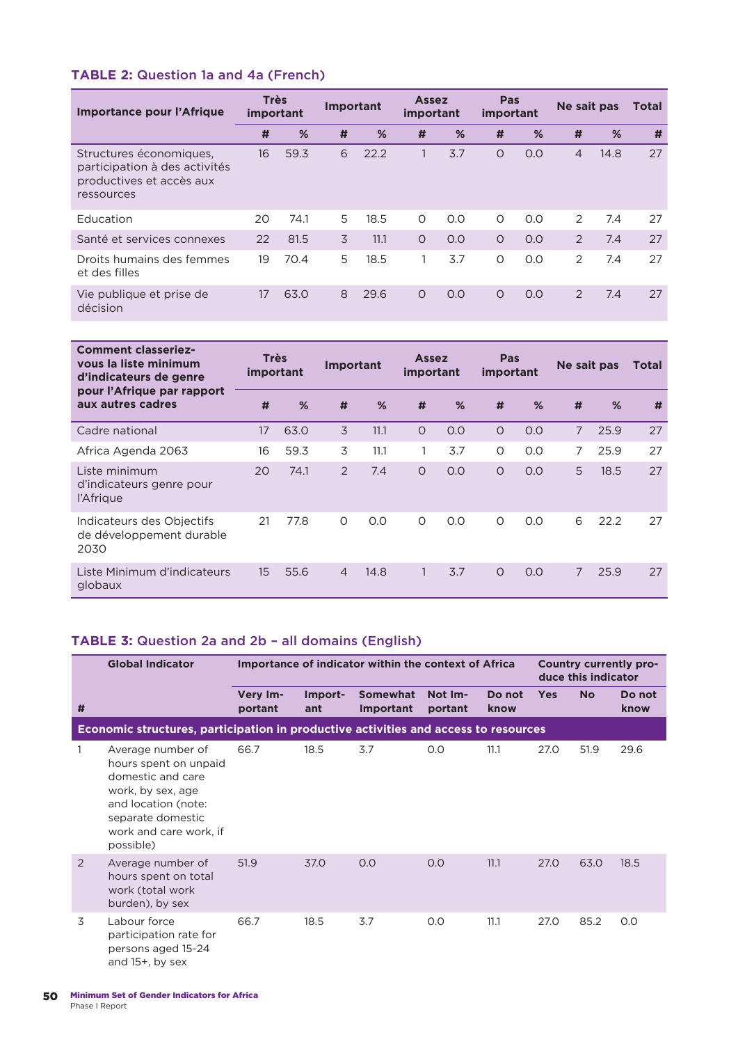### TABLE 2: Question 1a and 4a (French)

| Importance pour l'Afrique | Très important | | Important | | Assez important | | Pas important | | Ne sait pas | | Total |
|---|---|---|---|---|---|---|---|---|---|---|---|
| | # | % | # | % | # | % | # | % | # | % | # |
| Structures économiques, participation à des activités productives et accès aux ressources | 16 | 59.3 | 6 | 22.2 | 1 | 3.7 | 0 | 0.0 | 4 | 14.8 | 27 |
| Education | 20 | 74.1 | 5 | 18.5 | 0 | 0.0 | 0 | 0.0 | 2 | 7.4 | 27 |
| Santé et services connexes | 22 | 81.5 | 3 | 11.1 | 0 | 0.0 | 0 | 0.0 | 2 | 7.4 | 27 |
| Droits humains des femmes et des filles | 19 | 70.4 | 5 | 18.5 | 1 | 3.7 | 0 | 0.0 | 2 | 7.4 | 27 |
| Vie publique et prise de décision | 17 | 63.0 | 8 | 29.6 | 0 | 0.0 | 0 | 0.0 | 2 | 7.4 | 27 |

| Comment classeriez-vous la liste minimum d'indicateurs de genre pour l'Afrique par rapport aux autres cadres | Très important | | Important | | Assez important | | Pas important | | Ne sait pas | | Total |
|---|---|---|---|---|---|---|---|---|---|---|---|
| | # | % | # | % | # | % | # | % | # | % | # |
| Cadre national | 17 | 63.0 | 3 | 11.1 | 0 | 0.0 | 0 | 0.0 | 7 | 25.9 | 27 |
| Africa Agenda 2063 | 16 | 59.3 | 3 | 11.1 | 1 | 3.7 | 0 | 0.0 | 7 | 25.9 | 27 |
| Liste minimum d'indicateurs genre pour l'Afrique | 20 | 74.1 | 2 | 7.4 | 0 | 0.0 | 0 | 0.0 | 5 | 18.5 | 27 |
| Indicateurs des Objectifs de développement durable 2030 | 21 | 77.8 | 0 | 0.0 | 0 | 0.0 | 0 | 0.0 | 6 | 22.2 | 27 |
| Liste Minimum d'indicateurs globaux | 15 | 55.6 | 4 | 14.8 | 1 | 3.7 | 0 | 0.0 | 7 | 25.9 | 27 |

### TABLE 3: Question 2a and 2b – all domains (English)

| # | Global Indicator | Importance of indicator within the context of Africa | | | | | Country currently produce this indicator | | |
|---|---|---|---|---|---|---|---|---|---|
| | | Very Important | Important | Somewhat Important | Not Important | Do not know | Yes | No | Do not know |
| **Economic structures, participation in productive activities and access to resources** | | | | | | | | | |
| 1 | Average number of hours spent on unpaid domestic and care work, by sex, age and location (note: separate domestic work and care work, if possible) | 66.7 | 18.5 | 3.7 | 0.0 | 11.1 | 27.0 | 51.9 | 29.6 |
| 2 | Average number of hours spent on total work (total work burden), by sex | 51.9 | 37.0 | 0.0 | 0.0 | 11.1 | 27.0 | 63.0 | 18.5 |
| 3 | Labour force participation rate for persons aged 15-24 and 15+, by sex | 66.7 | 18.5 | 3.7 | 0.0 | 11.1 | 27.0 | 85.2 | 0.0 |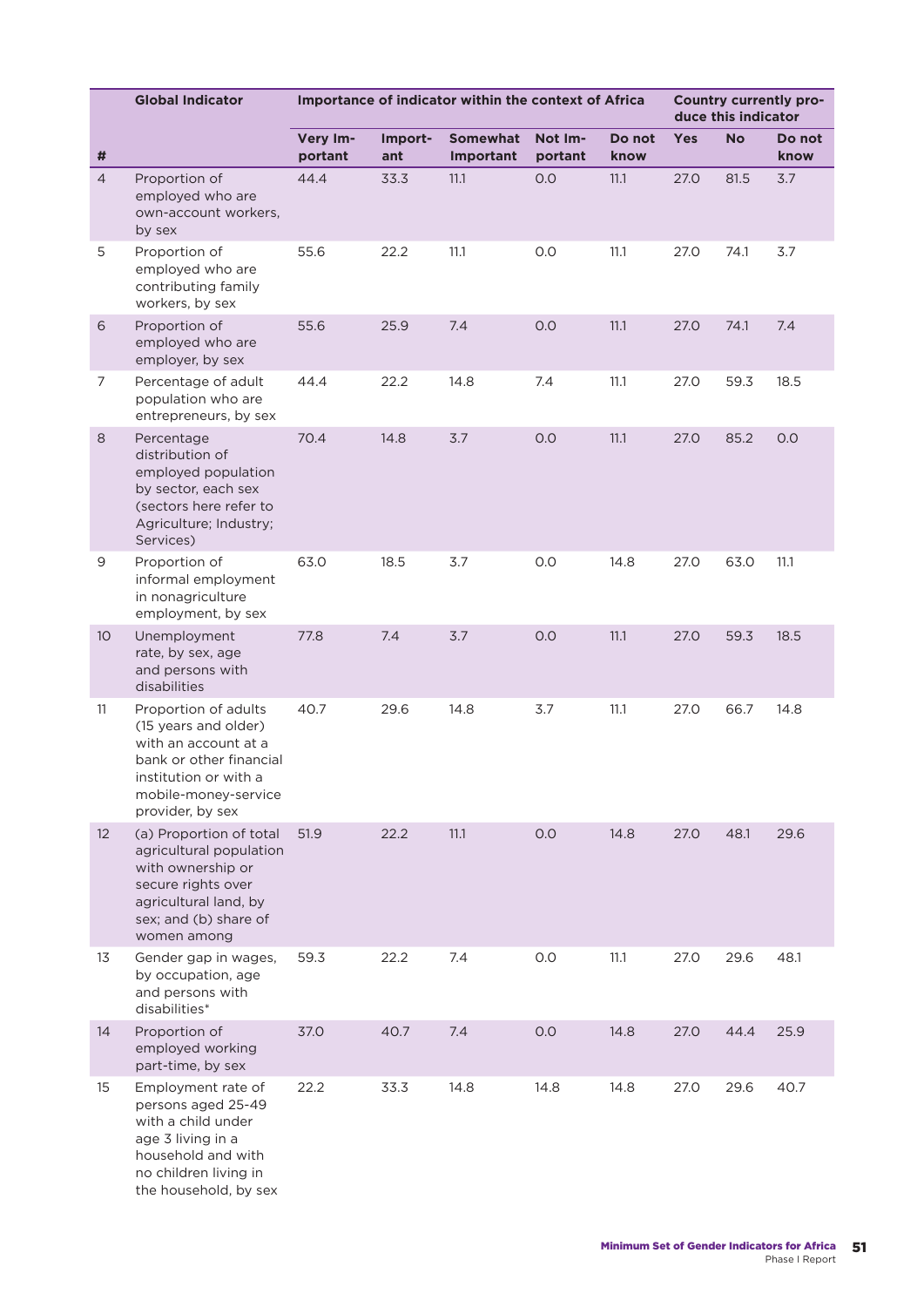| # | Global Indicator | Importance of indicator within the context of Africa | | | | | Country currently produce this indicator | | |
|---|---|---|---|---|---|---|---|---|---|
| | | Very Important | Important | Somewhat Important | Not Important | Do not know | Yes | No | Do not know |
| 4 | Proportion of employed who are own-account workers, by sex | 44.4 | 33.3 | 11.1 | 0.0 | 11.1 | 27.0 | 81.5 | 3.7 |
| 5 | Proportion of employed who are contributing family workers, by sex | 55.6 | 22.2 | 11.1 | 0.0 | 11.1 | 27.0 | 74.1 | 3.7 |
| 6 | Proportion of employed who are employer, by sex | 55.6 | 25.9 | 7.4 | 0.0 | 11.1 | 27.0 | 74.1 | 7.4 |
| 7 | Percentage of adult population who are entrepreneurs, by sex | 44.4 | 22.2 | 14.8 | 7.4 | 11.1 | 27.0 | 59.3 | 18.5 |
| 8 | Percentage distribution of employed population by sector, each sex (sectors here refer to Agriculture; Industry; Services) | 70.4 | 14.8 | 3.7 | 0.0 | 11.1 | 27.0 | 85.2 | 0.0 |
| 9 | Proportion of informal employment in nonagriculture employment, by sex | 63.0 | 18.5 | 3.7 | 0.0 | 14.8 | 27.0 | 63.0 | 11.1 |
| 10 | Unemployment rate, by sex, age and persons with disabilities | 77.8 | 7.4 | 3.7 | 0.0 | 11.1 | 27.0 | 59.3 | 18.5 |
| 11 | Proportion of adults (15 years and older) with an account at a bank or other financial institution or with a mobile-money-service provider, by sex | 40.7 | 29.6 | 14.8 | 3.7 | 11.1 | 27.0 | 66.7 | 14.8 |
| 12 | (a) Proportion of total agricultural population with ownership or secure rights over agricultural land, by sex; and (b) share of women among | 51.9 | 22.2 | 11.1 | 0.0 | 14.8 | 27.0 | 48.1 | 29.6 |
| 13 | Gender gap in wages, by occupation, age and persons with disabilities* | 59.3 | 22.2 | 7.4 | 0.0 | 11.1 | 27.0 | 29.6 | 48.1 |
| 14 | Proportion of employed working part-time, by sex | 37.0 | 40.7 | 7.4 | 0.0 | 14.8 | 27.0 | 44.4 | 25.9 |
| 15 | Employment rate of persons aged 25-49 with a child under age 3 living in a household and with no children living in the household, by sex | 22.2 | 33.3 | 14.8 | 14.8 | 14.8 | 27.0 | 29.6 | 40.7 |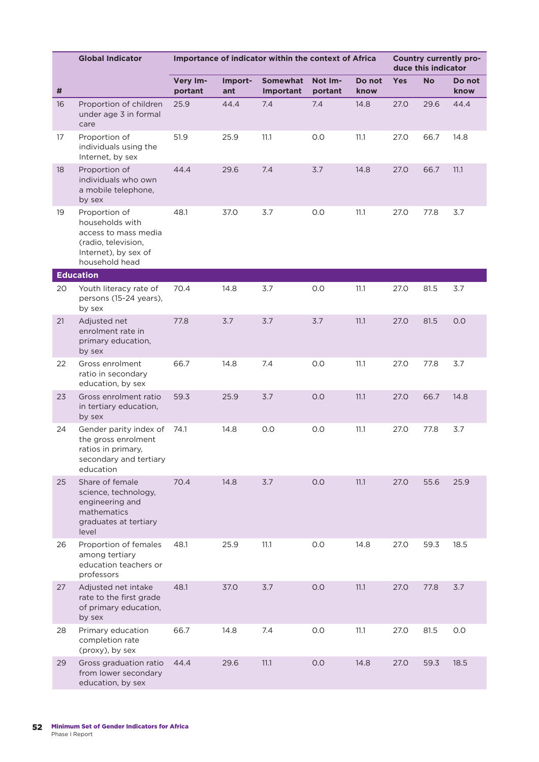| # | Global Indicator | Importance of indicator within the context of Africa | | | | | Country currently produce this indicator | | |
|---|---|---|---|---|---|---|---|---|---|
| | | Very Important | Important | Somewhat Important | Not Important | Do not know | Yes | No | Do not know |
| 16 | Proportion of children under age 3 in formal care | 25.9 | 44.4 | 7.4 | 7.4 | 14.8 | 27.0 | 29.6 | 44.4 |
| 17 | Proportion of individuals using the Internet, by sex | 51.9 | 25.9 | 11.1 | 0.0 | 11.1 | 27.0 | 66.7 | 14.8 |
| 18 | Proportion of individuals who own a mobile telephone, by sex | 44.4 | 29.6 | 7.4 | 3.7 | 14.8 | 27.0 | 66.7 | 11.1 |
| 19 | Proportion of households with access to mass media (radio, television, Internet), by sex of household head | 48.1 | 37.0 | 3.7 | 0.0 | 11.1 | 27.0 | 77.8 | 3.7 |
| **Education** | | | | | | | | | |
| 20 | Youth literacy rate of persons (15-24 years), by sex | 70.4 | 14.8 | 3.7 | 0.0 | 11.1 | 27.0 | 81.5 | 3.7 |
| 21 | Adjusted net enrolment rate in primary education, by sex | 77.8 | 3.7 | 3.7 | 3.7 | 11.1 | 27.0 | 81.5 | 0.0 |
| 22 | Gross enrolment ratio in secondary education, by sex | 66.7 | 14.8 | 7.4 | 0.0 | 11.1 | 27.0 | 77.8 | 3.7 |
| 23 | Gross enrolment ratio in tertiary education, by sex | 59.3 | 25.9 | 3.7 | 0.0 | 11.1 | 27.0 | 66.7 | 14.8 |
| 24 | Gender parity index of the gross enrolment ratios in primary, secondary and tertiary education | 74.1 | 14.8 | 0.0 | 0.0 | 11.1 | 27.0 | 77.8 | 3.7 |
| 25 | Share of female science, technology, engineering and mathematics graduates at tertiary level | 70.4 | 14.8 | 3.7 | 0.0 | 11.1 | 27.0 | 55.6 | 25.9 |
| 26 | Proportion of females among tertiary education teachers or professors | 48.1 | 25.9 | 11.1 | 0.0 | 14.8 | 27.0 | 59.3 | 18.5 |
| 27 | Adjusted net intake rate to the first grade of primary education, by sex | 48.1 | 37.0 | 3.7 | 0.0 | 11.1 | 27.0 | 77.8 | 3.7 |
| 28 | Primary education completion rate (proxy), by sex | 66.7 | 14.8 | 7.4 | 0.0 | 11.1 | 27.0 | 81.5 | 0.0 |
| 29 | Gross graduation ratio from lower secondary education, by sex | 44.4 | 29.6 | 11.1 | 0.0 | 14.8 | 27.0 | 59.3 | 18.5 |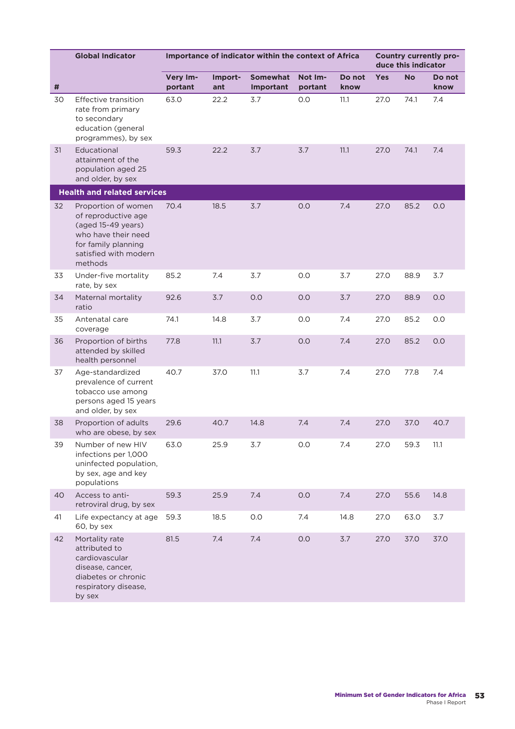| # | Global Indicator | Importance of indicator within the context of Africa | | | | | Country currently produce this indicator | | |
|---|---|---|---|---|---|---|---|---|---|
| | | Very Important | Important | Somewhat Important | Not Important | Do not know | Yes | No | Do not know |
| 30 | Effective transition rate from primary to secondary education (general programmes), by sex | 63.0 | 22.2 | 3.7 | 0.0 | 11.1 | 27.0 | 74.1 | 7.4 |
| 31 | Educational attainment of the population aged 25 and older, by sex | 59.3 | 22.2 | 3.7 | 3.7 | 11.1 | 27.0 | 74.1 | 7.4 |
| **Health and related services** | | | | | | | | | |
| 32 | Proportion of women of reproductive age (aged 15-49 years) who have their need for family planning satisfied with modern methods | 70.4 | 18.5 | 3.7 | 0.0 | 7.4 | 27.0 | 85.2 | 0.0 |
| 33 | Under-five mortality rate, by sex | 85.2 | 7.4 | 3.7 | 0.0 | 3.7 | 27.0 | 88.9 | 3.7 |
| 34 | Maternal mortality ratio | 92.6 | 3.7 | 0.0 | 0.0 | 3.7 | 27.0 | 88.9 | 0.0 |
| 35 | Antenatal care coverage | 74.1 | 14.8 | 3.7 | 0.0 | 7.4 | 27.0 | 85.2 | 0.0 |
| 36 | Proportion of births attended by skilled health personnel | 77.8 | 11.1 | 3.7 | 0.0 | 7.4 | 27.0 | 85.2 | 0.0 |
| 37 | Age-standardized prevalence of current tobacco use among persons aged 15 years and older, by sex | 40.7 | 37.0 | 11.1 | 3.7 | 7.4 | 27.0 | 77.8 | 7.4 |
| 38 | Proportion of adults who are obese, by sex | 29.6 | 40.7 | 14.8 | 7.4 | 7.4 | 27.0 | 37.0 | 40.7 |
| 39 | Number of new HIV infections per 1,000 uninfected population, by sex, age and key populations | 63.0 | 25.9 | 3.7 | 0.0 | 7.4 | 27.0 | 59.3 | 11.1 |
| 40 | Access to anti-retroviral drug, by sex | 59.3 | 25.9 | 7.4 | 0.0 | 7.4 | 27.0 | 55.6 | 14.8 |
| 41 | Life expectancy at age 60, by sex | 59.3 | 18.5 | 0.0 | 7.4 | 14.8 | 27.0 | 63.0 | 3.7 |
| 42 | Mortality rate attributed to cardiovascular disease, cancer, diabetes or chronic respiratory disease, by sex | 81.5 | 7.4 | 7.4 | 0.0 | 3.7 | 27.0 | 37.0 | 37.0 |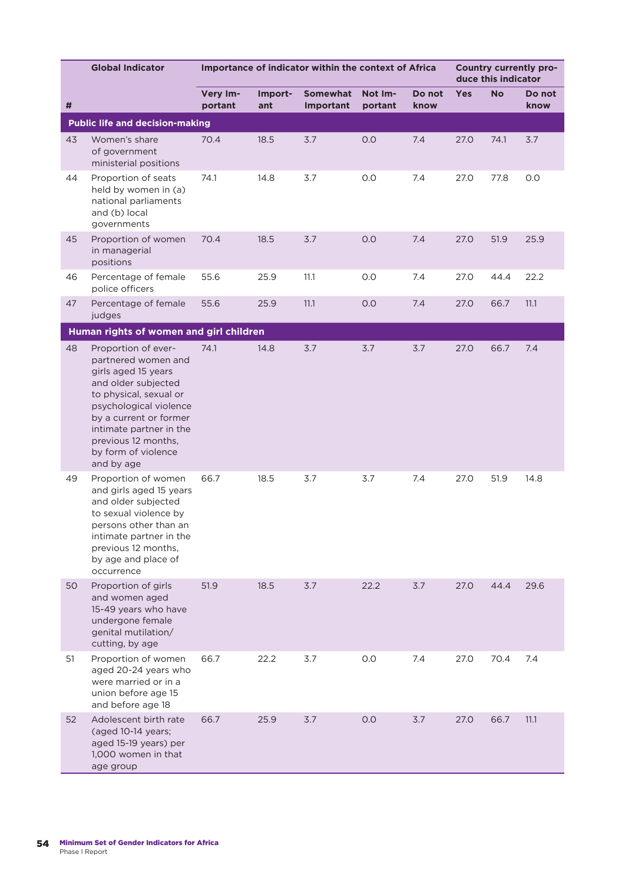| # | Global Indicator | Importance of indicator within the context of Africa | | | | | Country currently produce this indicator | | |
|---|---|---|---|---|---|---|---|---|---|
| | | Very Important | Important | Somewhat Important | Not Important | Do not know | Yes | No | Do not know |
| **Public life and decision-making** | | | | | | | | | |
| 43 | Women's share of government ministerial positions | 70.4 | 18.5 | 3.7 | 0.0 | 7.4 | 27.0 | 74.1 | 3.7 |
| 44 | Proportion of seats held by women in (a) national parliaments and (b) local governments | 74.1 | 14.8 | 3.7 | 0.0 | 7.4 | 27.0 | 77.8 | 0.0 |
| 45 | Proportion of women in managerial positions | 70.4 | 18.5 | 3.7 | 0.0 | 7.4 | 27.0 | 51.9 | 25.9 |
| 46 | Percentage of female police officers | 55.6 | 25.9 | 11.1 | 0.0 | 7.4 | 27.0 | 44.4 | 22.2 |
| 47 | Percentage of female judges | 55.6 | 25.9 | 11.1 | 0.0 | 7.4 | 27.0 | 66.7 | 11.1 |
| **Human rights of women and girl children** | | | | | | | | | |
| 48 | Proportion of ever-partnered women and girls aged 15 years and older subjected to physical, sexual or psychological violence by a current or former intimate partner in the previous 12 months, by form of violence and by age | 74.1 | 14.8 | 3.7 | 3.7 | 3.7 | 27.0 | 66.7 | 7.4 |
| 49 | Proportion of women and girls aged 15 years and older subjected to sexual violence by persons other than an intimate partner in the previous 12 months, by age and place of occurrence | 66.7 | 18.5 | 3.7 | 3.7 | 7.4 | 27.0 | 51.9 | 14.8 |
| 50 | Proportion of girls and women aged 15-49 years who have undergone female genital mutilation/cutting, by age | 51.9 | 18.5 | 3.7 | 22.2 | 3.7 | 27.0 | 44.4 | 29.6 |
| 51 | Proportion of women aged 20-24 years who were married or in a union before age 15 and before age 18 | 66.7 | 22.2 | 3.7 | 0.0 | 7.4 | 27.0 | 70.4 | 7.4 |
| 52 | Adolescent birth rate (aged 10-14 years; aged 15-19 years) per 1,000 women in that age group | 66.7 | 25.9 | 3.7 | 0.0 | 3.7 | 27.0 | 66.7 | 11.1 |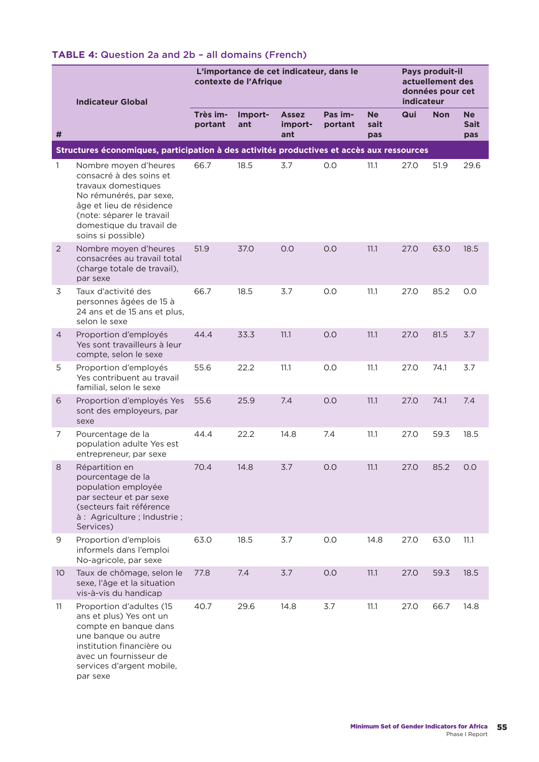**TABLE 4:** Question 2a and 2b – all domains (French)

| # | Indicateur Global | L'importance de cet indicateur, dans le contexte de l'Afrique | | | | | Pays produit-il actuellement des données pour cet indicateur | | |
|---|---|---|---|---|---|---|---|---|---|
| | | Très important | Important | Assez important | Pas important | Ne sait pas | Qui | Non | Ne Sait pas |
| **Structures économiques, participation à des activités productives et accès aux ressources** | | | | | | | | | |
| 1 | Nombre moyen d'heures consacré à des soins et travaux domestiques No rémunérés, par sexe, âge et lieu de résidence (note: séparer le travail domestique du travail de soins si possible) | 66.7 | 18.5 | 3.7 | 0.0 | 11.1 | 27.0 | 51.9 | 29.6 |
| 2 | Nombre moyen d'heures consacrées au travail total (charge totale de travail), par sexe | 51.9 | 37.0 | 0.0 | 0.0 | 11.1 | 27.0 | 63.0 | 18.5 |
| 3 | Taux d'activité des personnes âgées de 15 à 24 ans et de 15 ans et plus, selon le sexe | 66.7 | 18.5 | 3.7 | 0.0 | 11.1 | 27.0 | 85.2 | 0.0 |
| 4 | Proportion d'employés Yes sont travailleurs à leur compte, selon le sexe | 44.4 | 33.3 | 11.1 | 0.0 | 11.1 | 27.0 | 81.5 | 3.7 |
| 5 | Proportion d'employés Yes contribuent au travail familial, selon le sexe | 55.6 | 22.2 | 11.1 | 0.0 | 11.1 | 27.0 | 74.1 | 3.7 |
| 6 | Proportion d'employés Yes sont des employeurs, par sexe | 55.6 | 25.9 | 7.4 | 0.0 | 11.1 | 27.0 | 74.1 | 7.4 |
| 7 | Pourcentage de la population adulte Yes est entrepreneur, par sexe | 44.4 | 22.2 | 14.8 | 7.4 | 11.1 | 27.0 | 59.3 | 18.5 |
| 8 | Répartition en pourcentage de la population employée par secteur et par sexe (secteurs fait référence à : Agriculture ; Industrie ; Services) | 70.4 | 14.8 | 3.7 | 0.0 | 11.1 | 27.0 | 85.2 | 0.0 |
| 9 | Proportion d'emplois informels dans l'emploi No-agricole, par sexe | 63.0 | 18.5 | 3.7 | 0.0 | 14.8 | 27.0 | 63.0 | 11.1 |
| 10 | Taux de chômage, selon le sexe, l'âge et la situation vis-à-vis du handicap | 77.8 | 7.4 | 3.7 | 0.0 | 11.1 | 27.0 | 59.3 | 18.5 |
| 11 | Proportion d'adultes (15 ans et plus) Yes ont un compte en banque dans une banque ou autre institution financière ou avec un fournisseur de services d'argent mobile, par sexe | 40.7 | 29.6 | 14.8 | 3.7 | 11.1 | 27.0 | 66.7 | 14.8 |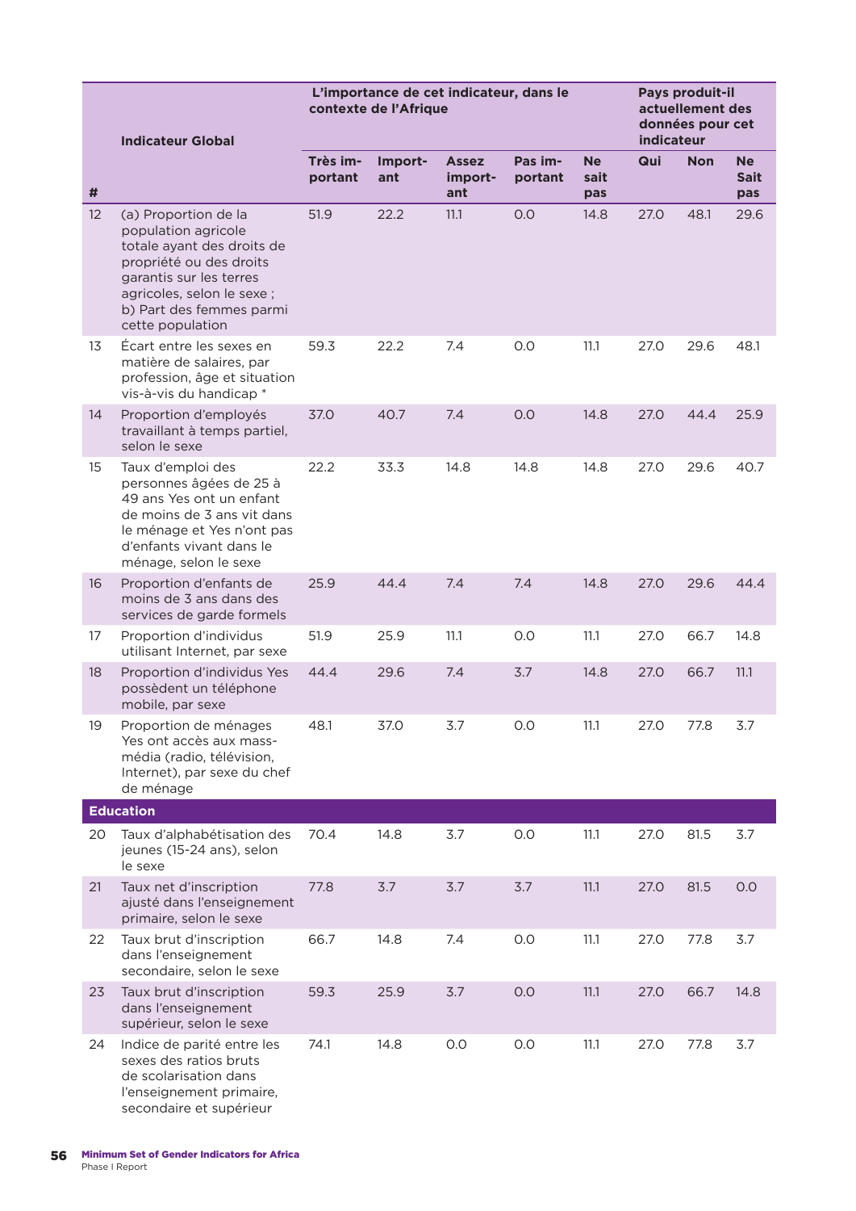| # | Indicateur Global | L'importance de cet indicateur, dans le contexte de l'Afrique | | | | | Pays produit-il actuellement des données pour cet indicateur | | |
|---|---|---|---|---|---|---|---|---|---|
| | | Très important | Important | Assez important | Pas important | Ne sait pas | Qui | Non | Ne Sait pas |
| 12 | (a) Proportion de la population agricole totale ayant des droits de propriété ou des droits garantis sur les terres agricoles, selon le sexe ; b) Part des femmes parmi cette population | 51.9 | 22.2 | 11.1 | 0.0 | 14.8 | 27.0 | 48.1 | 29.6 |
| 13 | Écart entre les sexes en matière de salaires, par profession, âge et situation vis-à-vis du handicap * | 59.3 | 22.2 | 7.4 | 0.0 | 11.1 | 27.0 | 29.6 | 48.1 |
| 14 | Proportion d'employés travaillant à temps partiel, selon le sexe | 37.0 | 40.7 | 7.4 | 0.0 | 14.8 | 27.0 | 44.4 | 25.9 |
| 15 | Taux d'emploi des personnes âgées de 25 à 49 ans Yes ont un enfant de moins de 3 ans vit dans le ménage et Yes n'ont pas d'enfants vivant dans le ménage, selon le sexe | 22.2 | 33.3 | 14.8 | 14.8 | 14.8 | 27.0 | 29.6 | 40.7 |
| 16 | Proportion d'enfants de moins de 3 ans dans des services de garde formels | 25.9 | 44.4 | 7.4 | 7.4 | 14.8 | 27.0 | 29.6 | 44.4 |
| 17 | Proportion d'individus utilisant Internet, par sexe | 51.9 | 25.9 | 11.1 | 0.0 | 11.1 | 27.0 | 66.7 | 14.8 |
| 18 | Proportion d'individus Yes possèdent un téléphone mobile, par sexe | 44.4 | 29.6 | 7.4 | 3.7 | 14.8 | 27.0 | 66.7 | 11.1 |
| 19 | Proportion de ménages Yes ont accès aux mass-média (radio, télévision, Internet), par sexe du chef de ménage | 48.1 | 37.0 | 3.7 | 0.0 | 11.1 | 27.0 | 77.8 | 3.7 |
| **Education** | | | | | | | | | |
| 20 | Taux d'alphabétisation des jeunes (15-24 ans), selon le sexe | 70.4 | 14.8 | 3.7 | 0.0 | 11.1 | 27.0 | 81.5 | 3.7 |
| 21 | Taux net d'inscription ajusté dans l'enseignement primaire, selon le sexe | 77.8 | 3.7 | 3.7 | 3.7 | 11.1 | 27.0 | 81.5 | 0.0 |
| 22 | Taux brut d'inscription dans l'enseignement secondaire, selon le sexe | 66.7 | 14.8 | 7.4 | 0.0 | 11.1 | 27.0 | 77.8 | 3.7 |
| 23 | Taux brut d'inscription dans l'enseignement supérieur, selon le sexe | 59.3 | 25.9 | 3.7 | 0.0 | 11.1 | 27.0 | 66.7 | 14.8 |
| 24 | Indice de parité entre les sexes des ratios bruts de scolarisation dans l'enseignement primaire, secondaire et supérieur | 74.1 | 14.8 | 0.0 | 0.0 | 11.1 | 27.0 | 77.8 | 3.7 |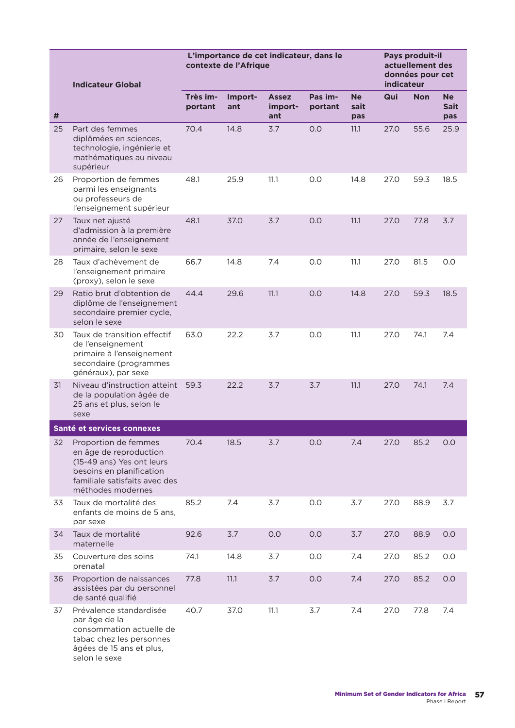| # | Indicateur Global | L'importance de cet indicateur, dans le contexte de l'Afrique | | | | | Pays produit-il actuellement des données pour cet indicateur | | |
|---|---|---|---|---|---|---|---|---|---|
| | | Très important | Important | Assez important | Pas important | Ne sait pas | Qui | Non | Ne Sait pas |
| 25 | Part des femmes diplômées en sciences, technologie, ingénierie et mathématiques au niveau supérieur | 70.4 | 14.8 | 3.7 | 0.0 | 11.1 | 27.0 | 55.6 | 25.9 |
| 26 | Proportion de femmes parmi les enseignants ou professeurs de l'enseignement supérieur | 48.1 | 25.9 | 11.1 | 0.0 | 14.8 | 27.0 | 59.3 | 18.5 |
| 27 | Taux net ajusté d'admission à la première année de l'enseignement primaire, selon le sexe | 48.1 | 37.0 | 3.7 | 0.0 | 11.1 | 27.0 | 77.8 | 3.7 |
| 28 | Taux d'achèvement de l'enseignement primaire (proxy), selon le sexe | 66.7 | 14.8 | 7.4 | 0.0 | 11.1 | 27.0 | 81.5 | 0.0 |
| 29 | Ratio brut d'obtention de diplôme de l'enseignement secondaire premier cycle, selon le sexe | 44.4 | 29.6 | 11.1 | 0.0 | 14.8 | 27.0 | 59.3 | 18.5 |
| 30 | Taux de transition effectif de l'enseignement primaire à l'enseignement secondaire (programmes généraux), par sexe | 63.0 | 22.2 | 3.7 | 0.0 | 11.1 | 27.0 | 74.1 | 7.4 |
| 31 | Niveau d'instruction atteint de la population âgée de 25 ans et plus, selon le sexe | 59.3 | 22.2 | 3.7 | 3.7 | 11.1 | 27.0 | 74.1 | 7.4 |
| **Santé et services connexes** | | | | | | | | | |
| 32 | Proportion de femmes en âge de reproduction (15-49 ans) Yes ont leurs besoins en planification familiale satisfaits avec des méthodes modernes | 70.4 | 18.5 | 3.7 | 0.0 | 7.4 | 27.0 | 85.2 | 0.0 |
| 33 | Taux de mortalité des enfants de moins de 5 ans, par sexe | 85.2 | 7.4 | 3.7 | 0.0 | 3.7 | 27.0 | 88.9 | 3.7 |
| 34 | Taux de mortalité maternelle | 92.6 | 3.7 | 0.0 | 0.0 | 3.7 | 27.0 | 88.9 | 0.0 |
| 35 | Couverture des soins prenatal | 74.1 | 14.8 | 3.7 | 0.0 | 7.4 | 27.0 | 85.2 | 0.0 |
| 36 | Proportion de naissances assistées par du personnel de santé qualifié | 77.8 | 11.1 | 3.7 | 0.0 | 7.4 | 27.0 | 85.2 | 0.0 |
| 37 | Prévalence standardisée par âge de la consommation actuelle de tabac chez les personnes âgées de 15 ans et plus, selon le sexe | 40.7 | 37.0 | 11.1 | 3.7 | 7.4 | 27.0 | 77.8 | 7.4 |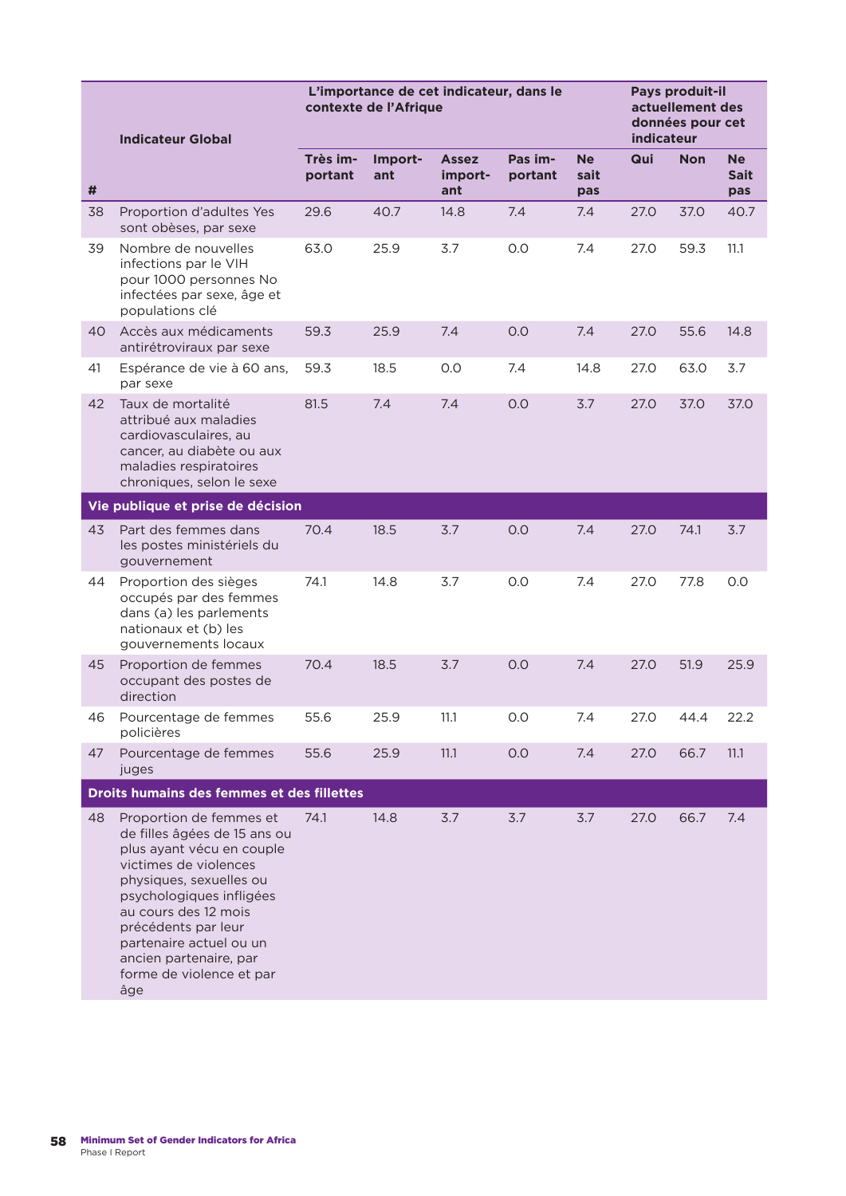| # | Indicateur Global | L'importance de cet indicateur, dans le contexte de l'Afrique | | | | | Pays produit-il actuellement des données pour cet indicateur | | |
|---|---|---|---|---|---|---|---|---|---|
| | | Très important | Important | Assez important | Pas important | Ne sait pas | Qui | Non | Ne Sait pas |
| 38 | Proportion d'adultes Yes sont obèses, par sexe | 29.6 | 40.7 | 14.8 | 7.4 | 7.4 | 27.0 | 37.0 | 40.7 |
| 39 | Nombre de nouvelles infections par le VIH pour 1000 personnes No infectées par sexe, âge et populations clé | 63.0 | 25.9 | 3.7 | 0.0 | 7.4 | 27.0 | 59.3 | 11.1 |
| 40 | Accès aux médicaments antirétroviraux par sexe | 59.3 | 25.9 | 7.4 | 0.0 | 7.4 | 27.0 | 55.6 | 14.8 |
| 41 | Espérance de vie à 60 ans, par sexe | 59.3 | 18.5 | 0.0 | 7.4 | 14.8 | 27.0 | 63.0 | 3.7 |
| 42 | Taux de mortalité attribué aux maladies cardiovasculaires, au cancer, au diabète ou aux maladies respiratoires chroniques, selon le sexe | 81.5 | 7.4 | 7.4 | 0.0 | 3.7 | 27.0 | 37.0 | 37.0 |
| **Vie publique et prise de décision** | | | | | | | | | |
| 43 | Part des femmes dans les postes ministériels du gouvernement | 70.4 | 18.5 | 3.7 | 0.0 | 7.4 | 27.0 | 74.1 | 3.7 |
| 44 | Proportion des sièges occupés par des femmes dans (a) les parlements nationaux et (b) les gouvernements locaux | 74.1 | 14.8 | 3.7 | 0.0 | 7.4 | 27.0 | 77.8 | 0.0 |
| 45 | Proportion de femmes occupant des postes de direction | 70.4 | 18.5 | 3.7 | 0.0 | 7.4 | 27.0 | 51.9 | 25.9 |
| 46 | Pourcentage de femmes policières | 55.6 | 25.9 | 11.1 | 0.0 | 7.4 | 27.0 | 44.4 | 22.2 |
| 47 | Pourcentage de femmes juges | 55.6 | 25.9 | 11.1 | 0.0 | 7.4 | 27.0 | 66.7 | 11.1 |
| **Droits humains des femmes et des fillettes** | | | | | | | | | |
| 48 | Proportion de femmes et de filles âgées de 15 ans ou plus ayant vécu en couple victimes de violences physiques, sexuelles ou psychologiques infligées au cours des 12 mois précédents par leur partenaire actuel ou un ancien partenaire, par forme de violence et par âge | 74.1 | 14.8 | 3.7 | 3.7 | 3.7 | 27.0 | 66.7 | 7.4 |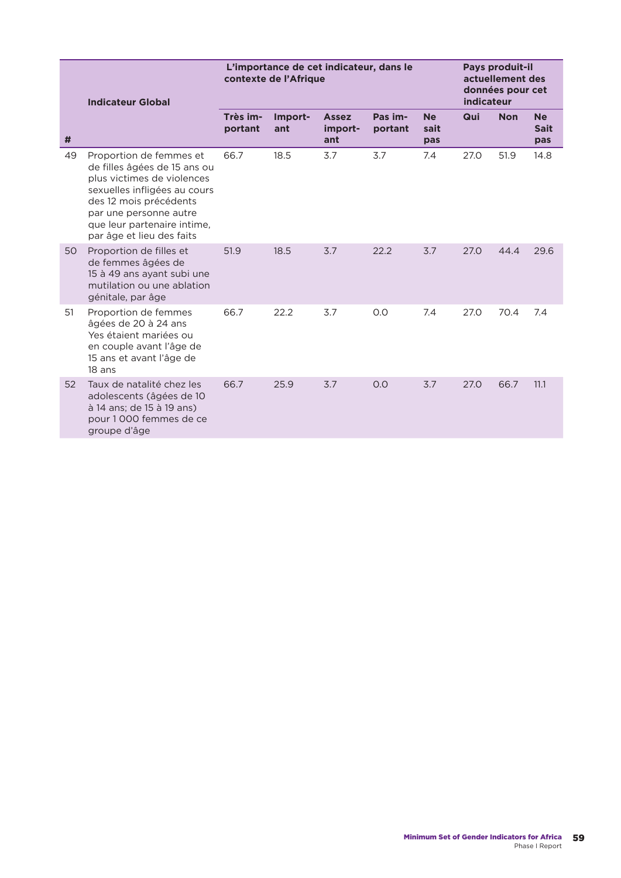| # | Indicateur Global | L'importance de cet indicateur, dans le contexte de l'Afrique | | | | | Pays produit-il actuellement des données pour cet indicateur | | |
|---|---|---|---|---|---|---|---|---|---|
| | | Très important | Important | Assez important | Pas important | Ne sait pas | Qui | Non | Ne Sait pas |
| 49 | Proportion de femmes et de filles âgées de 15 ans ou plus victimes de violences sexuelles infligées au cours des 12 mois précédents par une personne autre que leur partenaire intime, par âge et lieu des faits | 66.7 | 18.5 | 3.7 | 3.7 | 7.4 | 27.0 | 51.9 | 14.8 |
| 50 | Proportion de filles et de femmes âgées de 15 à 49 ans ayant subi une mutilation ou une ablation génitale, par âge | 51.9 | 18.5 | 3.7 | 22.2 | 3.7 | 27.0 | 44.4 | 29.6 |
| 51 | Proportion de femmes âgées de 20 à 24 ans Yes étaient mariées ou en couple avant l'âge de 15 ans et avant l'âge de 18 ans | 66.7 | 22.2 | 3.7 | 0.0 | 7.4 | 27.0 | 70.4 | 7.4 |
| 52 | Taux de natalité chez les adolescents (âgées de 10 à 14 ans; de 15 à 19 ans) pour 1 000 femmes de ce groupe d'âge | 66.7 | 25.9 | 3.7 | 0.0 | 3.7 | 27.0 | 66.7 | 11.1 |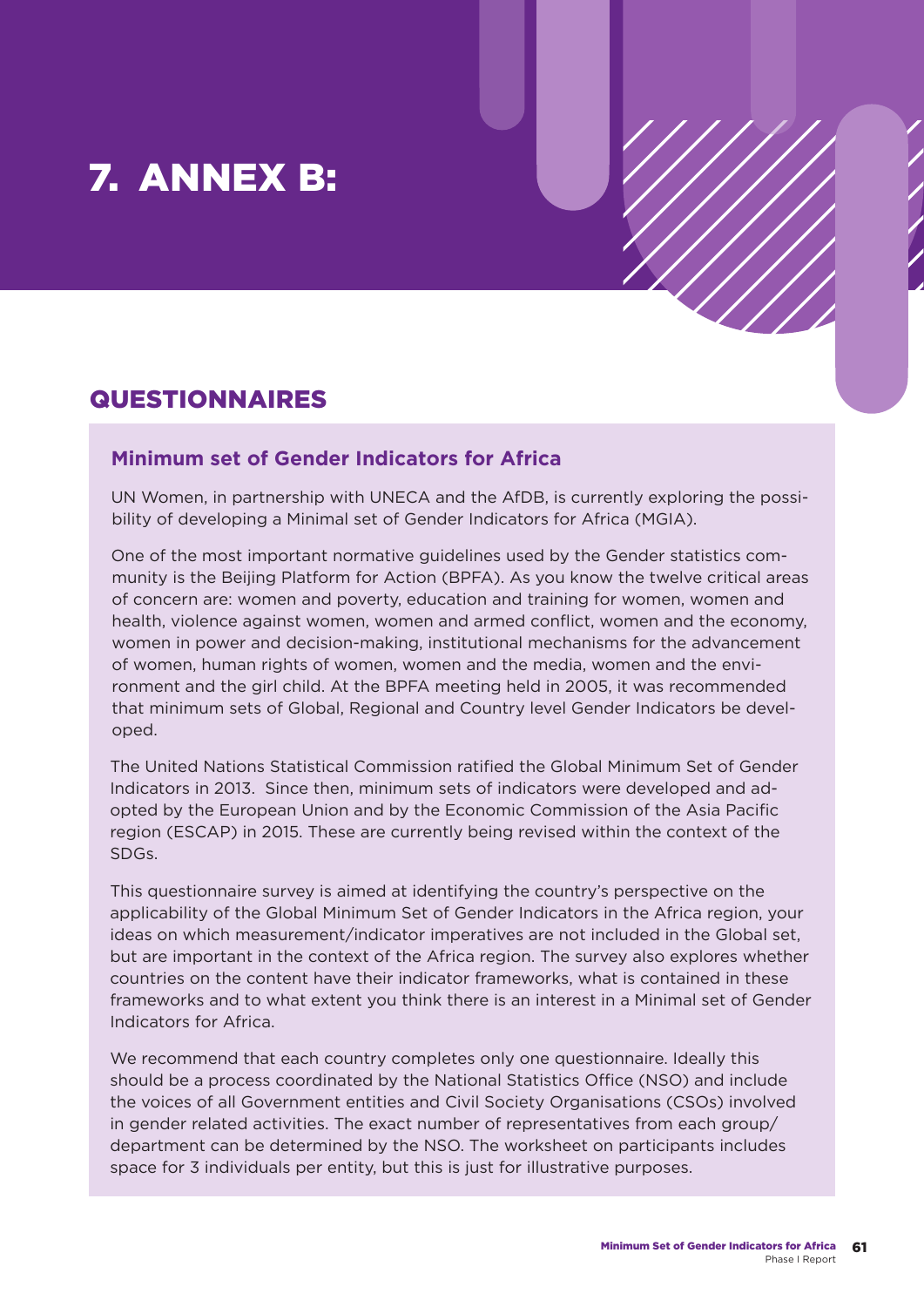# 7. ANNEX B:

## QUESTIONNAIRES

### Minimum set of Gender Indicators for Africa

UN Women, in partnership with UNECA and the AfDB, is currently exploring the possibility of developing a Minimal set of Gender Indicators for Africa (MGIA).

One of the most important normative guidelines used by the Gender statistics community is the Beijing Platform for Action (BPFA). As you know the twelve critical areas of concern are: women and poverty, education and training for women, women and health, violence against women, women and armed conflict, women and the economy, women in power and decision-making, institutional mechanisms for the advancement of women, human rights of women, women and the media, women and the environment and the girl child. At the BPFA meeting held in 2005, it was recommended that minimum sets of Global, Regional and Country level Gender Indicators be developed.

The United Nations Statistical Commission ratified the Global Minimum Set of Gender Indicators in 2013. Since then, minimum sets of indicators were developed and adopted by the European Union and by the Economic Commission of the Asia Pacific region (ESCAP) in 2015. These are currently being revised within the context of the SDGs.

This questionnaire survey is aimed at identifying the country's perspective on the applicability of the Global Minimum Set of Gender Indicators in the Africa region, your ideas on which measurement/indicator imperatives are not included in the Global set, but are important in the context of the Africa region. The survey also explores whether countries on the content have their indicator frameworks, what is contained in these frameworks and to what extent you think there is an interest in a Minimal set of Gender Indicators for Africa.

We recommend that each country completes only one questionnaire. Ideally this should be a process coordinated by the National Statistics Office (NSO) and include the voices of all Government entities and Civil Society Organisations (CSOs) involved in gender related activities. The exact number of representatives from each group/department can be determined by the NSO. The worksheet on participants includes space for 3 individuals per entity, but this is just for illustrative purposes.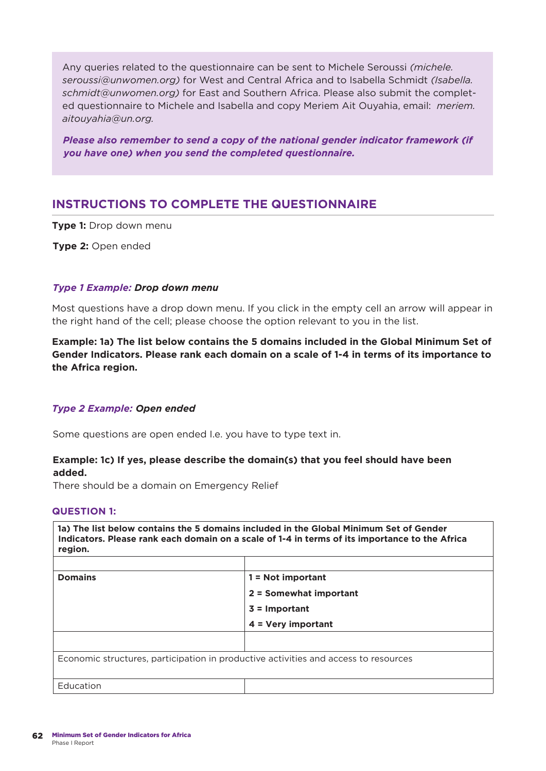Any queries related to the questionnaire can be sent to Michele Seroussi *(michele.seroussi@unwomen.org)* for West and Central Africa and to Isabella Schmidt *(Isabella.schmidt@unwomen.org)* for East and Southern Africa. Please also submit the completed questionnaire to Michele and Isabella and copy Meriem Ait Ouyahia, email: *meriem.aitouyahia@un.org.*

***Please also remember to send a copy of the national gender indicator framework (if you have one) when you send the completed questionnaire.***

## INSTRUCTIONS TO COMPLETE THE QUESTIONNAIRE

**Type 1:** Drop down menu

**Type 2:** Open ended

### *Type 1 Example: Drop down menu*

Most questions have a drop down menu. If you click in the empty cell an arrow will appear in the right hand of the cell; please choose the option relevant to you in the list.

**Example: 1a) The list below contains the 5 domains included in the Global Minimum Set of Gender Indicators. Please rank each domain on a scale of 1-4 in terms of its importance to the Africa region.**

### *Type 2 Example: Open ended*

Some questions are open ended I.e. you have to type text in.

**Example: 1c) If yes, please describe the domain(s) that you feel should have been added.**
There should be a domain on Emergency Relief

### QUESTION 1:

| **1a) The list below contains the 5 domains included in the Global Minimum Set of Gender Indicators. Please rank each domain on a scale of 1-4 in terms of its importance to the Africa region.** | |
|---|---|
| | |
| **Domains** | **1 = Not important**<br>**2 = Somewhat important**<br>**3 = Important**<br>**4 = Very important** |
| | |
| Economic structures, participation in productive activities and access to resources | |
| Education | |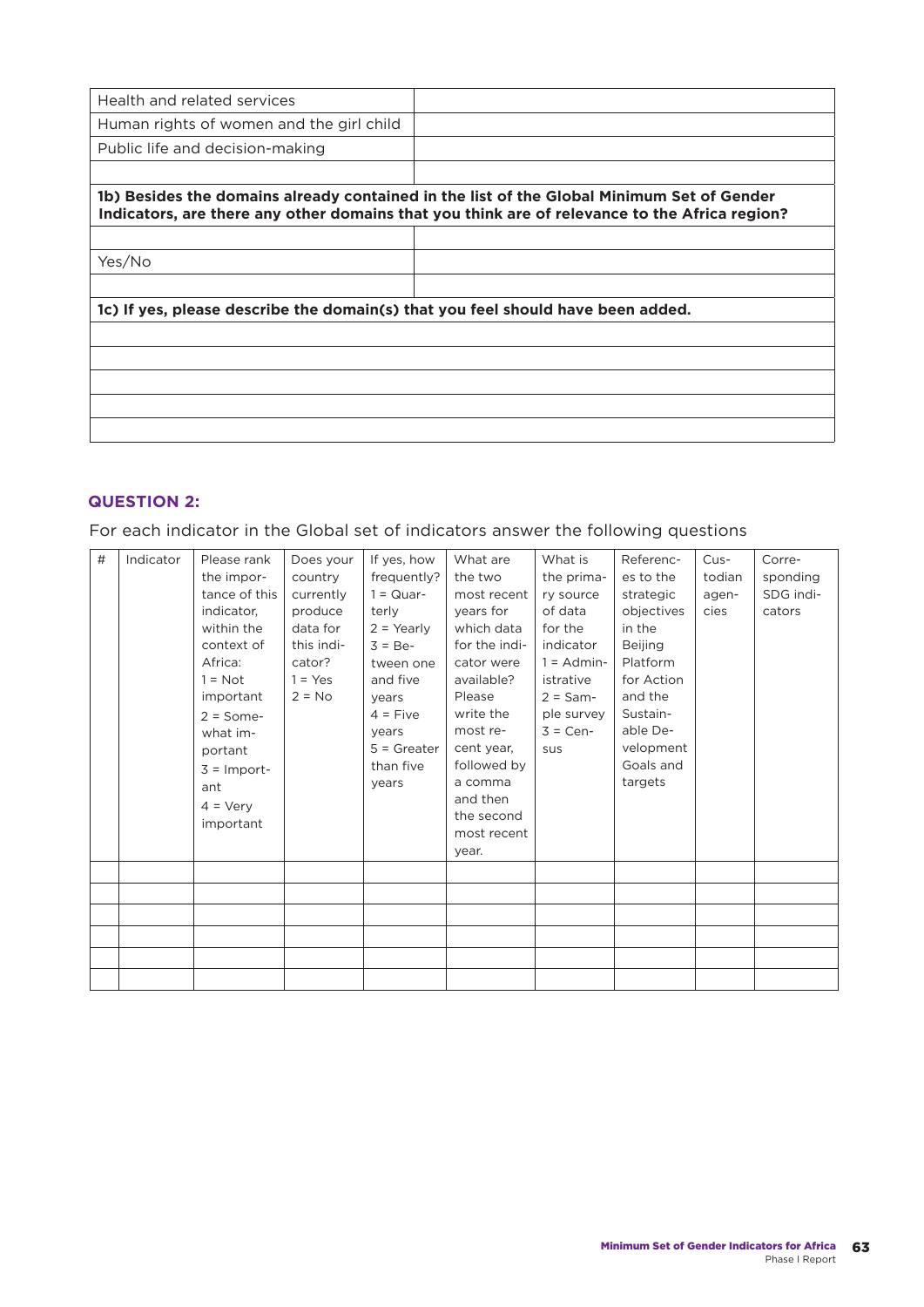| | |
|---|---|
| Health and related services | |
| Human rights of women and the girl child | |
| Public life and decision-making | |
| | |
| **1b) Besides the domains already contained in the list of the Global Minimum Set of Gender Indicators, are there any other domains that you think are of relevance to the Africa region?** | |
| | |
| Yes/No | |
| | |
| **1c) If yes, please describe the domain(s) that you feel should have been added.** | |
| | |
| | |
| | |
| | |
| | |

### QUESTION 2:

For each indicator in the Global set of indicators answer the following questions

| # | Indicator | Please rank the importance of this indicator, within the context of Africa: 1 = Not important 2 = Somewhat important 3 = Important 4 = Very important | Does your country currently produce data for this indicator? 1 = Yes 2 = No | If yes, how frequently? 1 = Quarterly 2 = Yearly 3 = Between one and five years 4 = Five years 5 = Greater than five years | What are the two most recent years for which data for the indicator were available? Please write the most recent year, followed by a comma and then the second most recent year. | What is the primary source of data for the indicator 1 = Administrative 2 = Sample survey 3 = Census | References to the strategic objectives in the Beijing Platform for Action and the Sustainable Development Goals and targets | Custodian agencies | Corresponding SDG indicators |
|---|---|---|---|---|---|---|---|---|---|
| | | | | | | | | | |
| | | | | | | | | | |
| | | | | | | | | | |
| | | | | | | | | | |
| | | | | | | | | | |
| | | | | | | | | | |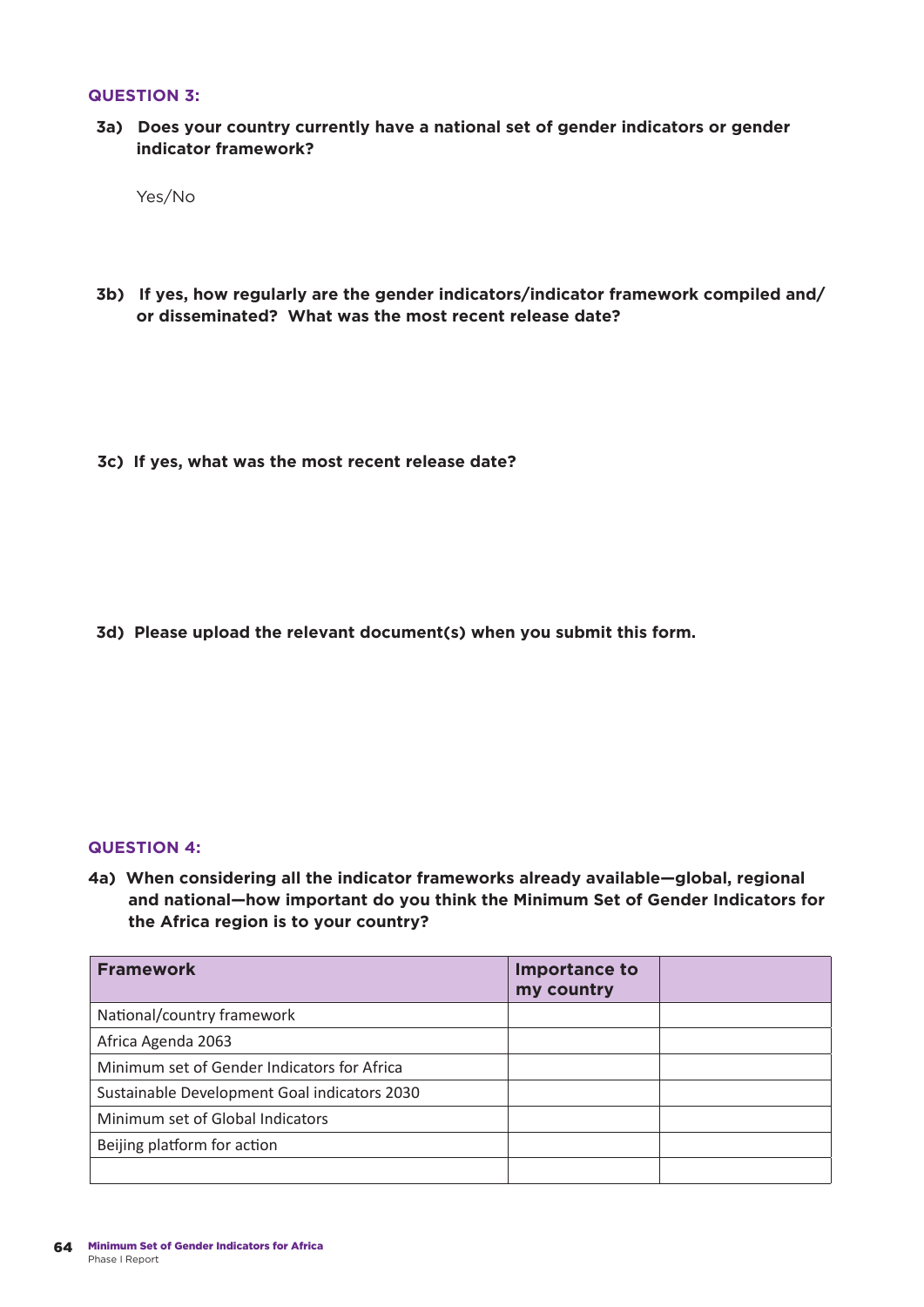### QUESTION 3:

**3a) Does your country currently have a national set of gender indicators or gender indicator framework?**

Yes/No

**3b) If yes, how regularly are the gender indicators/indicator framework compiled and/or disseminated? What was the most recent release date?**

**3c) If yes, what was the most recent release date?**

**3d) Please upload the relevant document(s) when you submit this form.**

### QUESTION 4:

**4a) When considering all the indicator frameworks already available—global, regional and national—how important do you think the Minimum Set of Gender Indicators for the Africa region is to your country?**

| Framework | Importance to my country | |
|---|---|---|
| National/country framework | | |
| Africa Agenda 2063 | | |
| Minimum set of Gender Indicators for Africa | | |
| Sustainable Development Goal indicators 2030 | | |
| Minimum set of Global Indicators | | |
| Beijing platform for action | | |
| | | |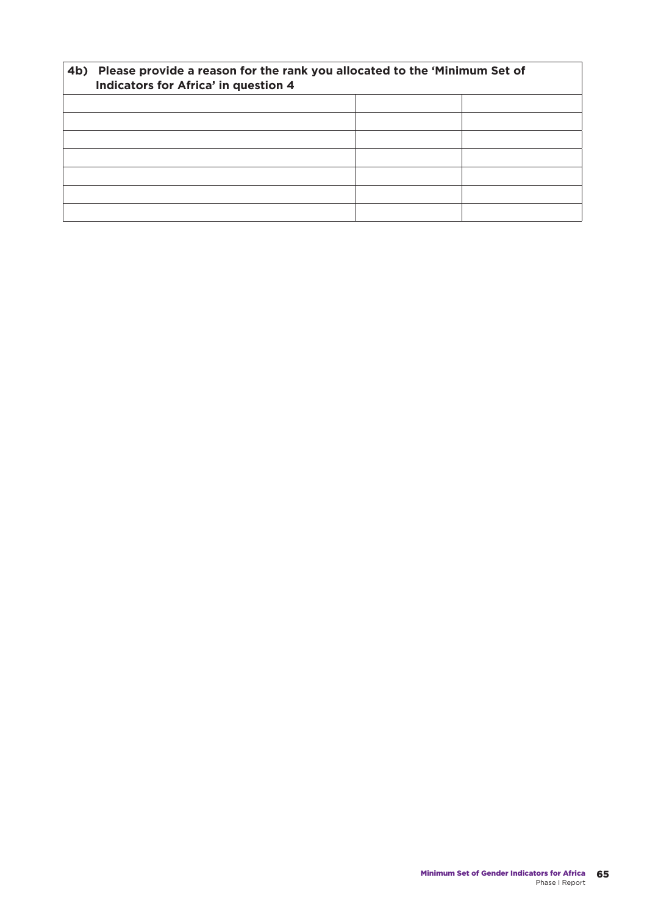**4b) Please provide a reason for the rank you allocated to the 'Minimum Set of Indicators for Africa' in question 4**

| | | |
|---|---|---|
| | | |
| | | |
| | | |
| | | |
| | | |
| | | |
| | | |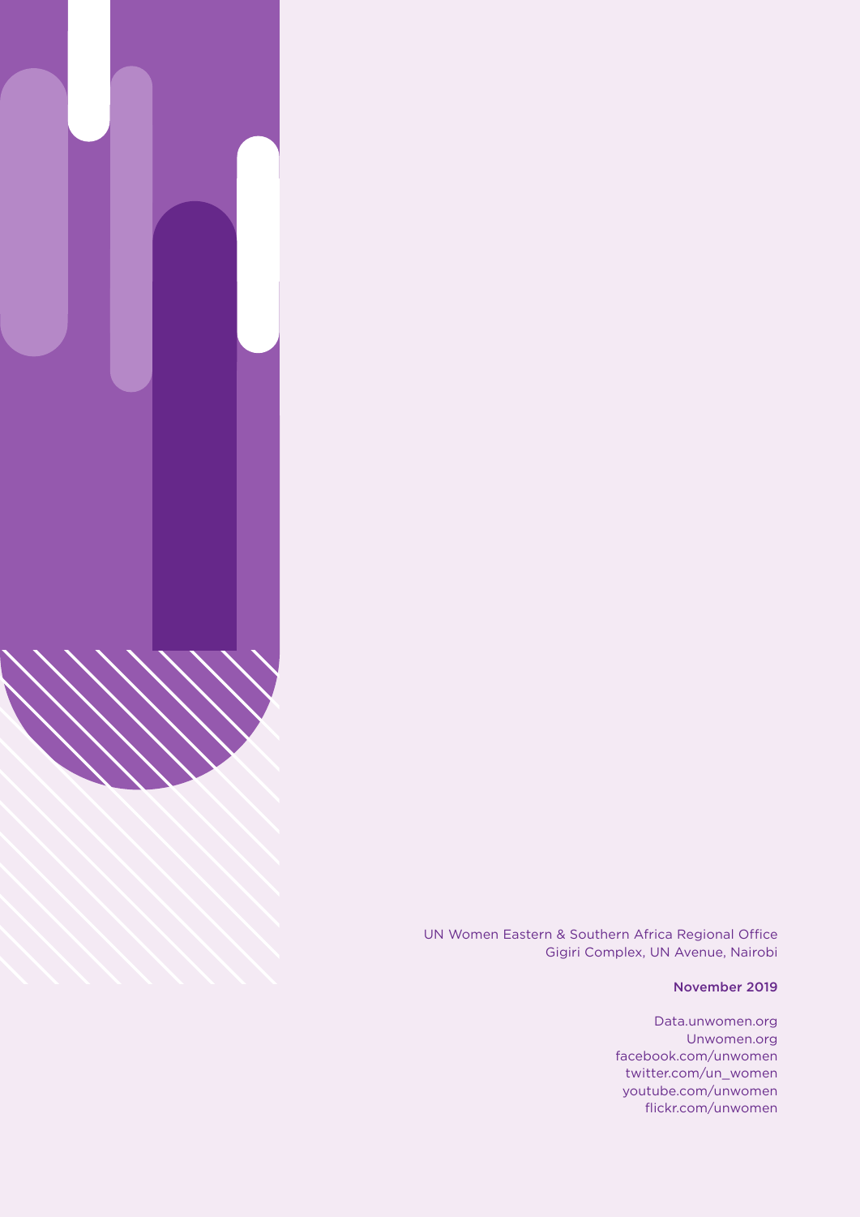UN Women Eastern & Southern Africa Regional Office
Gigiri Complex, UN Avenue, Nairobi

November 2019

Data.unwomen.org
Unwomen.org
facebook.com/unwomen
twitter.com/un_women
youtube.com/unwomen
flickr.com/unwomen